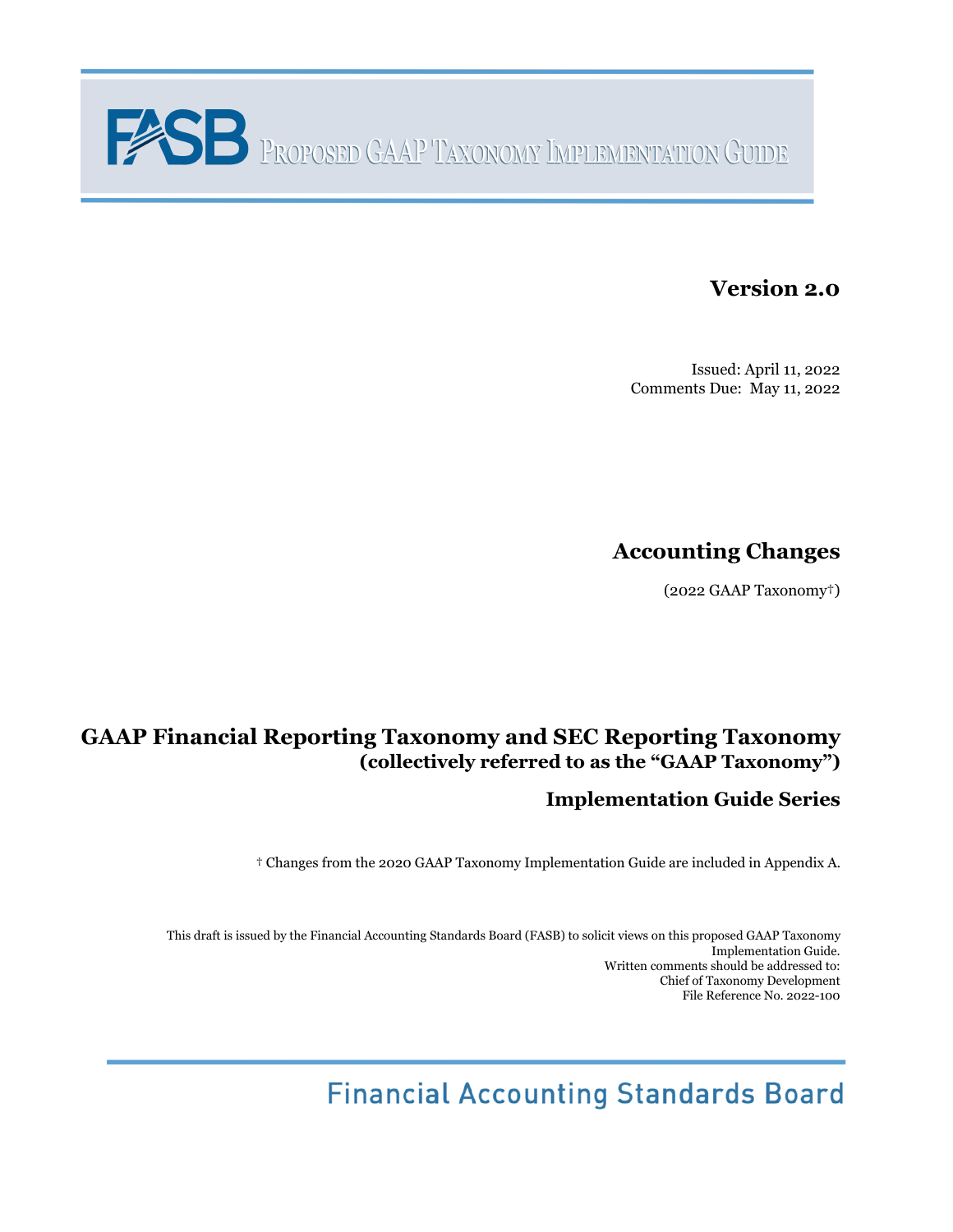# FASB Proposed GAAP Taxonomy Implementation Guide

**Version 2.0**

Issued: April 11, 2022
Comments Due: May 11, 2022

## Accounting Changes

(2022 GAAP Taxonomy†)

## GAAP Financial Reporting Taxonomy and SEC Reporting Taxonomy
**(collectively referred to as the "GAAP Taxonomy")**

### Implementation Guide Series

† Changes from the 2020 GAAP Taxonomy Implementation Guide are included in Appendix A.

This draft is issued by the Financial Accounting Standards Board (FASB) to solicit views on this proposed GAAP Taxonomy Implementation Guide.
Written comments should be addressed to:
Chief of Taxonomy Development
File Reference No. 2022-100

Financial Accounting Standards Board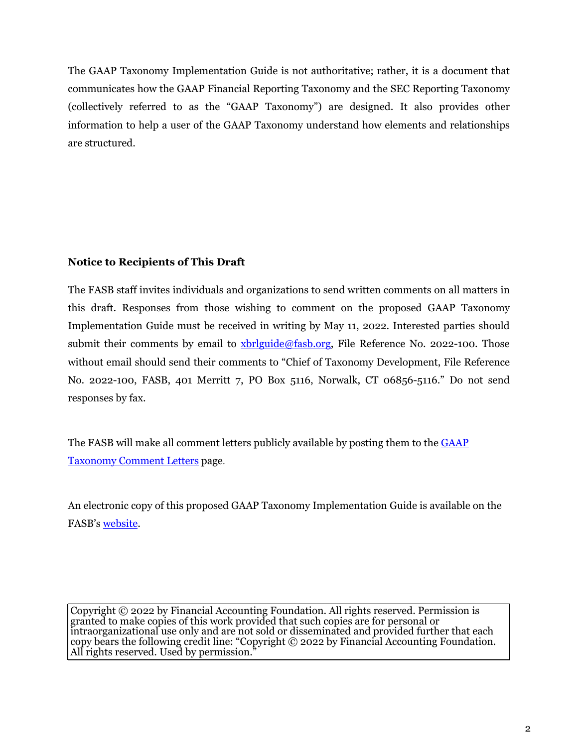The GAAP Taxonomy Implementation Guide is not authoritative; rather, it is a document that communicates how the GAAP Financial Reporting Taxonomy and the SEC Reporting Taxonomy (collectively referred to as the "GAAP Taxonomy") are designed. It also provides other information to help a user of the GAAP Taxonomy understand how elements and relationships are structured.

**Notice to Recipients of This Draft**

The FASB staff invites individuals and organizations to send written comments on all matters in this draft. Responses from those wishing to comment on the proposed GAAP Taxonomy Implementation Guide must be received in writing by May 11, 2022. Interested parties should submit their comments by email to xbrlguide@fasb.org, File Reference No. 2022-100. Those without email should send their comments to "Chief of Taxonomy Development, File Reference No. 2022-100, FASB, 401 Merritt 7, PO Box 5116, Norwalk, CT 06856-5116." Do not send responses by fax.

The FASB will make all comment letters publicly available by posting them to the GAAP Taxonomy Comment Letters page.

An electronic copy of this proposed GAAP Taxonomy Implementation Guide is available on the FASB's website.

Copyright © 2022 by Financial Accounting Foundation. All rights reserved. Permission is granted to make copies of this work provided that such copies are for personal or intraorganizational use only and are not sold or disseminated and provided further that each copy bears the following credit line: "Copyright © 2022 by Financial Accounting Foundation. All rights reserved. Used by permission."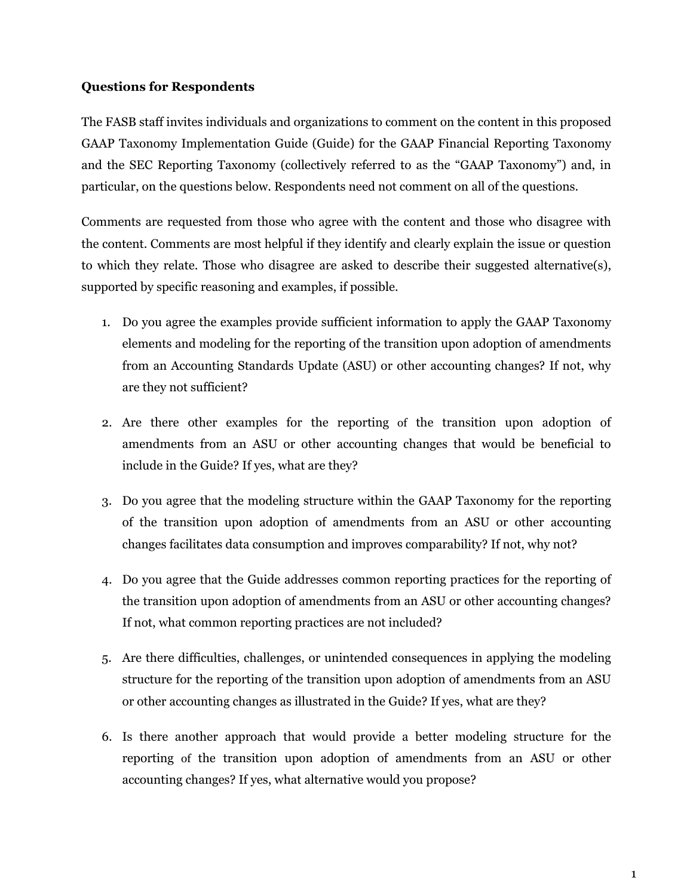**Questions for Respondents**

The FASB staff invites individuals and organizations to comment on the content in this proposed GAAP Taxonomy Implementation Guide (Guide) for the GAAP Financial Reporting Taxonomy and the SEC Reporting Taxonomy (collectively referred to as the "GAAP Taxonomy") and, in particular, on the questions below. Respondents need not comment on all of the questions.

Comments are requested from those who agree with the content and those who disagree with the content. Comments are most helpful if they identify and clearly explain the issue or question to which they relate. Those who disagree are asked to describe their suggested alternative(s), supported by specific reasoning and examples, if possible.

1. Do you agree the examples provide sufficient information to apply the GAAP Taxonomy elements and modeling for the reporting of the transition upon adoption of amendments from an Accounting Standards Update (ASU) or other accounting changes? If not, why are they not sufficient?

2. Are there other examples for the reporting of the transition upon adoption of amendments from an ASU or other accounting changes that would be beneficial to include in the Guide? If yes, what are they?

3. Do you agree that the modeling structure within the GAAP Taxonomy for the reporting of the transition upon adoption of amendments from an ASU or other accounting changes facilitates data consumption and improves comparability? If not, why not?

4. Do you agree that the Guide addresses common reporting practices for the reporting of the transition upon adoption of amendments from an ASU or other accounting changes? If not, what common reporting practices are not included?

5. Are there difficulties, challenges, or unintended consequences in applying the modeling structure for the reporting of the transition upon adoption of amendments from an ASU or other accounting changes as illustrated in the Guide? If yes, what are they?

6. Is there another approach that would provide a better modeling structure for the reporting of the transition upon adoption of amendments from an ASU or other accounting changes? If yes, what alternative would you propose?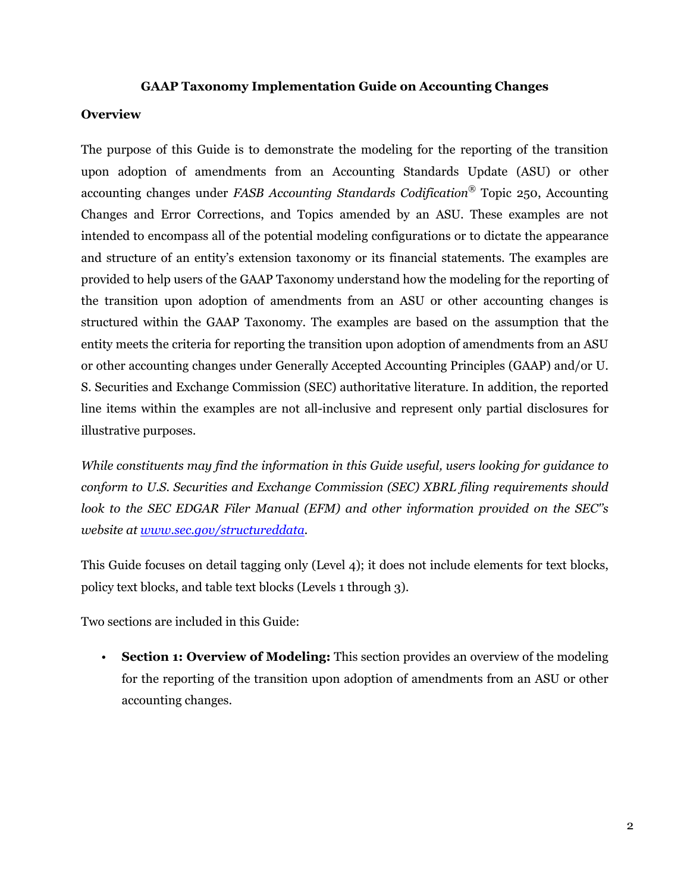# GAAP Taxonomy Implementation Guide on Accounting Changes

## Overview

The purpose of this Guide is to demonstrate the modeling for the reporting of the transition upon adoption of amendments from an Accounting Standards Update (ASU) or other accounting changes under *FASB Accounting Standards Codification*® Topic 250, Accounting Changes and Error Corrections, and Topics amended by an ASU. These examples are not intended to encompass all of the potential modeling configurations or to dictate the appearance and structure of an entity's extension taxonomy or its financial statements. The examples are provided to help users of the GAAP Taxonomy understand how the modeling for the reporting of the transition upon adoption of amendments from an ASU or other accounting changes is structured within the GAAP Taxonomy. The examples are based on the assumption that the entity meets the criteria for reporting the transition upon adoption of amendments from an ASU or other accounting changes under Generally Accepted Accounting Principles (GAAP) and/or U. S. Securities and Exchange Commission (SEC) authoritative literature. In addition, the reported line items within the examples are not all-inclusive and represent only partial disclosures for illustrative purposes.

*While constituents may find the information in this Guide useful, users looking for guidance to conform to U.S. Securities and Exchange Commission (SEC) XBRL filing requirements should look to the SEC EDGAR Filer Manual (EFM) and other information provided on the SEC"s website at [www.sec.gov/structureddata](www.sec.gov/structureddata).*

This Guide focuses on detail tagging only (Level 4); it does not include elements for text blocks, policy text blocks, and table text blocks (Levels 1 through 3).

Two sections are included in this Guide:

- **Section 1: Overview of Modeling:** This section provides an overview of the modeling for the reporting of the transition upon adoption of amendments from an ASU or other accounting changes.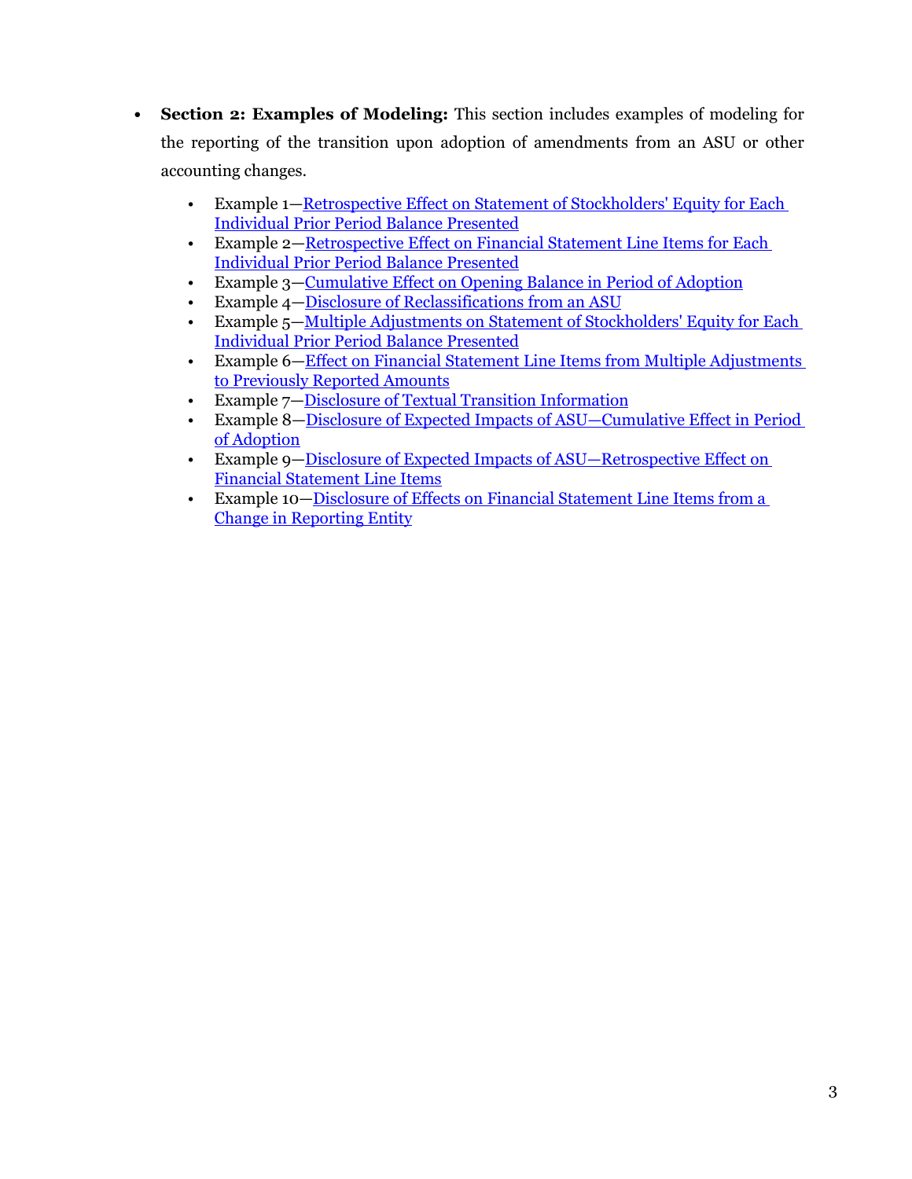- **Section 2: Examples of Modeling:** This section includes examples of modeling for the reporting of the transition upon adoption of amendments from an ASU or other accounting changes.
  - Example 1—Retrospective Effect on Statement of Stockholders' Equity for Each Individual Prior Period Balance Presented
  - Example 2—Retrospective Effect on Financial Statement Line Items for Each Individual Prior Period Balance Presented
  - Example 3—Cumulative Effect on Opening Balance in Period of Adoption
  - Example 4—Disclosure of Reclassifications from an ASU
  - Example 5—Multiple Adjustments on Statement of Stockholders' Equity for Each Individual Prior Period Balance Presented
  - Example 6—Effect on Financial Statement Line Items from Multiple Adjustments to Previously Reported Amounts
  - Example 7—Disclosure of Textual Transition Information
  - Example 8—Disclosure of Expected Impacts of ASU—Cumulative Effect in Period of Adoption
  - Example 9—Disclosure of Expected Impacts of ASU—Retrospective Effect on Financial Statement Line Items
  - Example 10—Disclosure of Effects on Financial Statement Line Items from a Change in Reporting Entity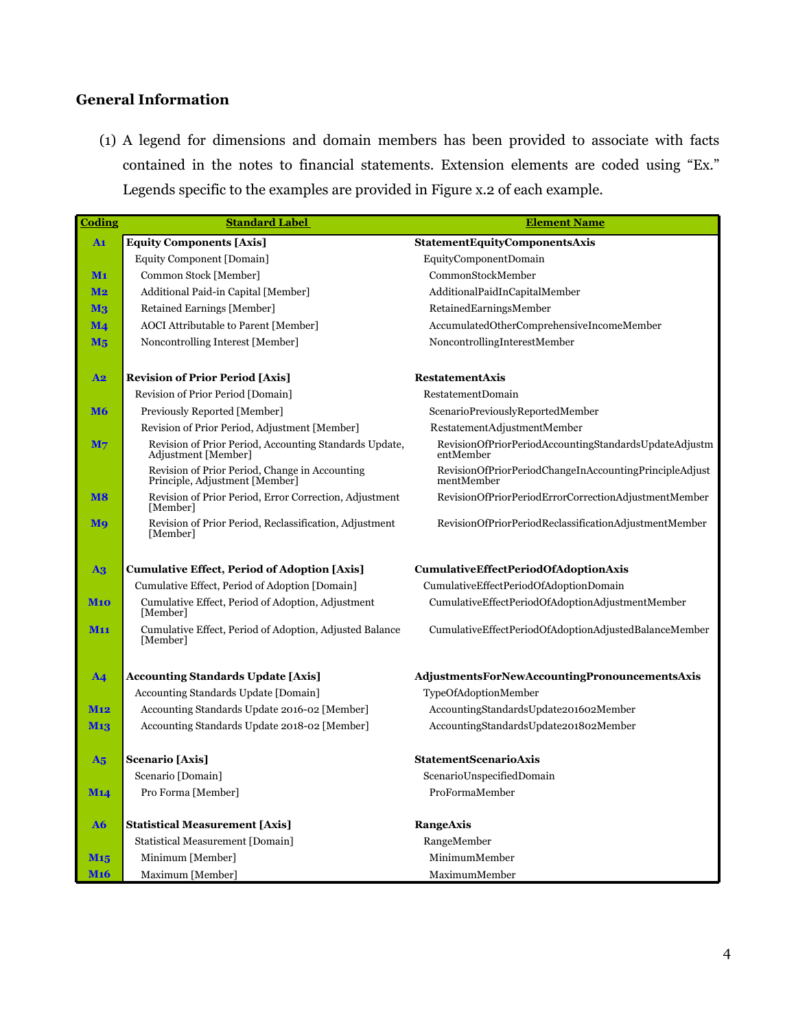## General Information

(1) A legend for dimensions and domain members has been provided to associate with facts contained in the notes to financial statements. Extension elements are coded using "Ex." Legends specific to the examples are provided in Figure x.2 of each example.

| Coding | Standard Label | Element Name |
|---|---|---|
| A1 | **Equity Components [Axis]** | **StatementEquityComponentsAxis** |
| | Equity Component [Domain] | EquityComponentDomain |
| M1 | Common Stock [Member] | CommonStockMember |
| M2 | Additional Paid-in Capital [Member] | AdditionalPaidInCapitalMember |
| M3 | Retained Earnings [Member] | RetainedEarningsMember |
| M4 | AOCI Attributable to Parent [Member] | AccumulatedOtherComprehensiveIncomeMember |
| M5 | Noncontrolling Interest [Member] | NoncontrollingInterestMember |
| | | |
| A2 | **Revision of Prior Period [Axis]** | **RestatementAxis** |
| | Revision of Prior Period [Domain] | RestatementDomain |
| M6 | Previously Reported [Member] | ScenarioPreviouslyReportedMember |
| | Revision of Prior Period, Adjustment [Member] | RestatementAdjustmentMember |
| M7 | Revision of Prior Period, Accounting Standards Update, Adjustment [Member] | RevisionOfPriorPeriodAccountingStandardsUpdateAdjustmentMember |
| | Revision of Prior Period, Change in Accounting Principle, Adjustment [Member] | RevisionOfPriorPeriodChangeInAccountingPrincipleAdjustmentMember |
| M8 | Revision of Prior Period, Error Correction, Adjustment [Member] | RevisionOfPriorPeriodErrorCorrectionAdjustmentMember |
| M9 | Revision of Prior Period, Reclassification, Adjustment [Member] | RevisionOfPriorPeriodReclassificationAdjustmentMember |
| | | |
| A3 | **Cumulative Effect, Period of Adoption [Axis]** | **CumulativeEffectPeriodOfAdoptionAxis** |
| | Cumulative Effect, Period of Adoption [Domain] | CumulativeEffectPeriodOfAdoptionDomain |
| M10 | Cumulative Effect, Period of Adoption, Adjustment [Member] | CumulativeEffectPeriodOfAdoptionAdjustmentMember |
| M11 | Cumulative Effect, Period of Adoption, Adjusted Balance [Member] | CumulativeEffectPeriodOfAdoptionAdjustedBalanceMember |
| | | |
| A4 | **Accounting Standards Update [Axis]** | **AdjustmentsForNewAccountingPronouncementsAxis** |
| | Accounting Standards Update [Domain] | TypeOfAdoptionMember |
| M12 | Accounting Standards Update 2016-02 [Member] | AccountingStandardsUpdate201602Member |
| M13 | Accounting Standards Update 2018-02 [Member] | AccountingStandardsUpdate201802Member |
| | | |
| A5 | **Scenario [Axis]** | **StatementScenarioAxis** |
| | Scenario [Domain] | ScenarioUnspecifiedDomain |
| M14 | Pro Forma [Member] | ProFormaMember |
| | | |
| A6 | **Statistical Measurement [Axis]** | **RangeAxis** |
| | Statistical Measurement [Domain] | RangeMember |
| M15 | Minimum [Member] | MinimumMember |
| M16 | Maximum [Member] | MaximumMember |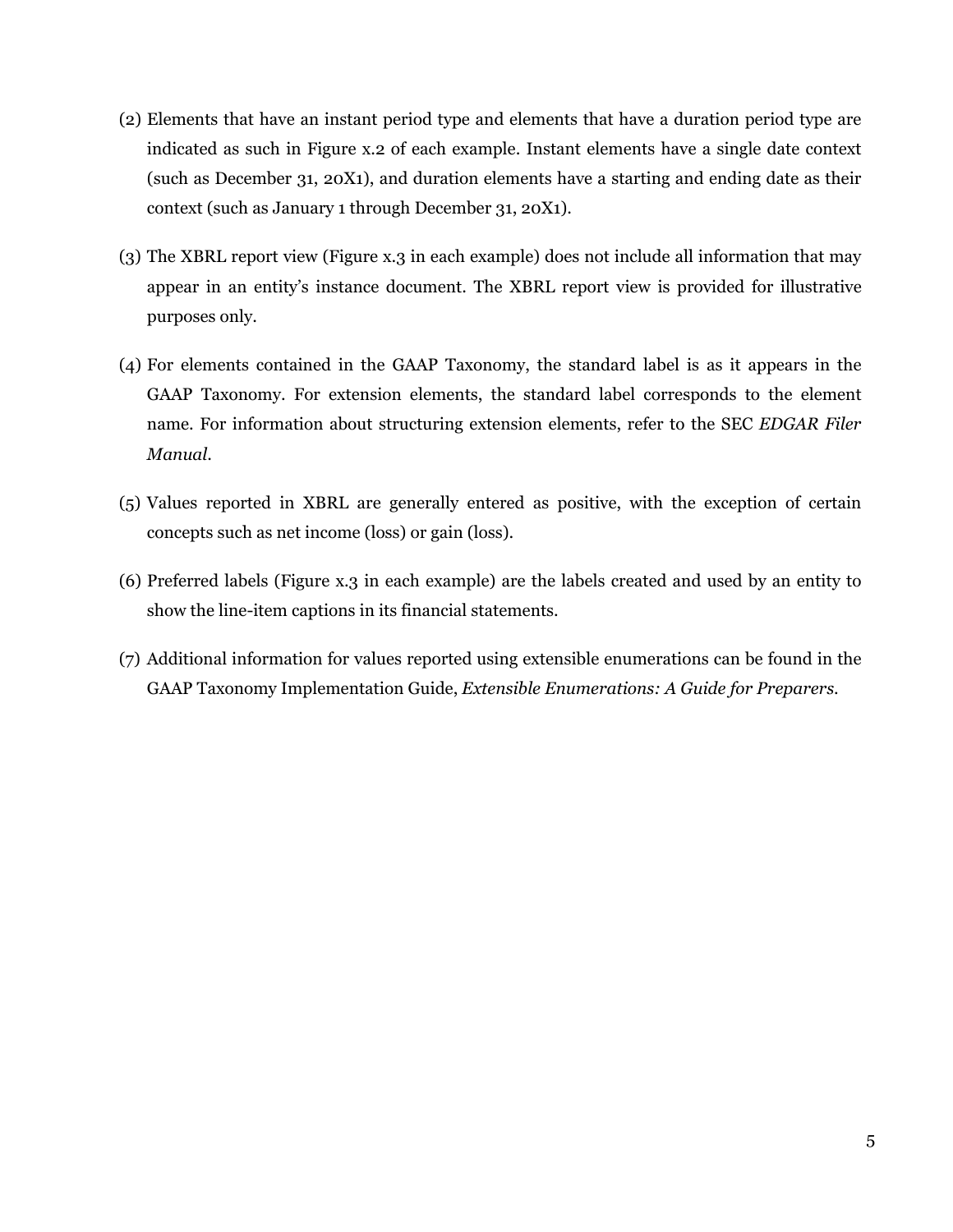(2) Elements that have an instant period type and elements that have a duration period type are indicated as such in Figure x.2 of each example. Instant elements have a single date context (such as December 31, 20X1), and duration elements have a starting and ending date as their context (such as January 1 through December 31, 20X1).

(3) The XBRL report view (Figure x.3 in each example) does not include all information that may appear in an entity's instance document. The XBRL report view is provided for illustrative purposes only.

(4) For elements contained in the GAAP Taxonomy, the standard label is as it appears in the GAAP Taxonomy. For extension elements, the standard label corresponds to the element name. For information about structuring extension elements, refer to the SEC *EDGAR Filer Manual*.

(5) Values reported in XBRL are generally entered as positive, with the exception of certain concepts such as net income (loss) or gain (loss).

(6) Preferred labels (Figure x.3 in each example) are the labels created and used by an entity to show the line-item captions in its financial statements.

(7) Additional information for values reported using extensible enumerations can be found in the GAAP Taxonomy Implementation Guide, *Extensible Enumerations: A Guide for Preparers*.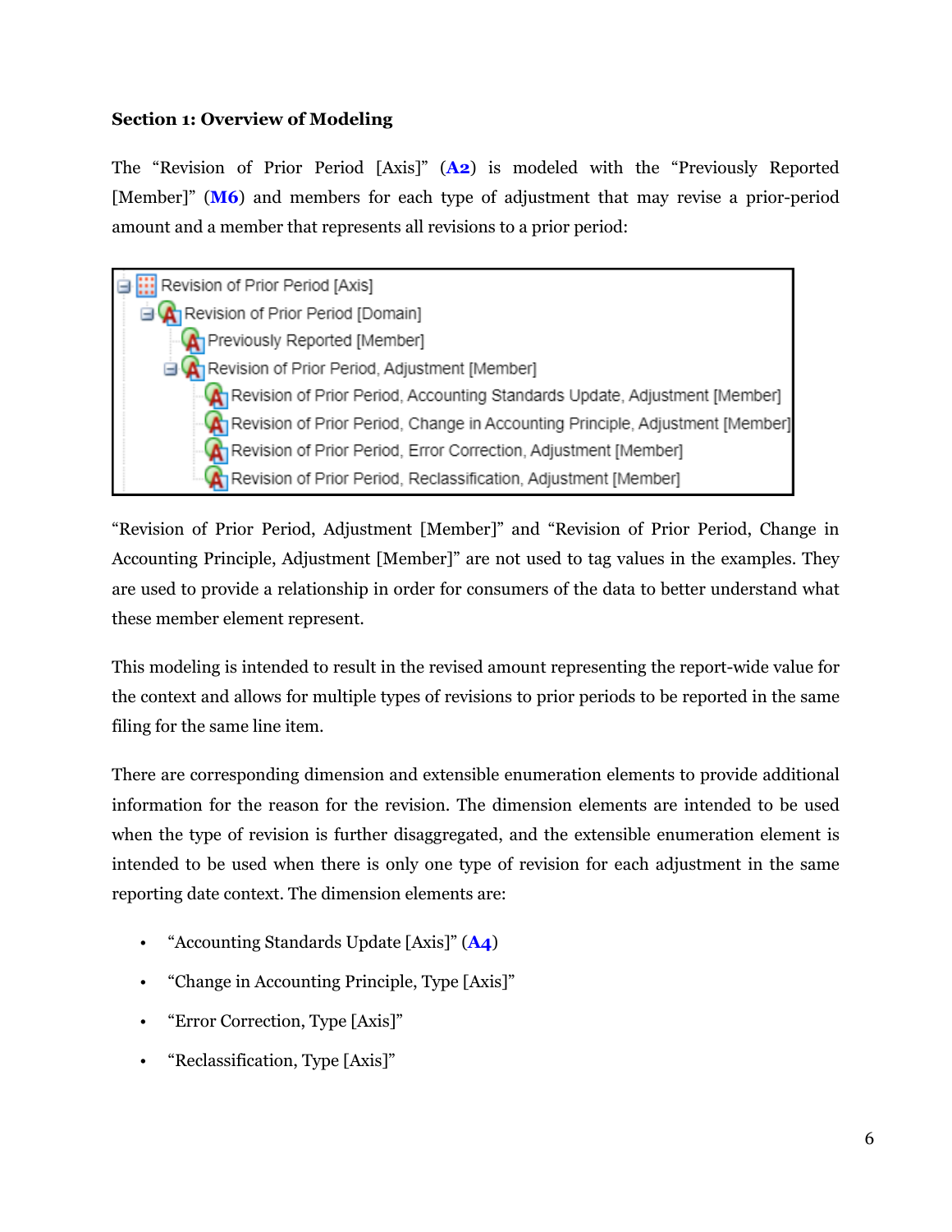**Section 1: Overview of Modeling**

The "Revision of Prior Period [Axis]" (**A2**) is modeled with the "Previously Reported [Member]" (**M6**) and members for each type of adjustment that may revise a prior-period amount and a member that represents all revisions to a prior period:

- Revision of Prior Period [Axis]
  - Revision of Prior Period [Domain]
    - Previously Reported [Member]
    - Revision of Prior Period, Adjustment [Member]
      - Revision of Prior Period, Accounting Standards Update, Adjustment [Member]
      - Revision of Prior Period, Change in Accounting Principle, Adjustment [Member]
      - Revision of Prior Period, Error Correction, Adjustment [Member]
      - Revision of Prior Period, Reclassification, Adjustment [Member]

"Revision of Prior Period, Adjustment [Member]" and "Revision of Prior Period, Change in Accounting Principle, Adjustment [Member]" are not used to tag values in the examples. They are used to provide a relationship in order for consumers of the data to better understand what these member element represent.

This modeling is intended to result in the revised amount representing the report-wide value for the context and allows for multiple types of revisions to prior periods to be reported in the same filing for the same line item.

There are corresponding dimension and extensible enumeration elements to provide additional information for the reason for the revision. The dimension elements are intended to be used when the type of revision is further disaggregated, and the extensible enumeration element is intended to be used when there is only one type of revision for each adjustment in the same reporting date context. The dimension elements are:

- "Accounting Standards Update [Axis]" (**A4**)
- "Change in Accounting Principle, Type [Axis]"
- "Error Correction, Type [Axis]"
- "Reclassification, Type [Axis]"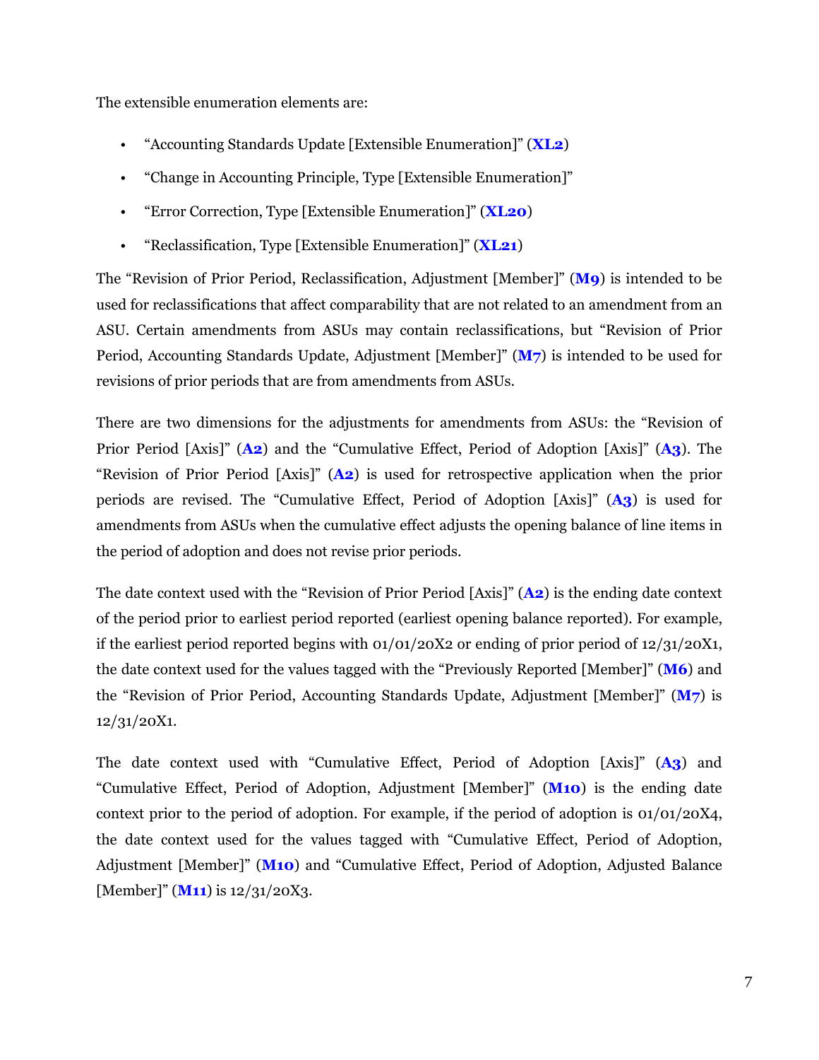The extensible enumeration elements are:

- “Accounting Standards Update [Extensible Enumeration]” (**XL2**)
- “Change in Accounting Principle, Type [Extensible Enumeration]”
- “Error Correction, Type [Extensible Enumeration]” (**XL20**)
- “Reclassification, Type [Extensible Enumeration]” (**XL21**)

The “Revision of Prior Period, Reclassification, Adjustment [Member]” (**M9**) is intended to be used for reclassifications that affect comparability that are not related to an amendment from an ASU. Certain amendments from ASUs may contain reclassifications, but “Revision of Prior Period, Accounting Standards Update, Adjustment [Member]” (**M7**) is intended to be used for revisions of prior periods that are from amendments from ASUs.

There are two dimensions for the adjustments for amendments from ASUs: the “Revision of Prior Period [Axis]” (**A2**) and the “Cumulative Effect, Period of Adoption [Axis]” (**A3**). The “Revision of Prior Period [Axis]” (**A2**) is used for retrospective application when the prior periods are revised. The “Cumulative Effect, Period of Adoption [Axis]” (**A3**) is used for amendments from ASUs when the cumulative effect adjusts the opening balance of line items in the period of adoption and does not revise prior periods.

The date context used with the “Revision of Prior Period [Axis]” (**A2**) is the ending date context of the period prior to earliest period reported (earliest opening balance reported). For example, if the earliest period reported begins with 01/01/20X2 or ending of prior period of 12/31/20X1, the date context used for the values tagged with the “Previously Reported [Member]” (**M6**) and the “Revision of Prior Period, Accounting Standards Update, Adjustment [Member]” (**M7**) is 12/31/20X1.

The date context used with “Cumulative Effect, Period of Adoption [Axis]” (**A3**) and “Cumulative Effect, Period of Adoption, Adjustment [Member]” (**M10**) is the ending date context prior to the period of adoption. For example, if the period of adoption is 01/01/20X4, the date context used for the values tagged with “Cumulative Effect, Period of Adoption, Adjustment [Member]” (**M10**) and “Cumulative Effect, Period of Adoption, Adjusted Balance [Member]” (**M11**) is 12/31/20X3.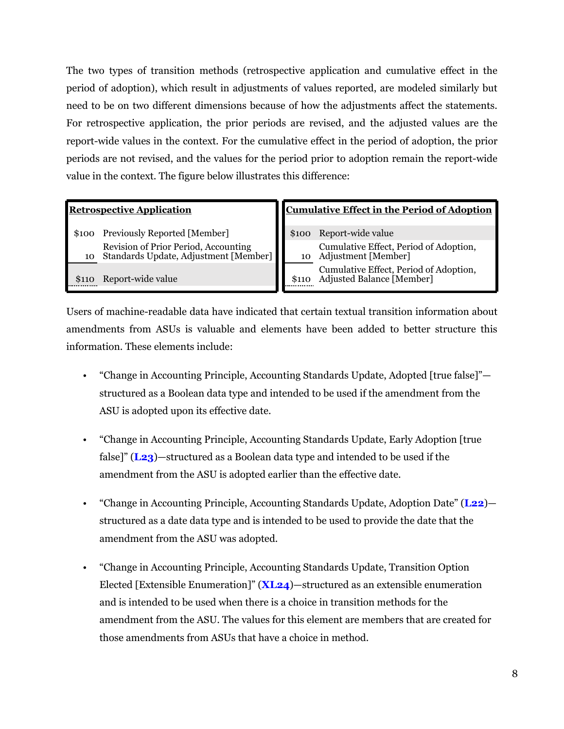The two types of transition methods (retrospective application and cumulative effect in the period of adoption), which result in adjustments of values reported, are modeled similarly but need to be on two different dimensions because of how the adjustments affect the statements. For retrospective application, the prior periods are revised, and the adjusted values are the report-wide values in the context. For the cumulative effect in the period of adoption, the prior periods are not revised, and the values for the period prior to adoption remain the report-wide value in the context. The figure below illustrates this difference:

| **Retrospective Application** | | **Cumulative Effect in the Period of Adoption** | |
|---|---|---|---|
| $100 | Previously Reported [Member] | $100 | Report-wide value |
| 10 | Revision of Prior Period, Accounting Standards Update, Adjustment [Member] | 10 | Cumulative Effect, Period of Adoption, Adjustment [Member] |
| $110 | Report-wide value | $110 | Cumulative Effect, Period of Adoption, Adjusted Balance [Member] |

Users of machine-readable data have indicated that certain textual transition information about amendments from ASUs is valuable and elements have been added to better structure this information. These elements include:

- "Change in Accounting Principle, Accounting Standards Update, Adopted [true false]"—structured as a Boolean data type and intended to be used if the amendment from the ASU is adopted upon its effective date.
- "Change in Accounting Principle, Accounting Standards Update, Early Adoption [true false]" (**L23**)—structured as a Boolean data type and intended to be used if the amendment from the ASU is adopted earlier than the effective date.
- "Change in Accounting Principle, Accounting Standards Update, Adoption Date" (**L22**)—structured as a date data type and is intended to be used to provide the date that the amendment from the ASU was adopted.
- "Change in Accounting Principle, Accounting Standards Update, Transition Option Elected [Extensible Enumeration]" (**XL24**)—structured as an extensible enumeration and is intended to be used when there is a choice in transition methods for the amendment from the ASU. The values for this element are members that are created for those amendments from ASUs that have a choice in method.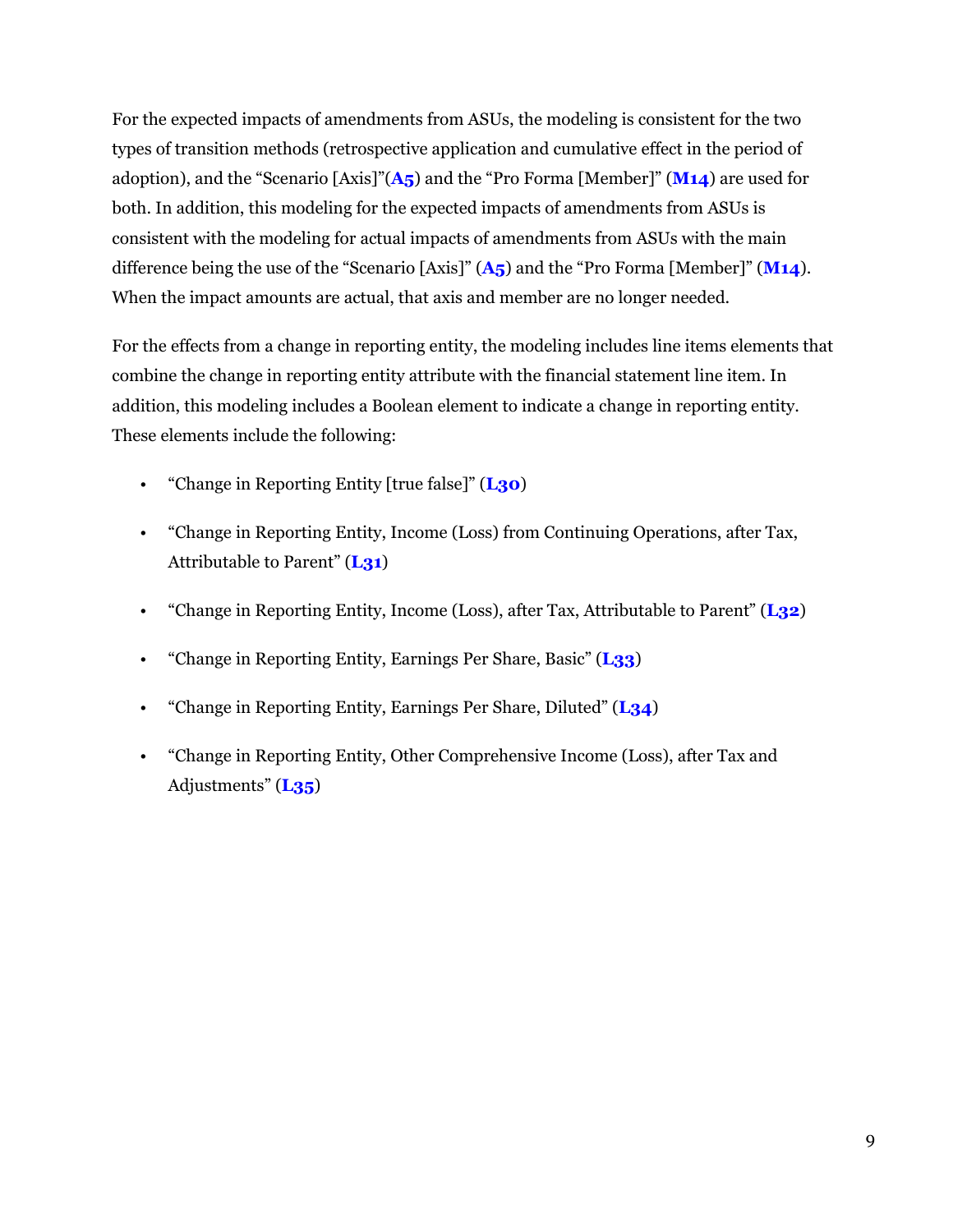For the expected impacts of amendments from ASUs, the modeling is consistent for the two types of transition methods (retrospective application and cumulative effect in the period of adoption), and the "Scenario [Axis]"(**A5**) and the "Pro Forma [Member]" (**M14**) are used for both. In addition, this modeling for the expected impacts of amendments from ASUs is consistent with the modeling for actual impacts of amendments from ASUs with the main difference being the use of the "Scenario [Axis]" (**A5**) and the "Pro Forma [Member]" (**M14**). When the impact amounts are actual, that axis and member are no longer needed.

For the effects from a change in reporting entity, the modeling includes line items elements that combine the change in reporting entity attribute with the financial statement line item. In addition, this modeling includes a Boolean element to indicate a change in reporting entity. These elements include the following:

- "Change in Reporting Entity [true false]" (**L30**)
- "Change in Reporting Entity, Income (Loss) from Continuing Operations, after Tax, Attributable to Parent" (**L31**)
- "Change in Reporting Entity, Income (Loss), after Tax, Attributable to Parent" (**L32**)
- "Change in Reporting Entity, Earnings Per Share, Basic" (**L33**)
- "Change in Reporting Entity, Earnings Per Share, Diluted" (**L34**)
- "Change in Reporting Entity, Other Comprehensive Income (Loss), after Tax and Adjustments" (**L35**)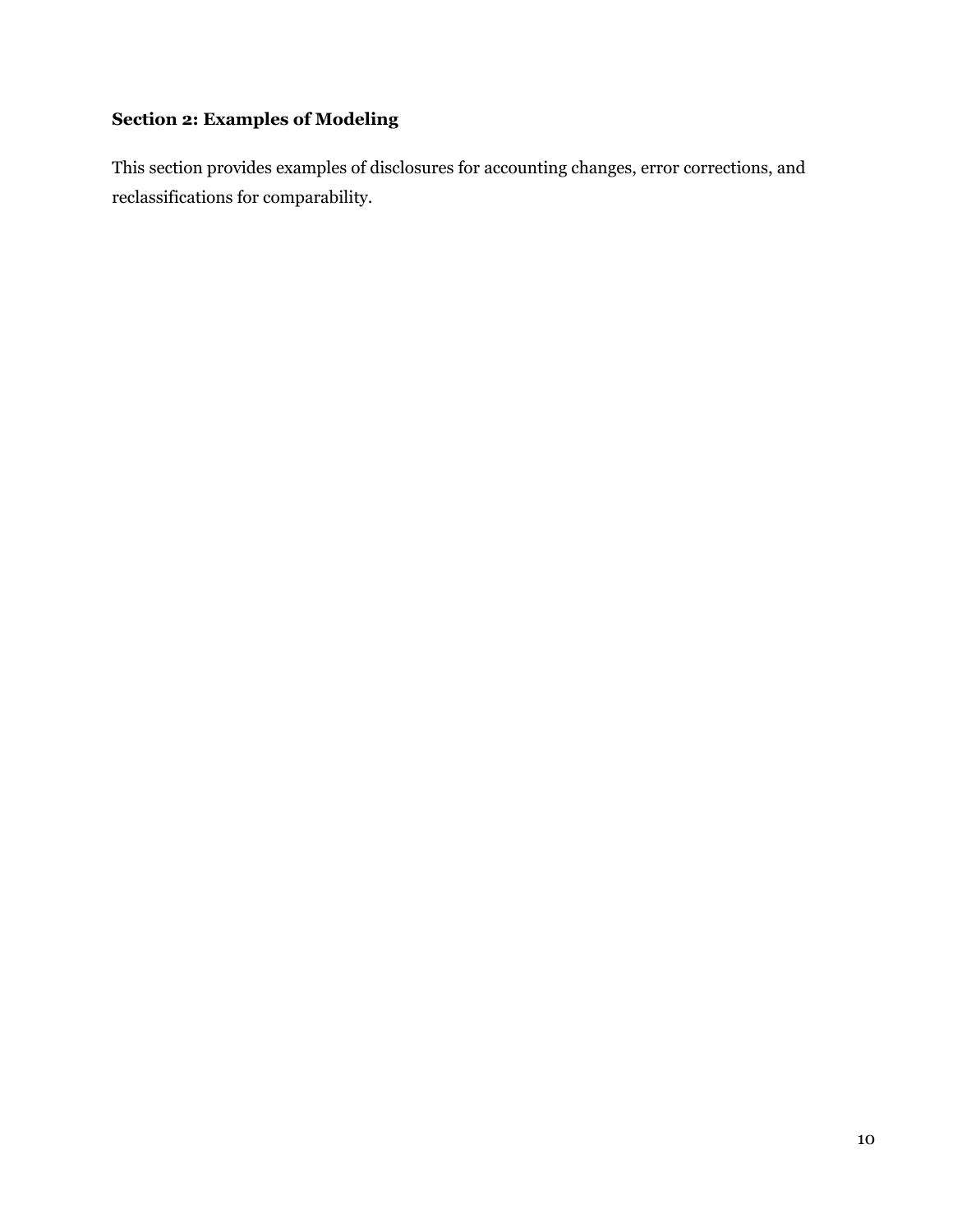## Section 2: Examples of Modeling

This section provides examples of disclosures for accounting changes, error corrections, and reclassifications for comparability.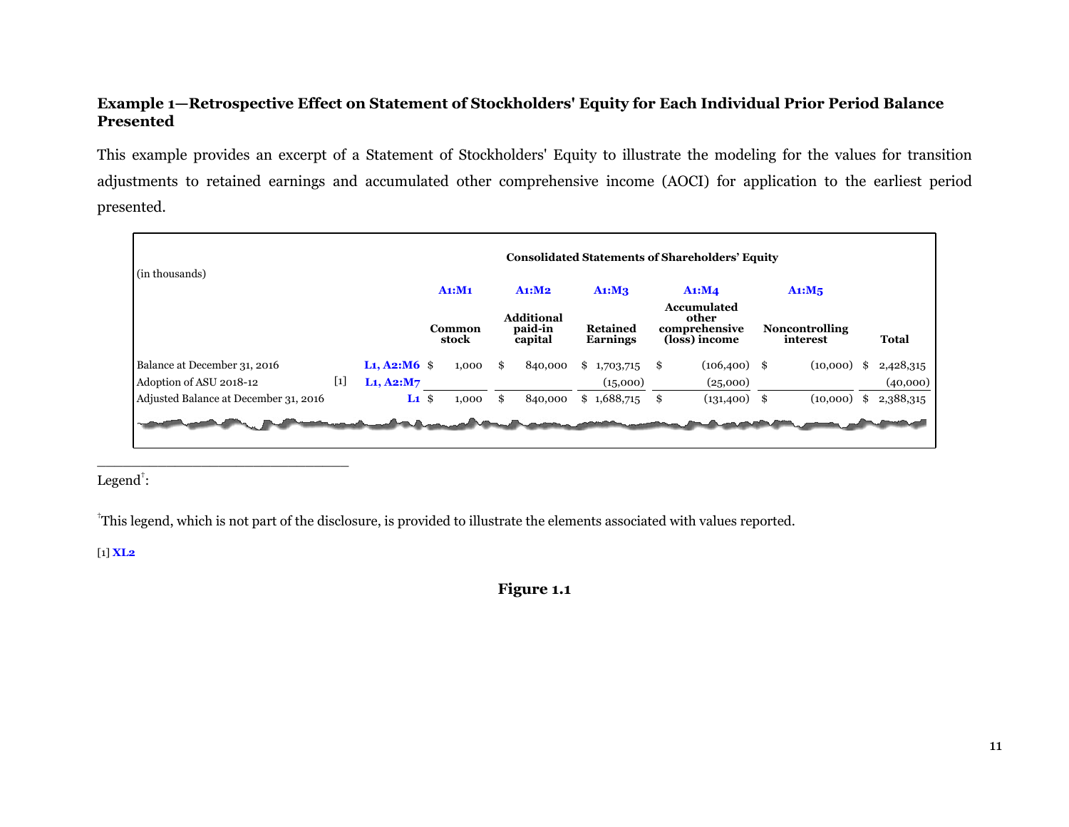### Example 1—Retrospective Effect on Statement of Stockholders' Equity for Each Individual Prior Period Balance Presented

This example provides an excerpt of a Statement of Stockholders' Equity to illustrate the modeling for the values for transition adjustments to retained earnings and accumulated other comprehensive income (AOCI) for application to the earliest period presented.

| (in thousands) | | | Consolidated Statements of Shareholders' Equity | | | | | |
|---|---|---|---|---|---|---|---|---|
| | | | **A1:M1** | **A1:M2** | **A1:M3** | **A1:M4** | **A1:M5** | |
| | | | **Common stock** | **Additional paid-in capital** | **Retained Earnings** | **Accumulated other comprehensive (loss) income** | **Noncontrolling interest** | **Total** |
| Balance at December 31, 2016 | | **L1, A2:M6** | $ 1,000 | $ 840,000 | $ 1,703,715 | $ (106,400) | $ (10,000) | $ 2,428,315 |
| Adoption of ASU 2018-12 | [1] | **L1, A2:M7** | | | (15,000) | (25,000) | | (40,000) |
| Adjusted Balance at December 31, 2016 | | **L1** | $ 1,000 | $ 840,000 | $ 1,688,715 | $ (131,400) | $ (10,000) | $ 2,388,315 |

______________________________

Legend[†]:

[†]This legend, which is not part of the disclosure, is provided to illustrate the elements associated with values reported.

[1] **XL2**

**Figure 1.1**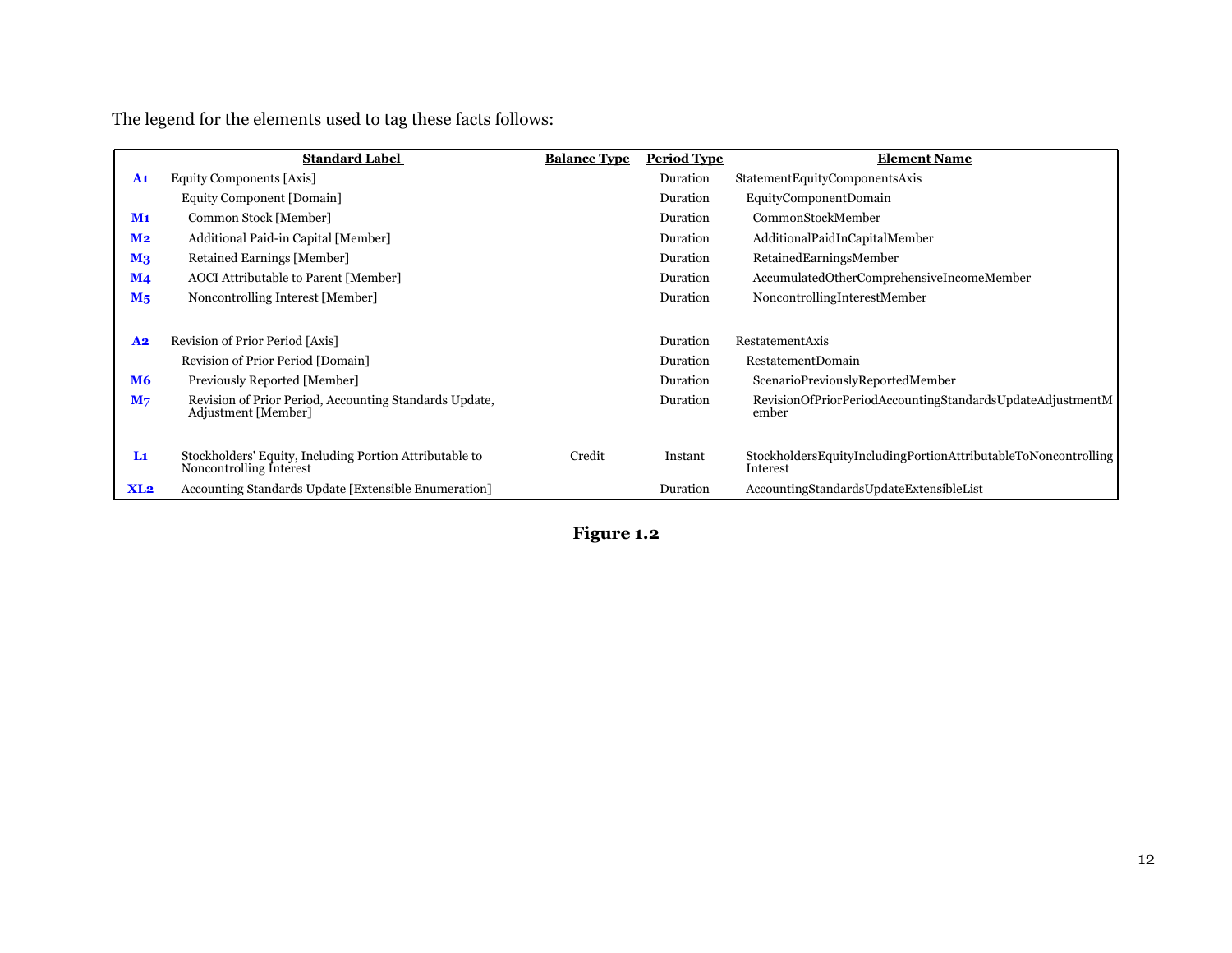The legend for the elements used to tag these facts follows:

| | Standard Label | Balance Type | Period Type | Element Name |
|---|---|---|---|---|
| **A1** | Equity Components [Axis] | | Duration | StatementEquityComponentsAxis |
| | Equity Component [Domain] | | Duration | EquityComponentDomain |
| **M1** | Common Stock [Member] | | Duration | CommonStockMember |
| **M2** | Additional Paid-in Capital [Member] | | Duration | AdditionalPaidInCapitalMember |
| **M3** | Retained Earnings [Member] | | Duration | RetainedEarningsMember |
| **M4** | AOCI Attributable to Parent [Member] | | Duration | AccumulatedOtherComprehensiveIncomeMember |
| **M5** | Noncontrolling Interest [Member] | | Duration | NoncontrollingInterestMember |
| | | | | |
| **A2** | Revision of Prior Period [Axis] | | Duration | RestatementAxis |
| | Revision of Prior Period [Domain] | | Duration | RestatementDomain |
| **M6** | Previously Reported [Member] | | Duration | ScenarioPreviouslyReportedMember |
| **M7** | Revision of Prior Period, Accounting Standards Update, Adjustment [Member] | | Duration | RevisionOfPriorPeriodAccountingStandardsUpdateAdjustmentMember |
| | | | | |
| **L1** | Stockholders' Equity, Including Portion Attributable to Noncontrolling Interest | Credit | Instant | StockholdersEquityIncludingPortionAttributableToNoncontrollingInterest |
| **XL2** | Accounting Standards Update [Extensible Enumeration] | | Duration | AccountingStandardsUpdateExtensibleList |

**Figure 1.2**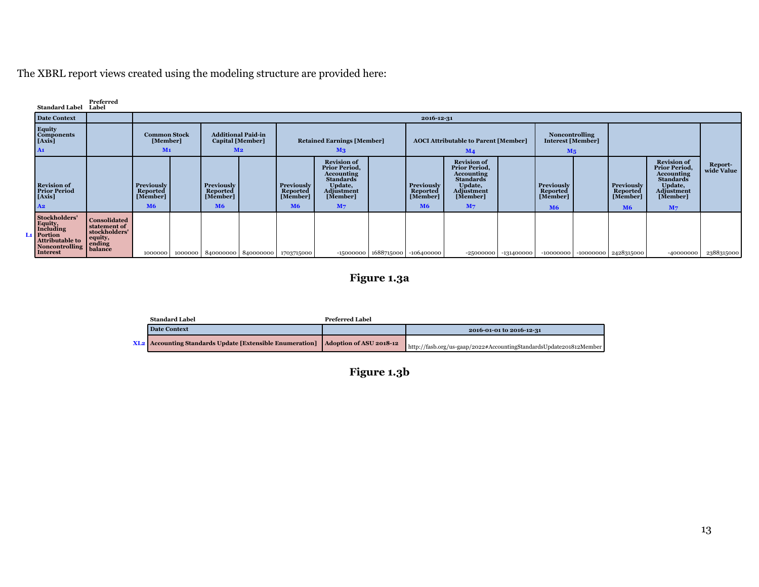The XBRL report views created using the modeling structure are provided here:

| Standard Label | Preferred Label | | | | | | | | | | | | | | | | |
|---|---|---|---|---|---|---|---|---|---|---|---|---|---|---|---|---|---|
| Date Context | | 2016-12-31 | | | | | | | | | | | | | | | |
| Equity Components [Axis] A1 | | Common Stock [Member] M1 | | Additional Paid-in Capital [Member] M2 | | Retained Earnings [Member] M3 | | | AOCI Attributable to Parent [Member] M4 | | | Noncontrolling Interest [Member] M5 | | | | | |
| Revision of Prior Period [Axis] A2 | | Previously Reported [Member] M6 | | Previously Reported [Member] M6 | | Previously Reported [Member] M6 | Revision of Prior Period, Accounting Standards Update, Adjustment [Member] M7 | | Previously Reported [Member] M6 | Revision of Prior Period, Accounting Standards Update, Adjustment [Member] M7 | | Previously Reported [Member] M6 | | Previously Reported [Member] M6 | Revision of Prior Period, Accounting Standards Update, Adjustment [Member] M7 | Report-wide Value |
| L1 Stockholders' Equity, Including Portion Attributable to Noncontrolling Interest | Consolidated statement of stockholders' equity, ending balance | 1000000 | 1000000 | 840000000 | 840000000 | 1703715000 | -15000000 | 1688715000 | -106400000 | -25000000 | -131400000 | -10000000 | -10000000 | 2428315000 | -40000000 | 2388315000 |

**Figure 1.3a**

| | Standard Label | Preferred Label | |
|---|---|---|---|
| | Date Context | | 2016-01-01 to 2016-12-31 |
| XL2 | Accounting Standards Update [Extensible Enumeration] | Adoption of ASU 2018-12 | http://fasb.org/us-gaap/2022#AccountingStandardsUpdate201812Member |

**Figure 1.3b**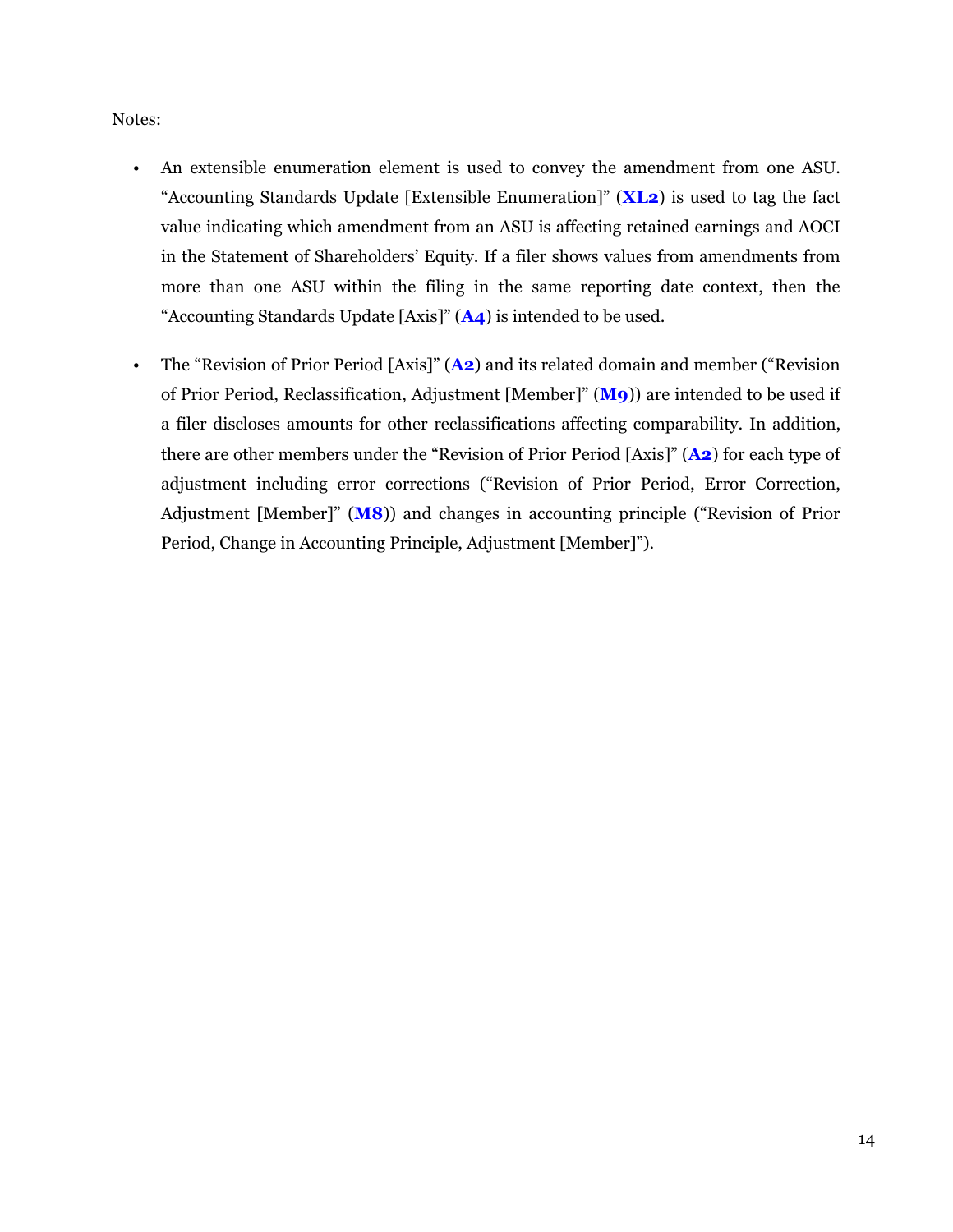Notes:

- An extensible enumeration element is used to convey the amendment from one ASU. "Accounting Standards Update [Extensible Enumeration]" (**XL2**) is used to tag the fact value indicating which amendment from an ASU is affecting retained earnings and AOCI in the Statement of Shareholders' Equity. If a filer shows values from amendments from more than one ASU within the filing in the same reporting date context, then the "Accounting Standards Update [Axis]" (**A4**) is intended to be used.

- The "Revision of Prior Period [Axis]" (**A2**) and its related domain and member ("Revision of Prior Period, Reclassification, Adjustment [Member]" (**M9**)) are intended to be used if a filer discloses amounts for other reclassifications affecting comparability. In addition, there are other members under the "Revision of Prior Period [Axis]" (**A2**) for each type of adjustment including error corrections ("Revision of Prior Period, Error Correction, Adjustment [Member]" (**M8**)) and changes in accounting principle ("Revision of Prior Period, Change in Accounting Principle, Adjustment [Member]").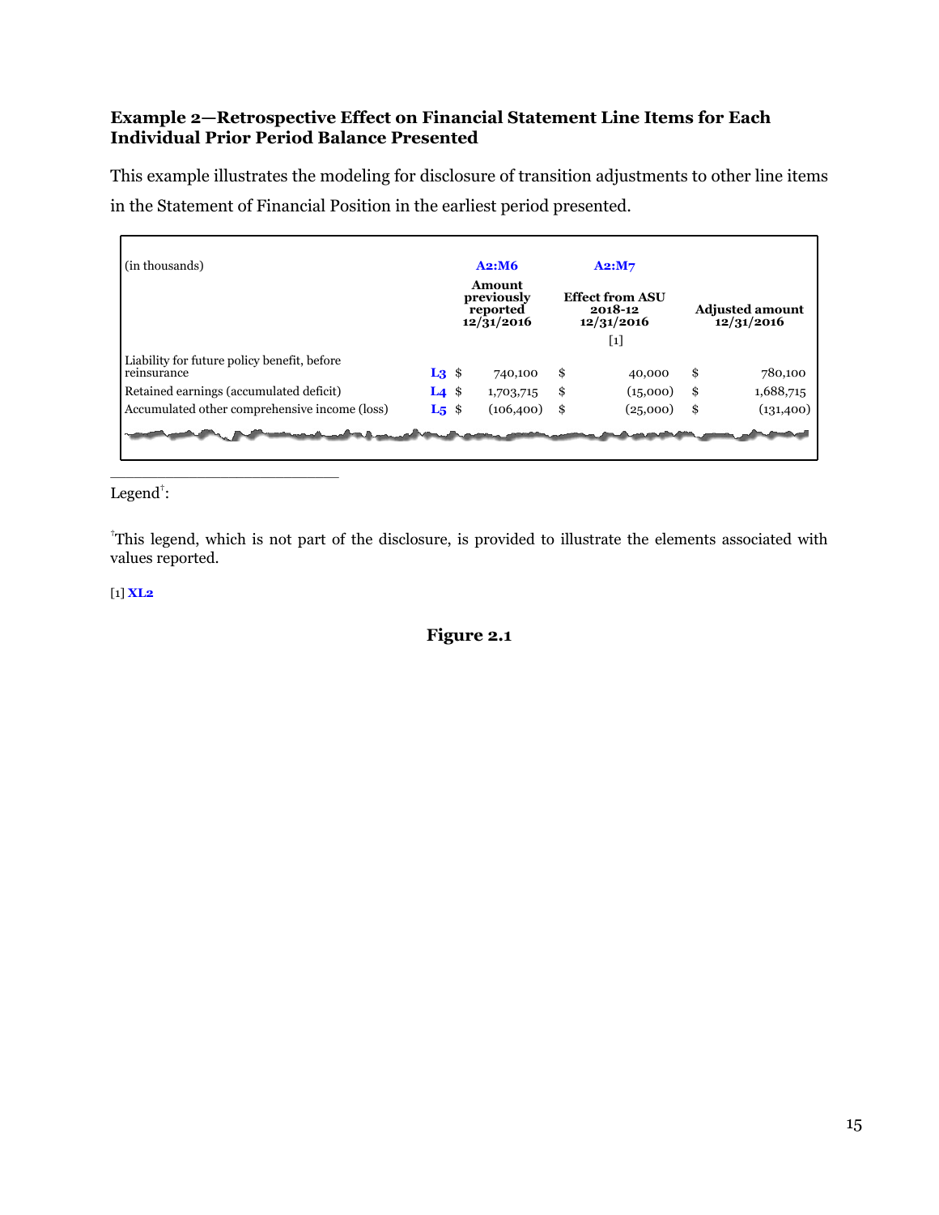### Example 2—Retrospective Effect on Financial Statement Line Items for Each Individual Prior Period Balance Presented

This example illustrates the modeling for disclosure of transition adjustments to other line items in the Statement of Financial Position in the earliest period presented.

| (in thousands) | | A2:M6<br>Amount previously reported 12/31/2016 | A2:M7<br>Effect from ASU 2018-12 12/31/2016<br>[1] | Adjusted amount 12/31/2016 |
|---|---|---|---|---|
| Liability for future policy benefit, before reinsurance | L3 | $ 740,100 | $ 40,000 | $ 780,100 |
| Retained earnings (accumulated deficit) | L4 | $ 1,703,715 | $ (15,000) | $ 1,688,715 |
| Accumulated other comprehensive income (loss) | L5 | $ (106,400) | $ (25,000) | $ (131,400) |

Legend[†]:

[†]This legend, which is not part of the disclosure, is provided to illustrate the elements associated with values reported.

[1] XL2

**Figure 2.1**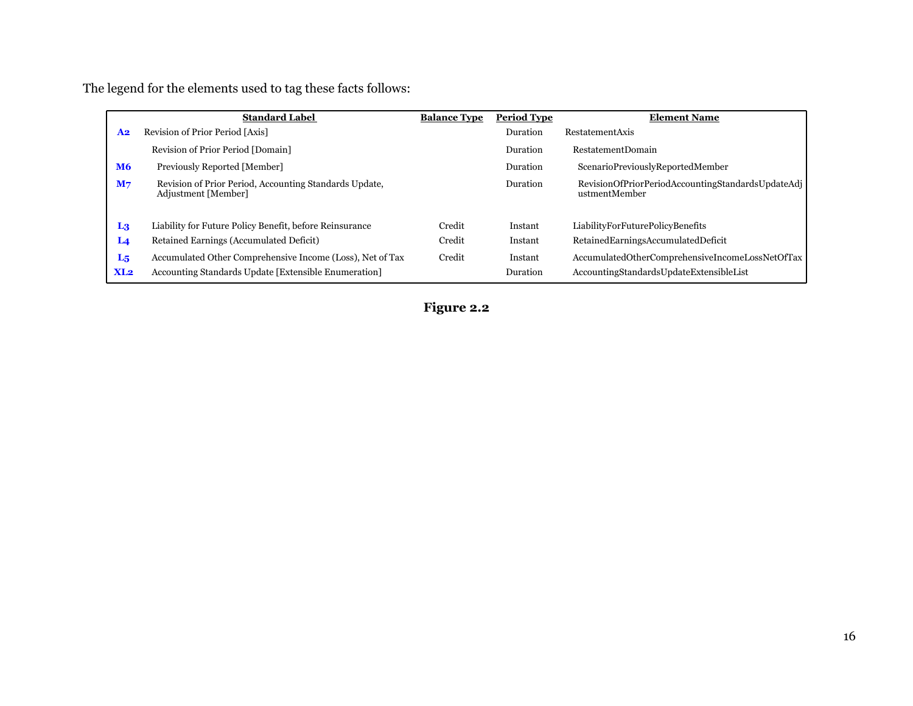The legend for the elements used to tag these facts follows:

| | Standard Label | Balance Type | Period Type | Element Name |
|---|---|---|---|---|
| **A2** | Revision of Prior Period [Axis] | | Duration | RestatementAxis |
| | Revision of Prior Period [Domain] | | Duration | RestatementDomain |
| **M6** | Previously Reported [Member] | | Duration | ScenarioPreviouslyReportedMember |
| **M7** | Revision of Prior Period, Accounting Standards Update, Adjustment [Member] | | Duration | RevisionOfPriorPeriodAccountingStandardsUpdateAdjustmentMember |
| **L3** | Liability for Future Policy Benefit, before Reinsurance | Credit | Instant | LiabilityForFuturePolicyBenefits |
| **L4** | Retained Earnings (Accumulated Deficit) | Credit | Instant | RetainedEarningsAccumulatedDeficit |
| **L5** | Accumulated Other Comprehensive Income (Loss), Net of Tax | Credit | Instant | AccumulatedOtherComprehensiveIncomeLossNetOfTax |
| **XL2** | Accounting Standards Update [Extensible Enumeration] | | Duration | AccountingStandardsUpdateExtensibleList |

**Figure 2.2**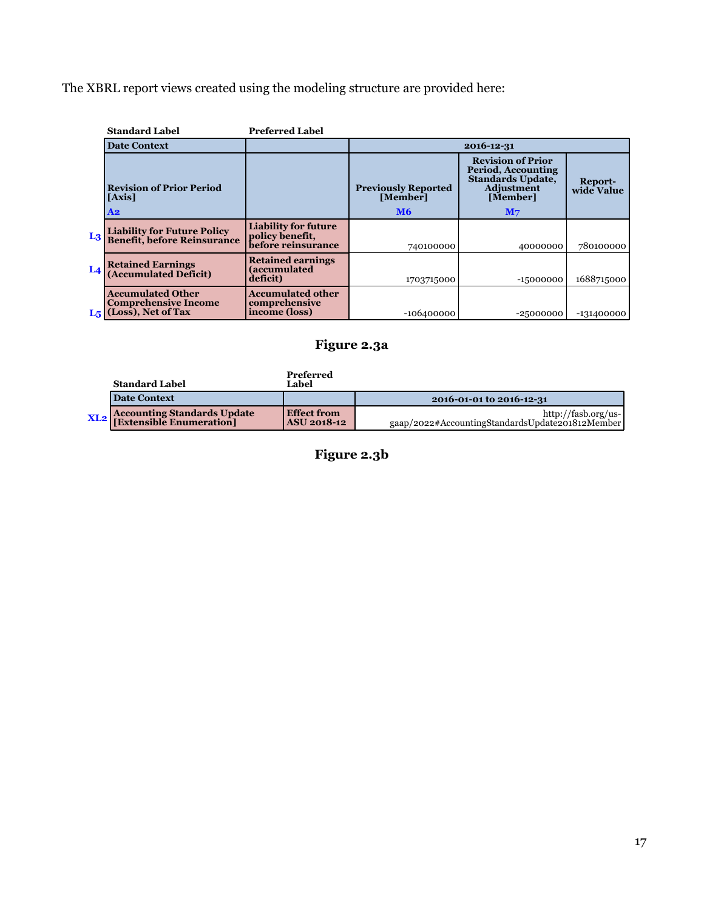The XBRL report views created using the modeling structure are provided here:

| | Standard Label | Preferred Label | | | |
|---|---|---|---|---|---|
| | **Date Context** | | **2016-12-31** | | |
| | **Revision of Prior Period [Axis]** **A2** | | **Previously Reported [Member]** **M6** | **Revision of Prior Period, Accounting Standards Update, Adjustment [Member]** **M7** | **Report-wide Value** |
| **L3** | **Liability for Future Policy Benefit, before Reinsurance** | **Liability for future policy benefit, before reinsurance** | 740100000 | 40000000 | 780100000 |
| **L4** | **Retained Earnings (Accumulated Deficit)** | **Retained earnings (accumulated deficit)** | 1703715000 | -15000000 | 1688715000 |
| **L5** | **Accumulated Other Comprehensive Income (Loss), Net of Tax** | **Accumulated other comprehensive income (loss)** | -106400000 | -25000000 | -131400000 |

**Figure 2.3a**

| | Standard Label | Preferred Label | |
|---|---|---|---|
| | **Date Context** | | **2016-01-01 to 2016-12-31** |
| **XL2** | **Accounting Standards Update [Extensible Enumeration]** | **Effect from ASU 2018-12** | http://fasb.org/us-gaap/2022#AccountingStandardsUpdate201812Member |

**Figure 2.3b**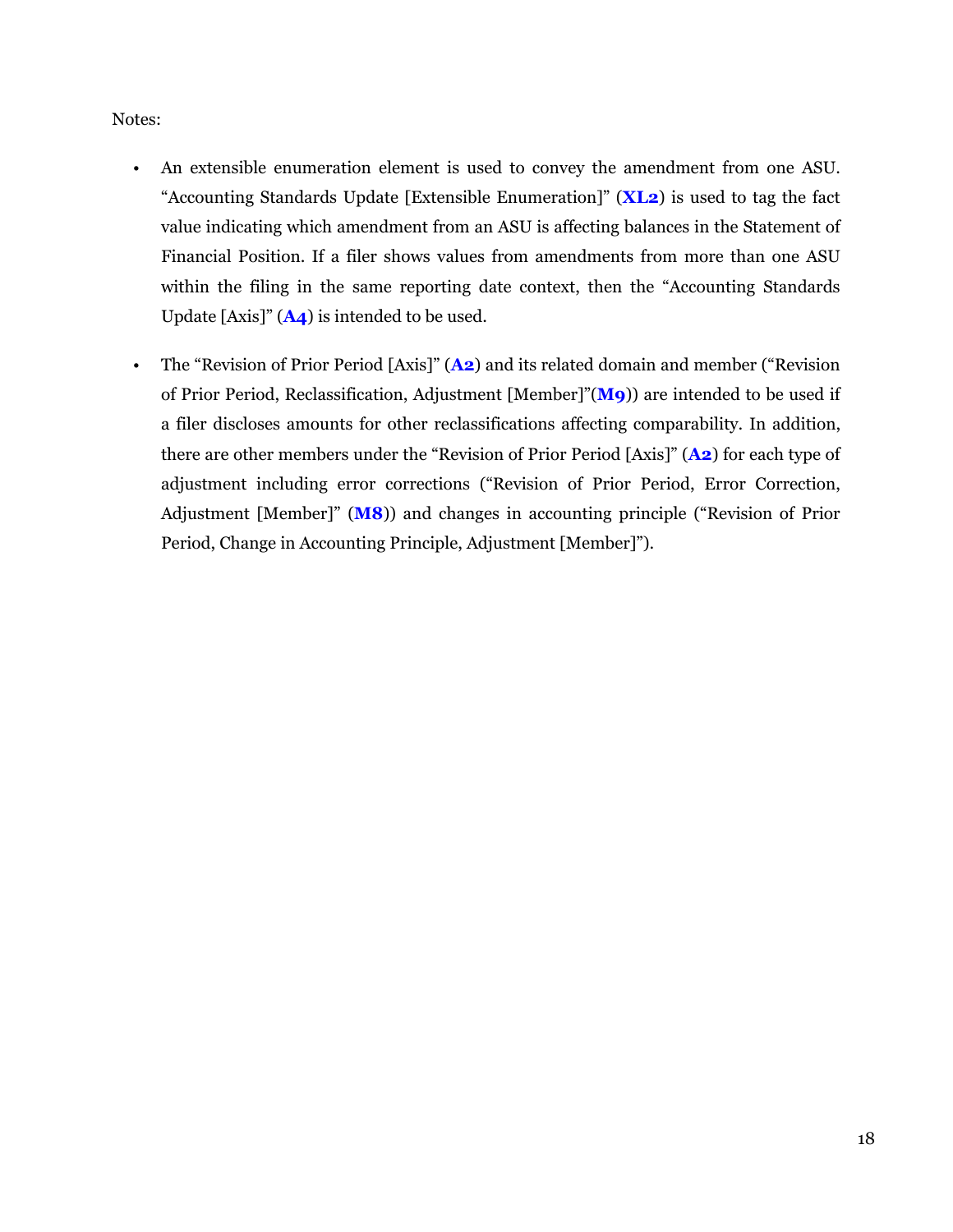Notes:

- An extensible enumeration element is used to convey the amendment from one ASU. "Accounting Standards Update [Extensible Enumeration]" (**XL2**) is used to tag the fact value indicating which amendment from an ASU is affecting balances in the Statement of Financial Position. If a filer shows values from amendments from more than one ASU within the filing in the same reporting date context, then the "Accounting Standards Update [Axis]" (**A4**) is intended to be used.

- The "Revision of Prior Period [Axis]" (**A2**) and its related domain and member ("Revision of Prior Period, Reclassification, Adjustment [Member]"(**M9**)) are intended to be used if a filer discloses amounts for other reclassifications affecting comparability. In addition, there are other members under the "Revision of Prior Period [Axis]" (**A2**) for each type of adjustment including error corrections ("Revision of Prior Period, Error Correction, Adjustment [Member]" (**M8**)) and changes in accounting principle ("Revision of Prior Period, Change in Accounting Principle, Adjustment [Member]").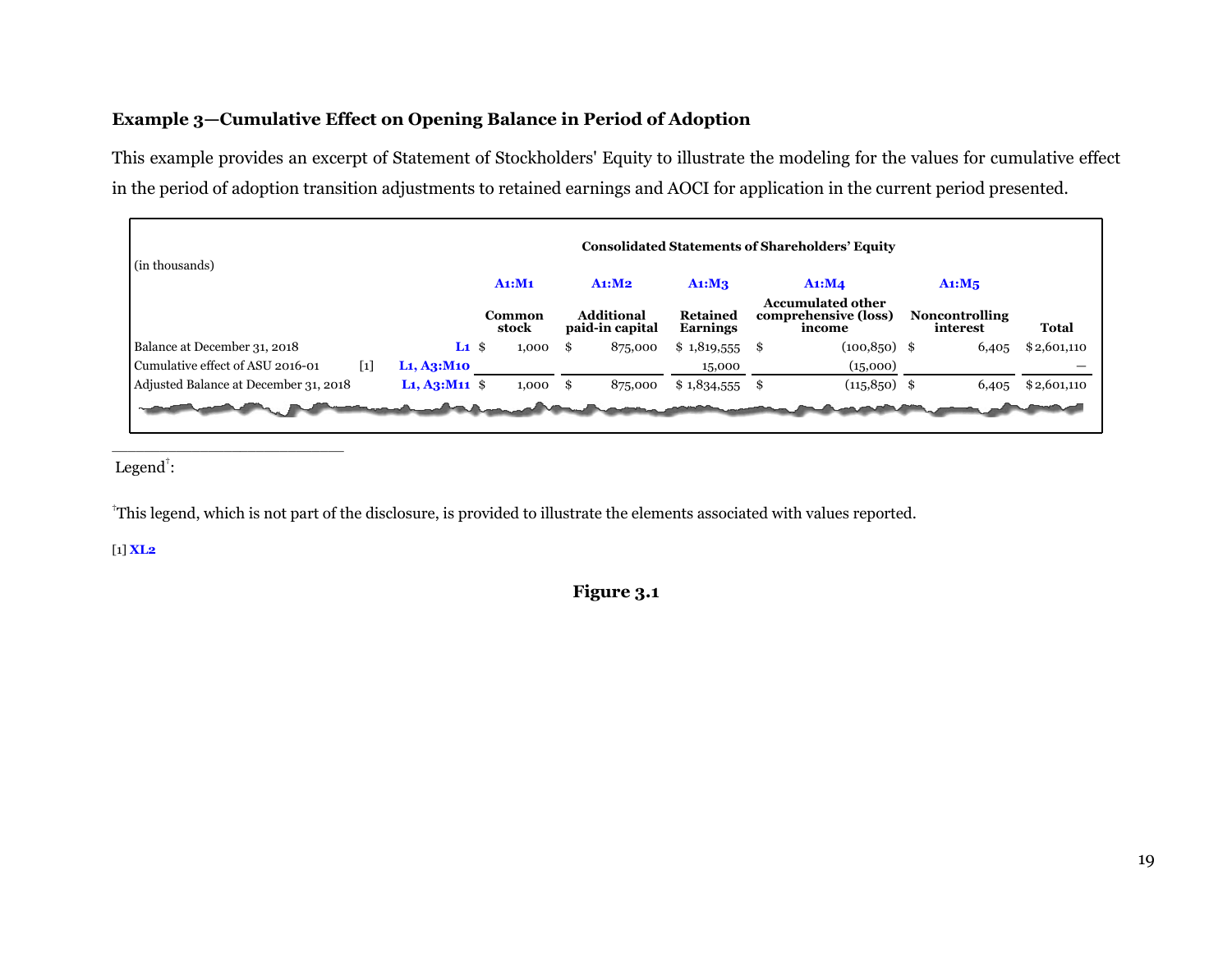### Example 3—Cumulative Effect on Opening Balance in Period of Adoption

This example provides an excerpt of Statement of Stockholders' Equity to illustrate the modeling for the values for cumulative effect in the period of adoption transition adjustments to retained earnings and AOCI for application in the current period presented.

**Consolidated Statements of Shareholders' Equity**

| (in thousands) | | | A1:M1 | A1:M2 | A1:M3 | A1:M4 | A1:M5 | |
|---|---|---|---|---|---|---|---|---|
| | | | **Common stock** | **Additional paid-in capital** | **Retained Earnings** | **Accumulated other comprehensive (loss) income** | **Noncontrolling interest** | **Total** |
| Balance at December 31, 2018 | | L1 | $ 1,000 | $ 875,000 | $ 1,819,555 | $ (100,850) | $ 6,405 | $ 2,601,110 |
| Cumulative effect of ASU 2016-01 | [1] | L1, A3:M10 | | | 15,000 | (15,000) | | — |
| Adjusted Balance at December 31, 2018 | | L1, A3:M11 | $ 1,000 | $ 875,000 | $ 1,834,555 | $ (115,850) | $ 6,405 | $ 2,601,110 |

Legend[†]:

[†]This legend, which is not part of the disclosure, is provided to illustrate the elements associated with values reported.

[1] XL2

**Figure 3.1**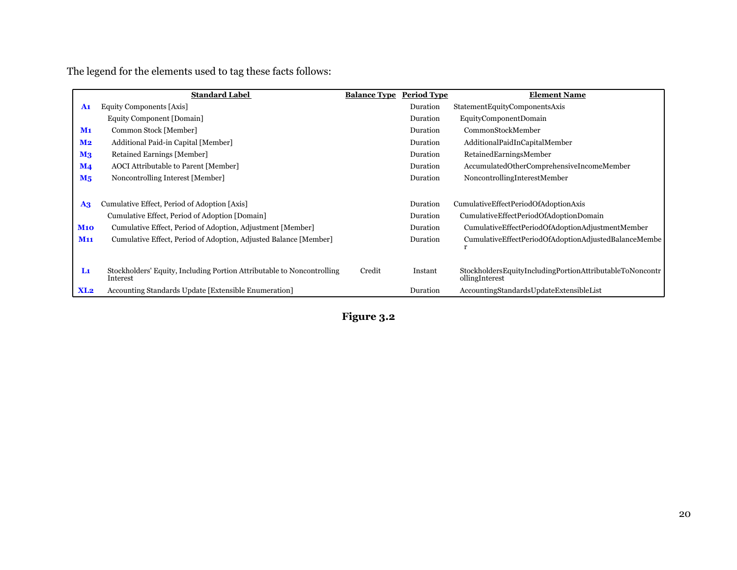The legend for the elements used to tag these facts follows:

| | Standard Label | Balance Type | Period Type | Element Name |
|---|---|---|---|---|
| **A1** | Equity Components [Axis] | | Duration | StatementEquityComponentsAxis |
| | Equity Component [Domain] | | Duration | EquityComponentDomain |
| **M1** | Common Stock [Member] | | Duration | CommonStockMember |
| **M2** | Additional Paid-in Capital [Member] | | Duration | AdditionalPaidInCapitalMember |
| **M3** | Retained Earnings [Member] | | Duration | RetainedEarningsMember |
| **M4** | AOCI Attributable to Parent [Member] | | Duration | AccumulatedOtherComprehensiveIncomeMember |
| **M5** | Noncontrolling Interest [Member] | | Duration | NoncontrollingInterestMember |
| | | | | |
| **A3** | Cumulative Effect, Period of Adoption [Axis] | | Duration | CumulativeEffectPeriodOfAdoptionAxis |
| | Cumulative Effect, Period of Adoption [Domain] | | Duration | CumulativeEffectPeriodOfAdoptionDomain |
| **M10** | Cumulative Effect, Period of Adoption, Adjustment [Member] | | Duration | CumulativeEffectPeriodOfAdoptionAdjustmentMember |
| **M11** | Cumulative Effect, Period of Adoption, Adjusted Balance [Member] | | Duration | CumulativeEffectPeriodOfAdoptionAdjustedBalanceMember |
| | | | | |
| **L1** | Stockholders' Equity, Including Portion Attributable to Noncontrolling Interest | Credit | Instant | StockholdersEquityIncludingPortionAttributableToNoncontrollingInterest |
| **XL2** | Accounting Standards Update [Extensible Enumeration] | | Duration | AccountingStandardsUpdateExtensibleList |

**Figure 3.2**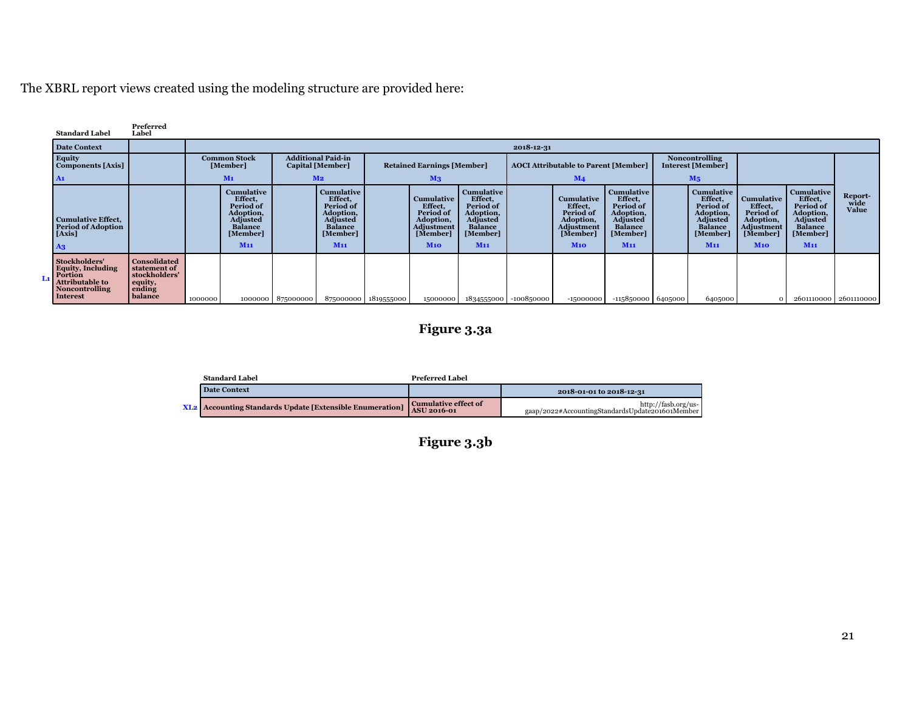The XBRL report views created using the modeling structure are provided here:

| | Standard Label | Preferred Label | | | | | | | | | | | | | | | | |
|---|---|---|---|---|---|---|---|---|---|---|---|---|---|---|---|---|---|---|
| | **Date Context** | | **2018-12-31** | | | | | | | | | | | | | | | |
| | **Equity Components [Axis]** A1 | | **Common Stock [Member]** M1 | | **Additional Paid-in Capital [Member]** M2 | | **Retained Earnings [Member]** M3 | | | **AOCI Attributable to Parent [Member]** M4 | | | **Noncontrolling Interest [Member]** M5 | | | | | **Report-wide Value** |
| | **Cumulative Effect, Period of Adoption [Axis]** A3 | | | **Cumulative Effect, Period of Adoption, Adjusted Balance [Member]** M11 | | **Cumulative Effect, Period of Adoption, Adjusted Balance [Member]** M11 | | **Cumulative Effect, Period of Adoption, Adjustment [Member]** M10 | **Cumulative Effect, Period of Adoption, Adjusted Balance [Member]** M11 | | **Cumulative Effect, Period of Adoption, Adjustment [Member]** M10 | **Cumulative Effect, Period of Adoption, Adjusted Balance [Member]** M11 | | **Cumulative Effect, Period of Adoption, Adjusted Balance [Member]** M11 | **Cumulative Effect, Period of Adoption, Adjustment [Member]** M10 | **Cumulative Effect, Period of Adoption, Adjusted Balance [Member]** M11 | |
| L1 | **Stockholders' Equity, Including Portion Attributable to Noncontrolling Interest** | **Consolidated statement of stockholders' equity, ending balance** | 1000000 | 1000000 | 875000000 | 875000000 | 1819555000 | 15000000 | 1834555000 | -100850000 | -15000000 | -115850000 | 6405000 | 6405000 | 0 | 2601110000 | 2601110000 |

**Figure 3.3a**

| | Standard Label | Preferred Label | |
|---|---|---|---|
| | **Date Context** | | **2018-01-01 to 2018-12-31** |
| XL2 | **Accounting Standards Update [Extensible Enumeration]** | **Cumulative effect of ASU 2016-01** | http://fasb.org/us-gaap/2022#AccountingStandardsUpdate201601Member |

**Figure 3.3b**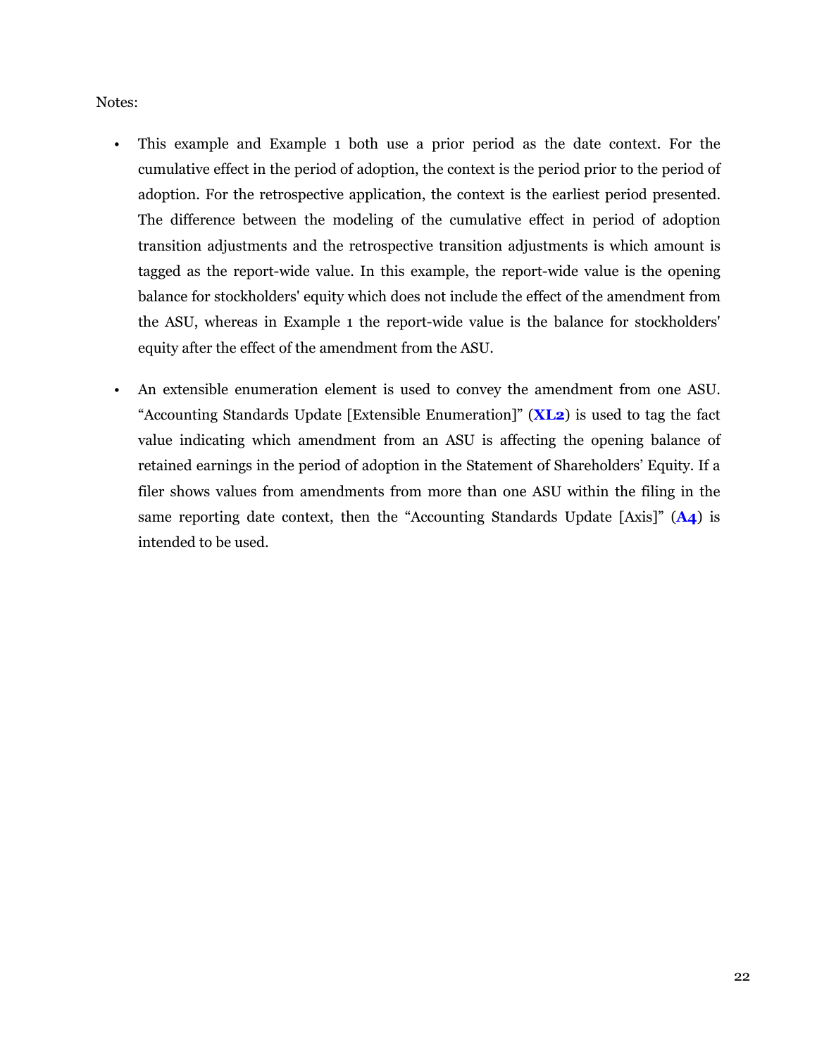Notes:

- This example and Example 1 both use a prior period as the date context. For the cumulative effect in the period of adoption, the context is the period prior to the period of adoption. For the retrospective application, the context is the earliest period presented. The difference between the modeling of the cumulative effect in period of adoption transition adjustments and the retrospective transition adjustments is which amount is tagged as the report-wide value. In this example, the report-wide value is the opening balance for stockholders' equity which does not include the effect of the amendment from the ASU, whereas in Example 1 the report-wide value is the balance for stockholders' equity after the effect of the amendment from the ASU.

- An extensible enumeration element is used to convey the amendment from one ASU. "Accounting Standards Update [Extensible Enumeration]" (**XL2**) is used to tag the fact value indicating which amendment from an ASU is affecting the opening balance of retained earnings in the period of adoption in the Statement of Shareholders' Equity. If a filer shows values from amendments from more than one ASU within the filing in the same reporting date context, then the "Accounting Standards Update [Axis]" (**A4**) is intended to be used.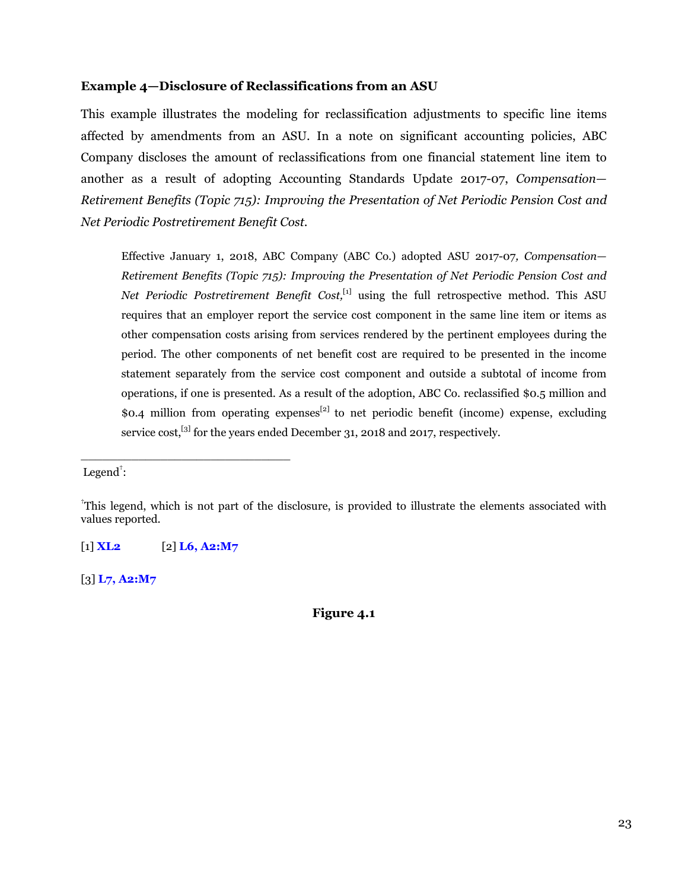### Example 4—Disclosure of Reclassifications from an ASU

This example illustrates the modeling for reclassification adjustments to specific line items affected by amendments from an ASU. In a note on significant accounting policies, ABC Company discloses the amount of reclassifications from one financial statement line item to another as a result of adopting Accounting Standards Update 2017-07, *Compensation—Retirement Benefits (Topic 715): Improving the Presentation of Net Periodic Pension Cost and Net Periodic Postretirement Benefit Cost.*

> Effective January 1, 2018, ABC Company (ABC Co.) adopted ASU 2017-07*, Compensation—Retirement Benefits (Topic 715): Improving the Presentation of Net Periodic Pension Cost and Net Periodic Postretirement Benefit Cost,*[1] using the full retrospective method. This ASU requires that an employer report the service cost component in the same line item or items as other compensation costs arising from services rendered by the pertinent employees during the period. The other components of net benefit cost are required to be presented in the income statement separately from the service cost component and outside a subtotal of income from operations, if one is presented. As a result of the adoption, ABC Co. reclassified $0.5 million and $0.4 million from operating expenses[2] to net periodic benefit (income) expense, excluding service cost,[3] for the years ended December 31, 2018 and 2017, respectively.

---

Legend†:

†This legend, which is not part of the disclosure, is provided to illustrate the elements associated with values reported.

[1] **XL2** [2] **L6, A2:M7**

[3] **L7, A2:M7**

**Figure 4.1**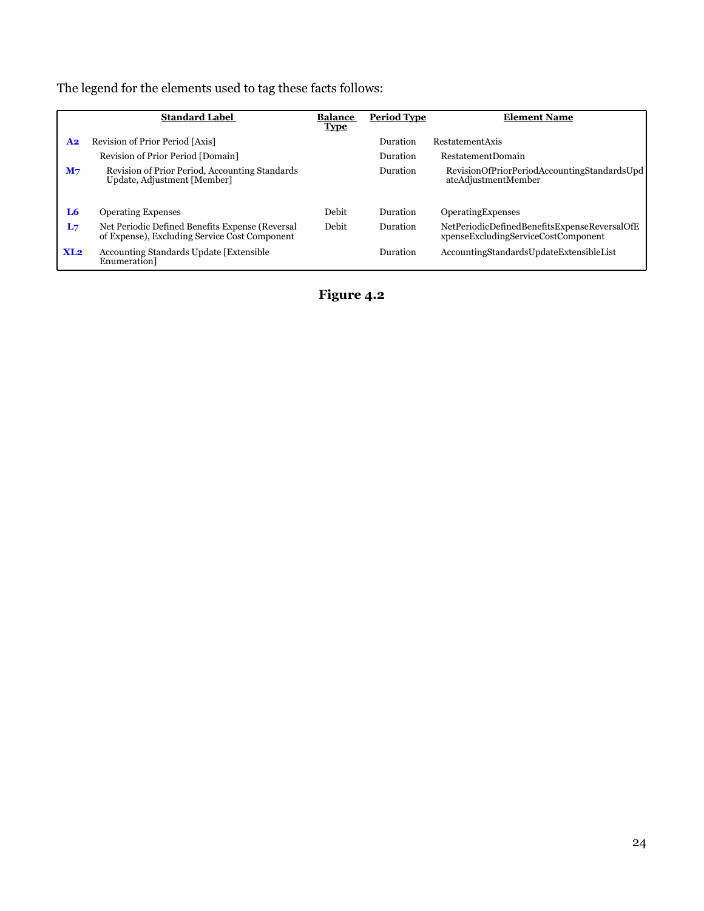The legend for the elements used to tag these facts follows:

| | Standard Label | Balance Type | Period Type | Element Name |
|---|---|---|---|---|
| **A2** | Revision of Prior Period [Axis] | | Duration | RestatementAxis |
| | Revision of Prior Period [Domain] | | Duration | RestatementDomain |
| **M7** | Revision of Prior Period, Accounting Standards Update, Adjustment [Member] | | Duration | RevisionOfPriorPeriodAccountingStandardsUpdateAdjustmentMember |
| **L6** | Operating Expenses | Debit | Duration | OperatingExpenses |
| **L7** | Net Periodic Defined Benefits Expense (Reversal of Expense), Excluding Service Cost Component | Debit | Duration | NetPeriodicDefinedBenefitsExpenseReversalOfExpenseExcludingServiceCostComponent |
| **XL2** | Accounting Standards Update [Extensible Enumeration] | | Duration | AccountingStandardsUpdateExtensibleList |

**Figure 4.2**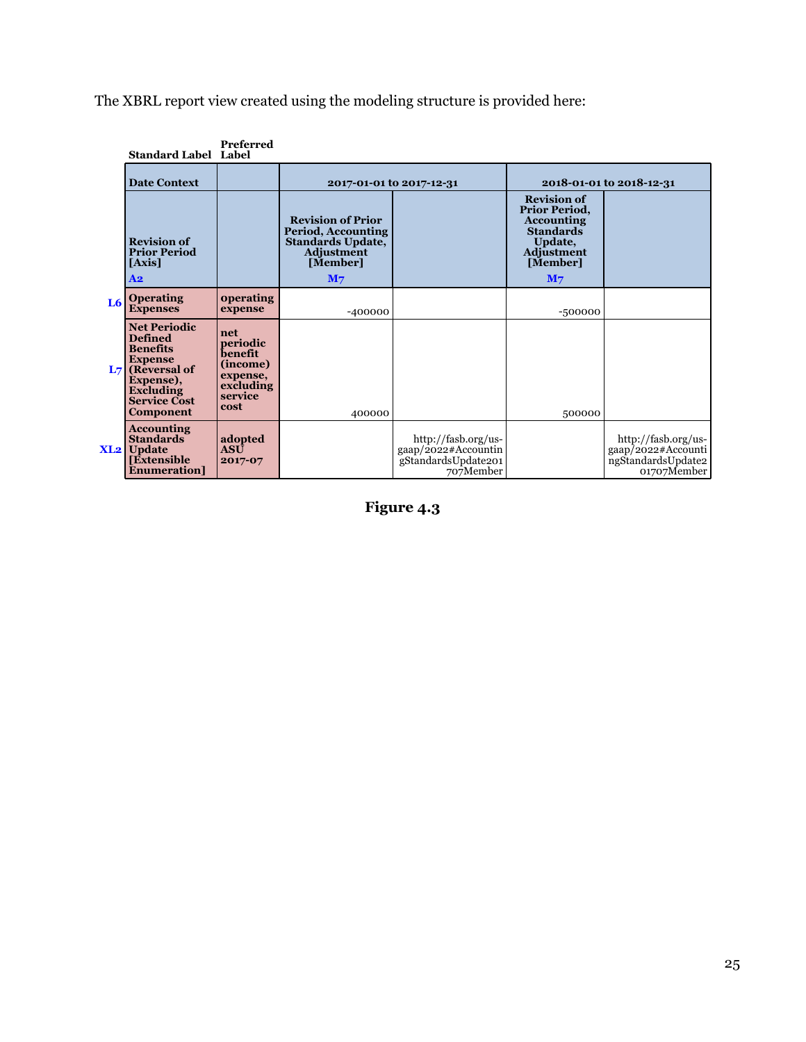The XBRL report view created using the modeling structure is provided here:

| | Standard Label | Preferred Label | | | | |
|---|---|---|---|---|---|---|
| | **Date Context** | | **2017-01-01 to 2017-12-31** | | **2018-01-01 to 2018-12-31** | |
| | **Revision of Prior Period [Axis]** **A2** | | **Revision of Prior Period, Accounting Standards Update, Adjustment [Member]** **M7** | | **Revision of Prior Period, Accounting Standards Update, Adjustment [Member]** **M7** | |
| **L6** | **Operating Expenses** | **operating expense** | -400000 | | -500000 | |
| **L7** | **Net Periodic Defined Benefits Expense (Reversal of Expense), Excluding Service Cost Component** | **net periodic benefit (income) expense, excluding service cost** | 400000 | | 500000 | |
| **XL2** | **Accounting Standards Update [Extensible Enumeration]** | **adopted ASU 2017-07** | | http://fasb.org/us-gaap/2022#AccountingStandardsUpdate201707Member | | http://fasb.org/us-gaap/2022#AccountingStandardsUpdate201707Member |

**Figure 4.3**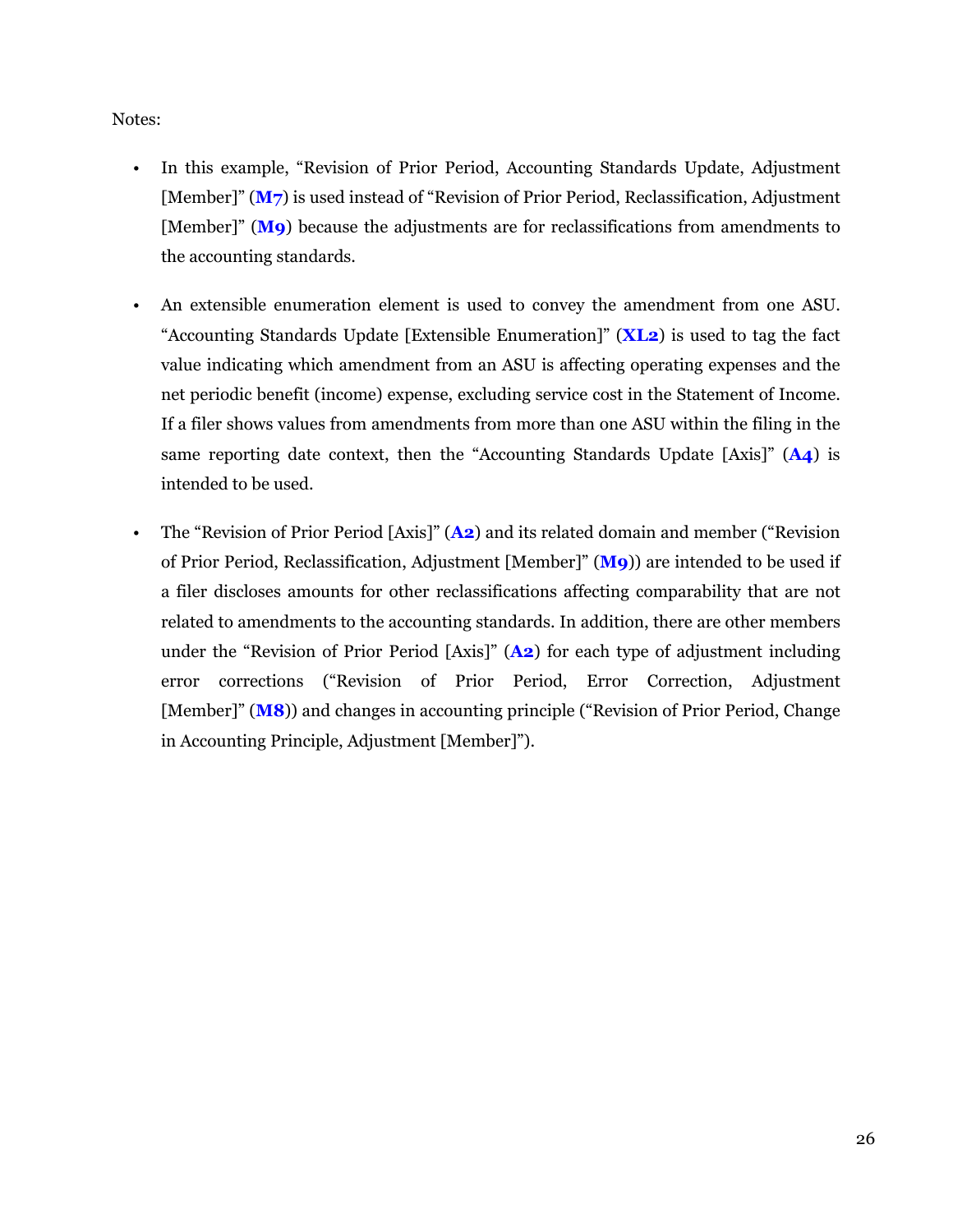Notes:

- In this example, "Revision of Prior Period, Accounting Standards Update, Adjustment [Member]" (**M7**) is used instead of "Revision of Prior Period, Reclassification, Adjustment [Member]" (**M9**) because the adjustments are for reclassifications from amendments to the accounting standards.

- An extensible enumeration element is used to convey the amendment from one ASU. "Accounting Standards Update [Extensible Enumeration]" (**XL2**) is used to tag the fact value indicating which amendment from an ASU is affecting operating expenses and the net periodic benefit (income) expense, excluding service cost in the Statement of Income. If a filer shows values from amendments from more than one ASU within the filing in the same reporting date context, then the "Accounting Standards Update [Axis]" (**A4**) is intended to be used.

- The "Revision of Prior Period [Axis]" (**A2**) and its related domain and member ("Revision of Prior Period, Reclassification, Adjustment [Member]" (**M9**)) are intended to be used if a filer discloses amounts for other reclassifications affecting comparability that are not related to amendments to the accounting standards. In addition, there are other members under the "Revision of Prior Period [Axis]" (**A2**) for each type of adjustment including error corrections ("Revision of Prior Period, Error Correction, Adjustment [Member]" (**M8**)) and changes in accounting principle ("Revision of Prior Period, Change in Accounting Principle, Adjustment [Member]").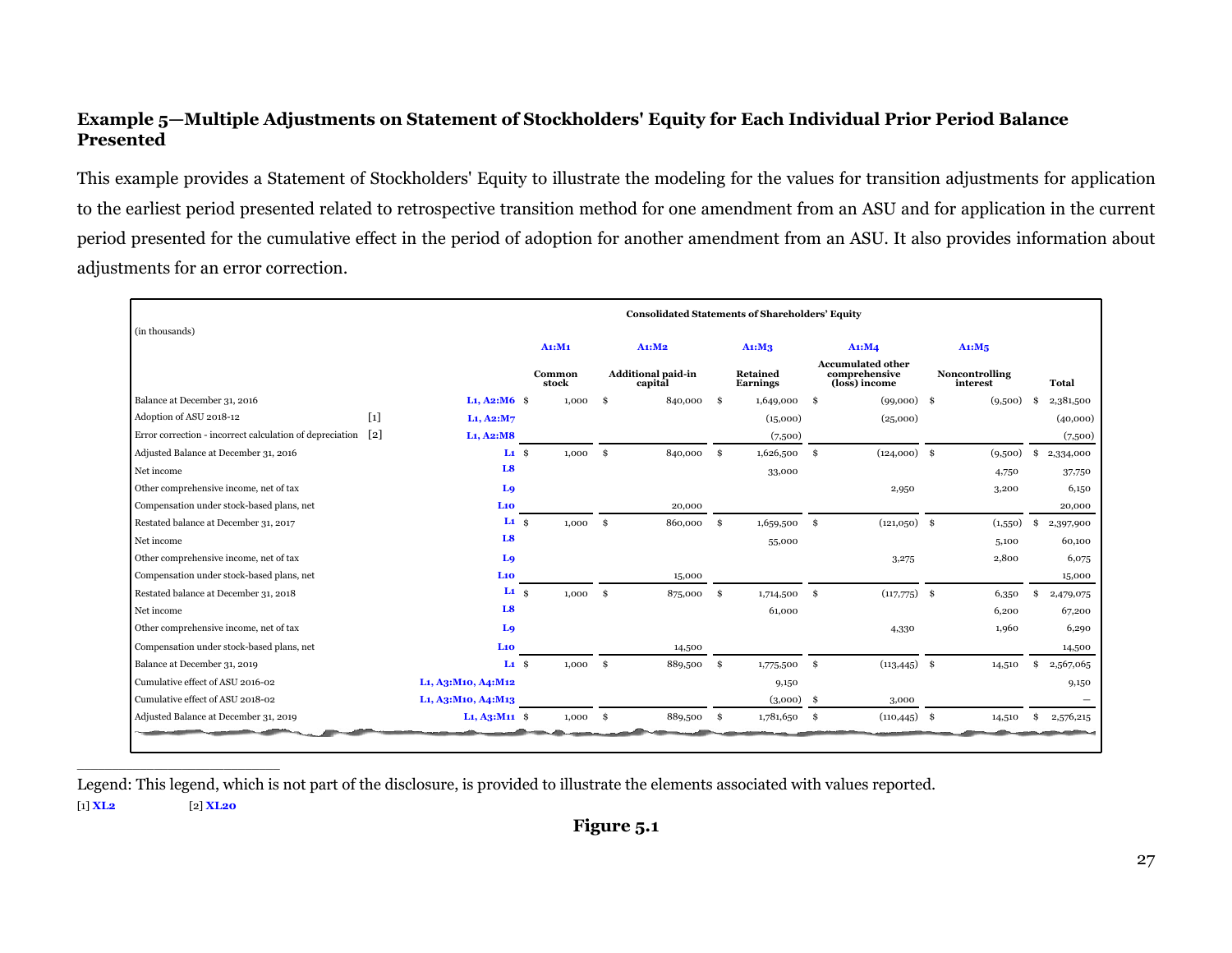### Example 5—Multiple Adjustments on Statement of Stockholders' Equity for Each Individual Prior Period Balance Presented

This example provides a Statement of Stockholders' Equity to illustrate the modeling for the values for transition adjustments for application to the earliest period presented related to retrospective transition method for one amendment from an ASU and for application in the current period presented for the cumulative effect in the period of adoption for another amendment from an ASU. It also provides information about adjustments for an error correction.

**Consolidated Statements of Shareholders' Equity**

(in thousands)

| | | | A1:M1 | A1:M2 | A1:M3 | A1:M4 | A1:M5 | |
|---|---|---|---|---|---|---|---|---|
| | | | Common stock | Additional paid-in capital | Retained Earnings | Accumulated other comprehensive (loss) income | Noncontrolling interest | Total |
| Balance at December 31, 2016 | | L1, A2:M6 | $ 1,000 | $ 840,000 | $ 1,649,000 | $ (99,000) | $ (9,500) | $ 2,381,500 |
| Adoption of ASU 2018-12 | [1] | L1, A2:M7 | | | (15,000) | (25,000) | | (40,000) |
| Error correction - incorrect calculation of depreciation | [2] | L1, A2:M8 | | | (7,500) | | | (7,500) |
| Adjusted Balance at December 31, 2016 | | L1 | $ 1,000 | $ 840,000 | $ 1,626,500 | $ (124,000) | $ (9,500) | $ 2,334,000 |
| Net income | | L8 | | | 33,000 | | 4,750 | 37,750 |
| Other comprehensive income, net of tax | | L9 | | | | 2,950 | 3,200 | 6,150 |
| Compensation under stock-based plans, net | | L10 | | 20,000 | | | | 20,000 |
| Restated balance at December 31, 2017 | | L1 | $ 1,000 | $ 860,000 | $ 1,659,500 | $ (121,050) | $ (1,550) | $ 2,397,900 |
| Net income | | L8 | | | 55,000 | | 5,100 | 60,100 |
| Other comprehensive income, net of tax | | L9 | | | | 3,275 | 2,800 | 6,075 |
| Compensation under stock-based plans, net | | L10 | | 15,000 | | | | 15,000 |
| Restated balance at December 31, 2018 | | L1 | $ 1,000 | $ 875,000 | $ 1,714,500 | $ (117,775) | $ 6,350 | $ 2,479,075 |
| Net income | | L8 | | | 61,000 | | 6,200 | 67,200 |
| Other comprehensive income, net of tax | | L9 | | | | 4,330 | 1,960 | 6,290 |
| Compensation under stock-based plans, net | | L10 | | 14,500 | | | | 14,500 |
| Balance at December 31, 2019 | | L1 | $ 1,000 | $ 889,500 | $ 1,775,500 | $ (113,445) | $ 14,510 | $ 2,567,065 |
| Cumulative effect of ASU 2016-02 | | L1, A3:M10, A4:M12 | | | 9,150 | | | 9,150 |
| Cumulative effect of ASU 2018-02 | | L1, A3:M10, A4:M13 | | | (3,000) | $ 3,000 | | — |
| Adjusted Balance at December 31, 2019 | | L1, A3:M11 | $ 1,000 | $ 889,500 | $ 1,781,650 | $ (110,445) | $ 14,510 | $ 2,576,215 |

Legend: This legend, which is not part of the disclosure, is provided to illustrate the elements associated with values reported.

[1] XL2 [2] XL20

**Figure 5.1**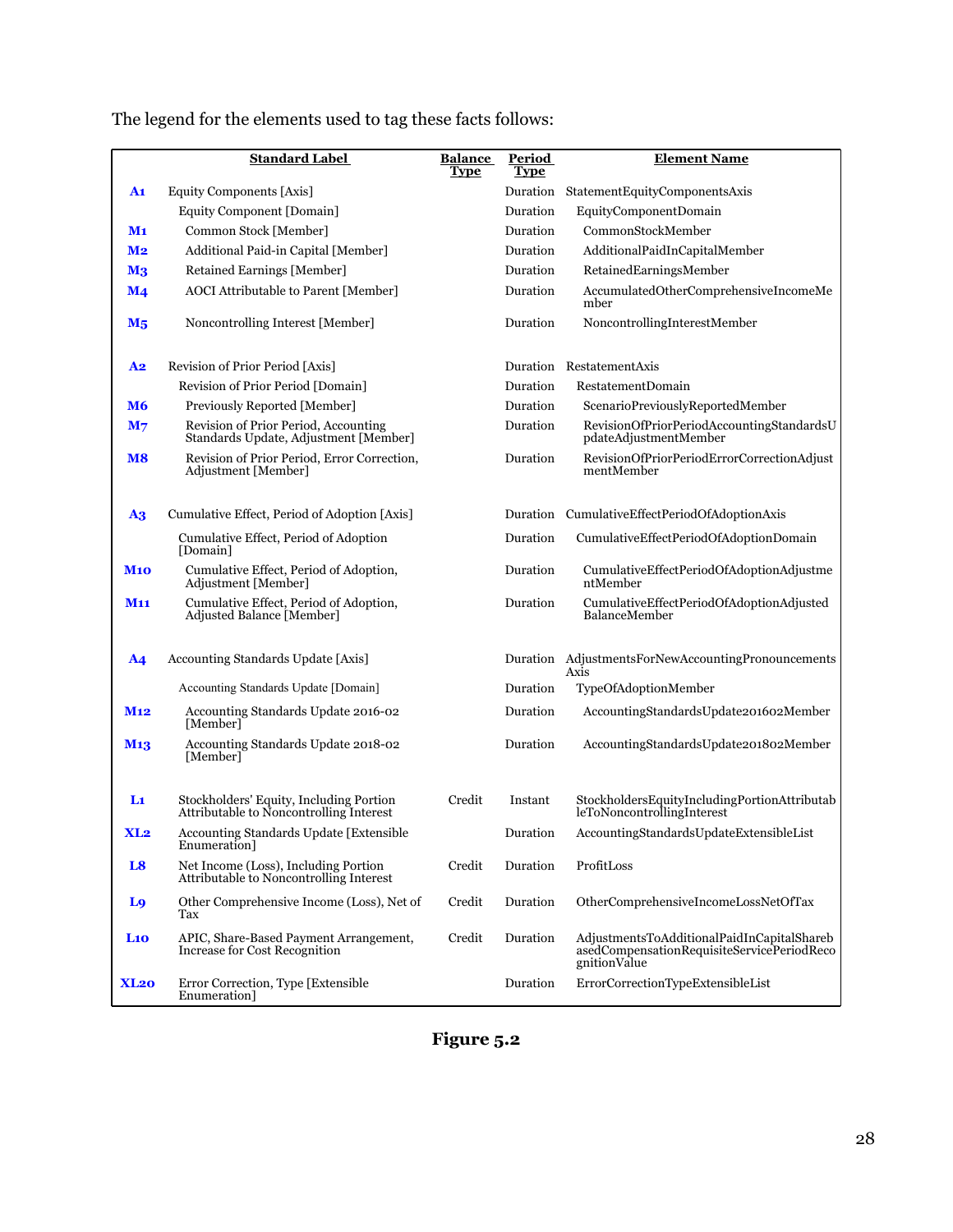The legend for the elements used to tag these facts follows:

| | Standard Label | Balance Type | Period Type | Element Name |
|---|---|---|---|---|
| A1 | Equity Components [Axis] | | Duration | StatementEquityComponentsAxis |
| | Equity Component [Domain] | | Duration | EquityComponentDomain |
| M1 | Common Stock [Member] | | Duration | CommonStockMember |
| M2 | Additional Paid-in Capital [Member] | | Duration | AdditionalPaidInCapitalMember |
| M3 | Retained Earnings [Member] | | Duration | RetainedEarningsMember |
| M4 | AOCI Attributable to Parent [Member] | | Duration | AccumulatedOtherComprehensiveIncomeMember |
| M5 | Noncontrolling Interest [Member] | | Duration | NoncontrollingInterestMember |
| | | | | |
| A2 | Revision of Prior Period [Axis] | | Duration | RestatementAxis |
| | Revision of Prior Period [Domain] | | Duration | RestatementDomain |
| M6 | Previously Reported [Member] | | Duration | ScenarioPreviouslyReportedMember |
| M7 | Revision of Prior Period, Accounting Standards Update, Adjustment [Member] | | Duration | RevisionOfPriorPeriodAccountingStandardsUpdateAdjustmentMember |
| M8 | Revision of Prior Period, Error Correction, Adjustment [Member] | | Duration | RevisionOfPriorPeriodErrorCorrectionAdjustmentMember |
| | | | | |
| A3 | Cumulative Effect, Period of Adoption [Axis] | | Duration | CumulativeEffectPeriodOfAdoptionAxis |
| | Cumulative Effect, Period of Adoption [Domain] | | Duration | CumulativeEffectPeriodOfAdoptionDomain |
| M10 | Cumulative Effect, Period of Adoption, Adjustment [Member] | | Duration | CumulativeEffectPeriodOfAdoptionAdjustmentMember |
| M11 | Cumulative Effect, Period of Adoption, Adjusted Balance [Member] | | Duration | CumulativeEffectPeriodOfAdoptionAdjustedBalanceMember |
| | | | | |
| A4 | Accounting Standards Update [Axis] | | Duration | AdjustmentsForNewAccountingPronouncementsAxis |
| | Accounting Standards Update [Domain] | | Duration | TypeOfAdoptionMember |
| M12 | Accounting Standards Update 2016-02 [Member] | | Duration | AccountingStandardsUpdate201602Member |
| M13 | Accounting Standards Update 2018-02 [Member] | | Duration | AccountingStandardsUpdate201802Member |
| | | | | |
| L1 | Stockholders' Equity, Including Portion Attributable to Noncontrolling Interest | Credit | Instant | StockholdersEquityIncludingPortionAttributableToNoncontrollingInterest |
| XL2 | Accounting Standards Update [Extensible Enumeration] | | Duration | AccountingStandardsUpdateExtensibleList |
| L8 | Net Income (Loss), Including Portion Attributable to Noncontrolling Interest | Credit | Duration | ProfitLoss |
| L9 | Other Comprehensive Income (Loss), Net of Tax | Credit | Duration | OtherComprehensiveIncomeLossNetOfTax |
| L10 | APIC, Share-Based Payment Arrangement, Increase for Cost Recognition | Credit | Duration | AdjustmentsToAdditionalPaidInCapitalSharebasedCompensationRequisiteServicePeriodRecognitionValue |
| XL20 | Error Correction, Type [Extensible Enumeration] | | Duration | ErrorCorrectionTypeExtensibleList |

**Figure 5.2**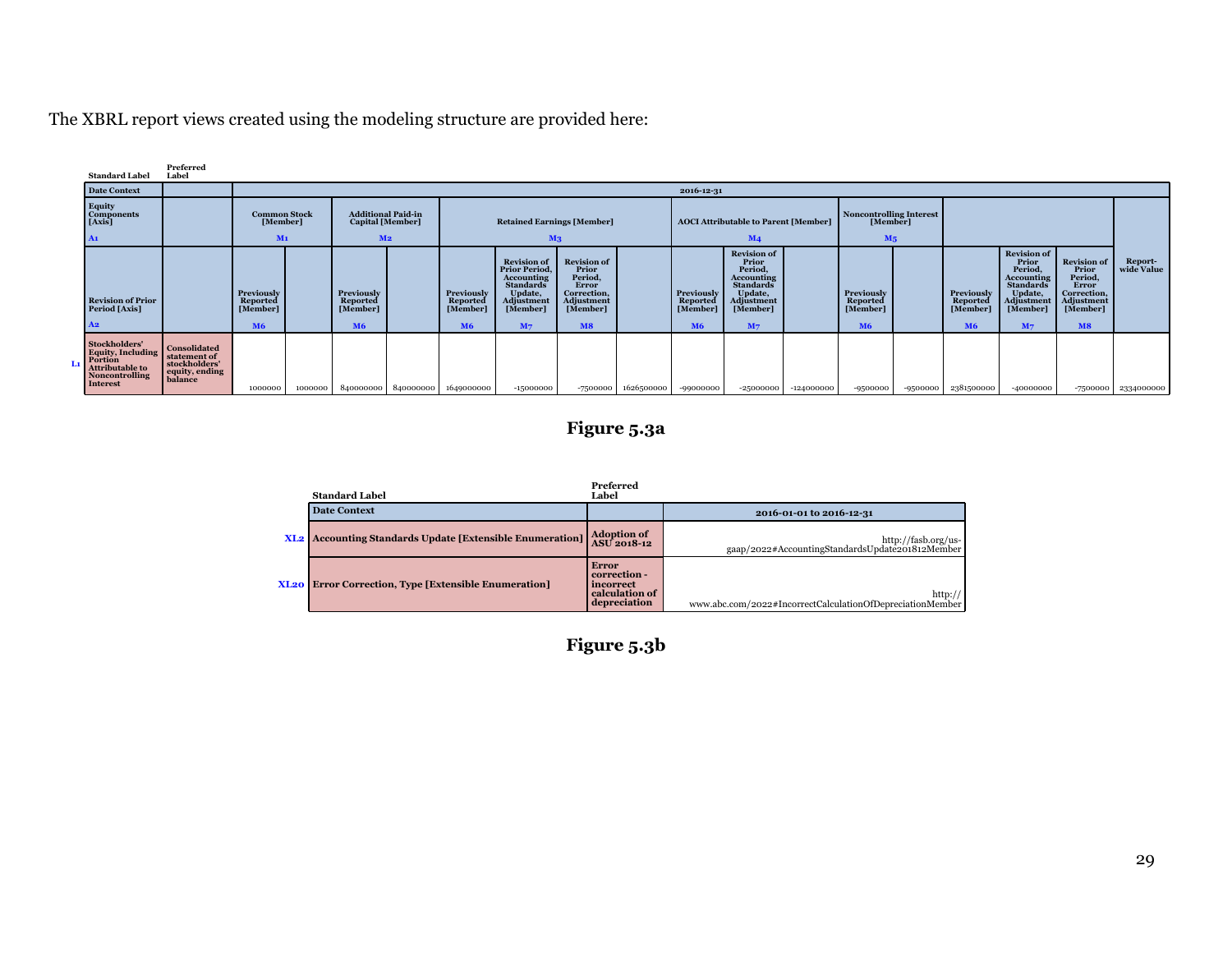The XBRL report views created using the modeling structure are provided here:

| Standard Label | Preferred Label | | | | | | | | | | | | | | | | | |
|---|---|---|---|---|---|---|---|---|---|---|---|---|---|---|---|---|---|---|
| Date Context | | 2016-12-31 | | | | | | | | | | | | | | | | |
| Equity Components [Axis] A1 | | Common Stock [Member] M1 | | Additional Paid-in Capital [Member] M2 | | Retained Earnings [Member] M3 | | | | AOCI Attributable to Parent [Member] M4 | | | Noncontrolling Interest [Member] M5 | | | | | |
| Revision of Prior Period [Axis] A2 | | Previously Reported [Member] M6 | | Previously Reported [Member] M6 | | Previously Reported [Member] M6 | Revision of Prior Period, Accounting Standards Update, Adjustment [Member] M7 | Revision of Prior Period, Error Correction, Adjustment [Member] M8 | | Previously Reported [Member] M6 | Revision of Prior Period, Accounting Standards Update, Adjustment [Member] M7 | | Previously Reported [Member] M6 | | Previously Reported [Member] M6 | Revision of Prior Period, Accounting Standards Update, Adjustment [Member] M7 | Revision of Prior Period, Error Correction, Adjustment [Member] M8 | Report-wide Value |
| L1 Stockholders' Equity, Including Portion Attributable to Noncontrolling Interest | Consolidated statement of stockholders' equity, ending balance | 1000000 | 1000000 | 840000000 | 840000000 | 1649000000 | -15000000 | -7500000 | 1626500000 | -99000000 | -25000000 | -124000000 | -9500000 | -9500000 | 2381500000 | -40000000 | -7500000 | 2334000000 |

**Figure 5.3a**

| | Standard Label | Preferred Label | |
|---|---|---|---|
| | Date Context | | 2016-01-01 to 2016-12-31 |
| XL2 | Accounting Standards Update [Extensible Enumeration] | Adoption of ASU 2018-12 | http://fasb.org/us-gaap/2022#AccountingStandardsUpdate201812Member |
| XL20 | Error Correction, Type [Extensible Enumeration] | Error correction - incorrect calculation of depreciation | http://www.abc.com/2022#IncorrectCalculationOfDepreciationMember |

**Figure 5.3b**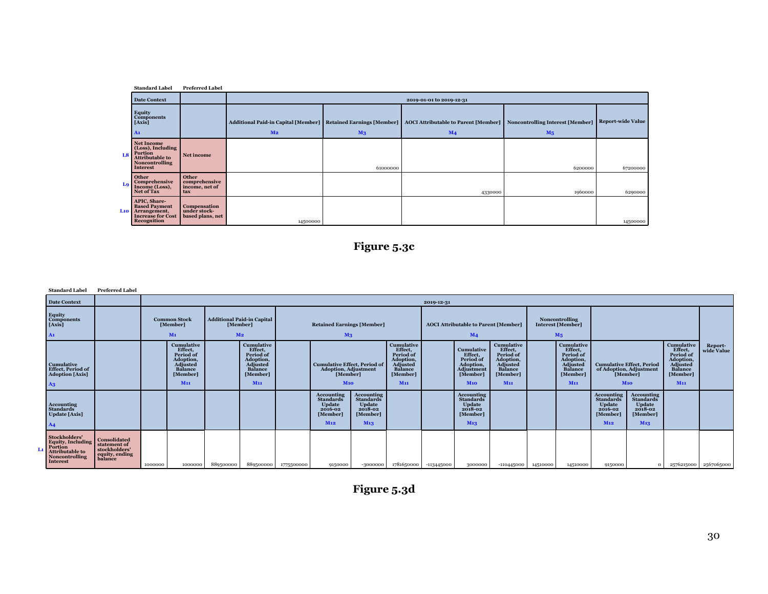| | Standard Label | Preferred Label | | | | | |
|---|---|---|---|---|---|---|---|
| | Date Context | | 2019-01-01 to 2019-12-31 | | | | |
| | Equity Components [Axis] A1 | | Additional Paid-in Capital [Member] M2 | Retained Earnings [Member] M3 | AOCI Attributable to Parent [Member] M4 | Noncontrolling Interest [Member] M5 | Report-wide Value |
| L8 | Net Income (Loss), Including Portion Attributable to Noncontrolling Interest | Net income | | 61000000 | | 6200000 | 67200000 |
| L9 | Other Comprehensive Income (Loss), Net of Tax | Other comprehensive income, net of tax | | | 4330000 | 1960000 | 6290000 |
| L10 | APIC, Share-Based Payment Arrangement, Increase for Cost Recognition | Compensation under stock-based plans, net | 14500000 | | | | 14500000 |

**Figure 5.3c**

| | Standard Label | Preferred Label | | | | | | | | | | | | | | | | | |
|---|---|---|---|---|---|---|---|---|---|---|---|---|---|---|---|---|---|---|---|
| | Date Context | | 2019-12-31 | | | | | | | | | | | | | | | | |
| | Equity Components [Axis] A1 | | Common Stock [Member] M1 | | Additional Paid-in Capital [Member] M2 | | Retained Earnings [Member] M3 | | | | AOCI Attributable to Parent [Member] M4 | | | Noncontrolling Interest [Member] M5 | | | | | Report-wide Value |
| | Cumulative Effect, Period of Adoption [Axis] A3 | | | Cumulative Effect, Period of Adoption, Adjusted Balance [Member] M11 | | Cumulative Effect, Period of Adoption, Adjusted Balance [Member] M11 | | Cumulative Effect, Period of Adoption, Adjustment [Member] M10 | | Cumulative Effect, Period of Adoption, Adjusted Balance [Member] M11 | | Cumulative Effect, Period of Adoption, Adjustment [Member] M10 | Cumulative Effect, Period of Adoption, Adjusted Balance [Member] M11 | | Cumulative Effect, Period of Adoption, Adjusted Balance [Member] M11 | Cumulative Effect, Period of Adoption, Adjustment [Member] M10 | | Cumulative Effect, Period of Adoption, Adjusted Balance [Member] M11 | |
| | Accounting Standards Update [Axis] A4 | | | | | | | Accounting Standards Update 2016-02 [Member] M12 | Accounting Standards Update 2018-02 [Member] M13 | | | Accounting Standards Update 2018-02 [Member] M13 | | | | Accounting Standards Update 2016-02 [Member] M12 | Accounting Standards Update 2018-02 [Member] M13 | | |
| L1 | Stockholders' Equity, Including Portion Attributable to Noncontrolling Interest | Consolidated statement of stockholders' equity, ending balance | 1000000 | 1000000 | 889500000 | 889500000 | 1775500000 | 9150000 | -3000000 | 1781650000 | -113445000 | 3000000 | -110445000 | 14510000 | 14510000 | 9150000 | 0 | 2576215000 | 2567065000 |

**Figure 5.3d**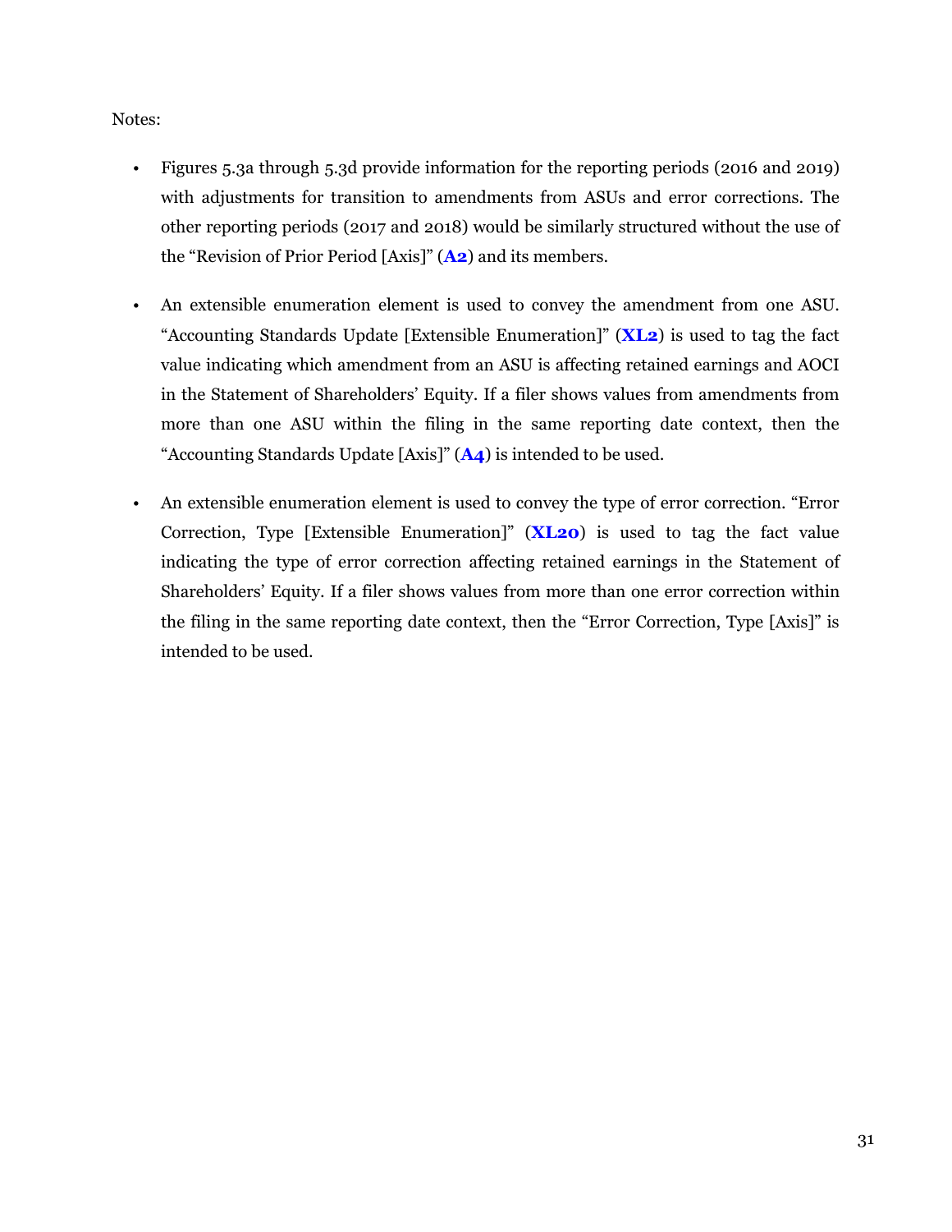Notes:

- Figures 5.3a through 5.3d provide information for the reporting periods (2016 and 2019) with adjustments for transition to amendments from ASUs and error corrections. The other reporting periods (2017 and 2018) would be similarly structured without the use of the "Revision of Prior Period [Axis]" (**A2**) and its members.

- An extensible enumeration element is used to convey the amendment from one ASU. "Accounting Standards Update [Extensible Enumeration]" (**XL2**) is used to tag the fact value indicating which amendment from an ASU is affecting retained earnings and AOCI in the Statement of Shareholders' Equity. If a filer shows values from amendments from more than one ASU within the filing in the same reporting date context, then the "Accounting Standards Update [Axis]" (**A4**) is intended to be used.

- An extensible enumeration element is used to convey the type of error correction. "Error Correction, Type [Extensible Enumeration]" (**XL20**) is used to tag the fact value indicating the type of error correction affecting retained earnings in the Statement of Shareholders' Equity. If a filer shows values from more than one error correction within the filing in the same reporting date context, then the "Error Correction, Type [Axis]" is intended to be used.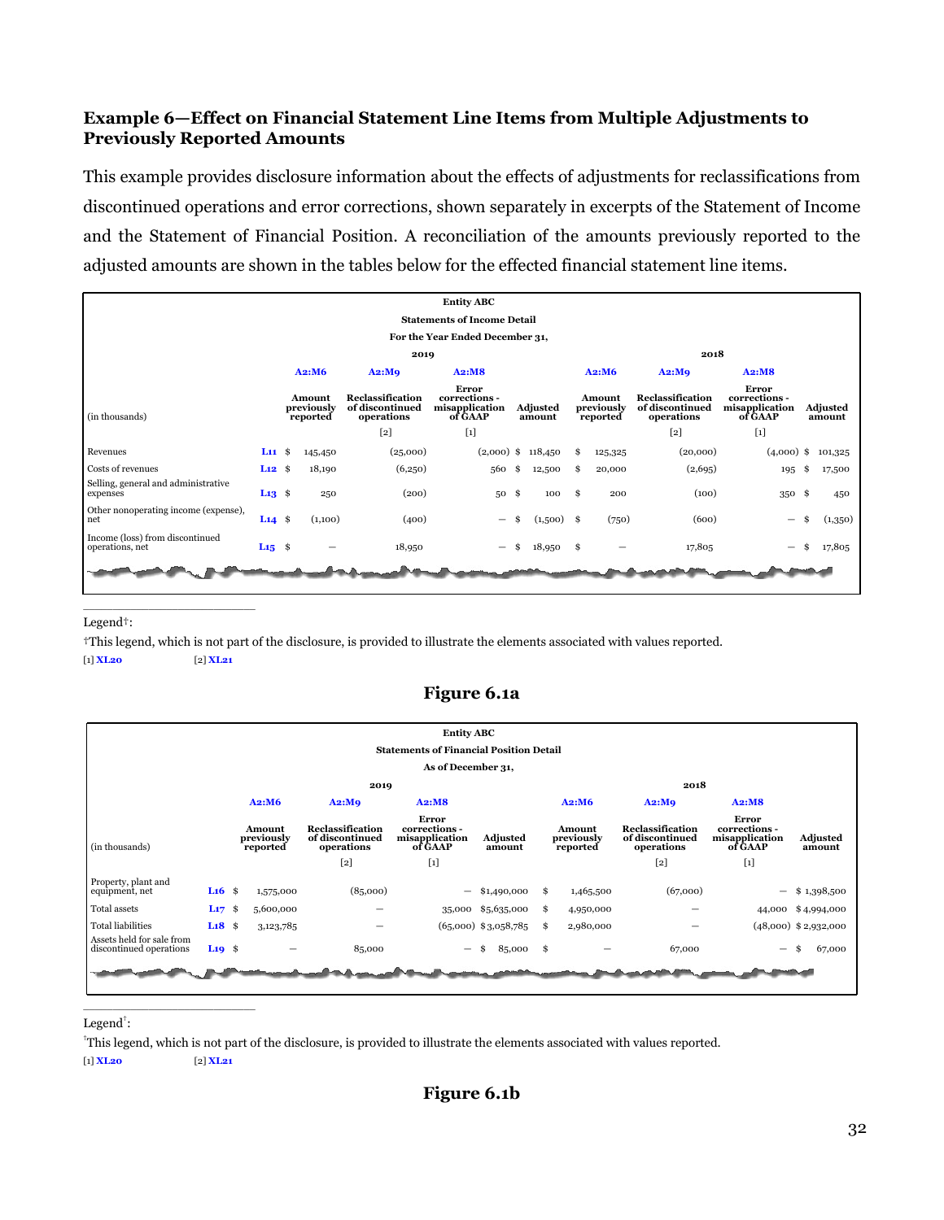### Example 6—Effect on Financial Statement Line Items from Multiple Adjustments to Previously Reported Amounts

This example provides disclosure information about the effects of adjustments for reclassifications from discontinued operations and error corrections, shown separately in excerpts of the Statement of Income and the Statement of Financial Position. A reconciliation of the amounts previously reported to the adjusted amounts are shown in the tables below for the effected financial statement line items.

| Entity ABC<br>Statements of Income Detail<br>For the Year Ended December 31, | | | | | | | | | |
|---|---|---|---|---|---|---|---|---|---|
| | | 2019 | | | | 2018 | | | |
| | | A2:M6 | A2:M9 | A2:M8 | | A2:M6 | A2:M9 | A2:M8 | |
| (in thousands) | | Amount previously reported | Reclassification of discontinued operations [2] | Error corrections - misapplication of GAAP [1] | Adjusted amount | Amount previously reported | Reclassification of discontinued operations [2] | Error corrections - misapplication of GAAP [1] | Adjusted amount |
| Revenues | L11 | $ 145,450 | (25,000) | (2,000) | $ 118,450 | $ 125,325 | (20,000) | (4,000) | $ 101,325 |
| Costs of revenues | L12 | $ 18,190 | (6,250) | 560 | $ 12,500 | $ 20,000 | (2,695) | 195 | $ 17,500 |
| Selling, general and administrative expenses | L13 | $ 250 | (200) | 50 | $ 100 | $ 200 | (100) | 350 | $ 450 |
| Other nonoperating income (expense), net | L14 | $ (1,100) | (400) | — | $ (1,500) | $ (750) | (600) | — | $ (1,350) |
| Income (loss) from discontinued operations, net | L15 | $ — | 18,950 | — | $ 18,950 | $ — | 17,805 | — | $ 17,805 |

Legend†:

†This legend, which is not part of the disclosure, is provided to illustrate the elements associated with values reported.

[1] XL20 [2] XL21

**Figure 6.1a**

| Entity ABC<br>Statements of Financial Position Detail<br>As of December 31, | | | | | | | | | |
|---|---|---|---|---|---|---|---|---|---|
| | | 2019 | | | | 2018 | | | |
| | | A2:M6 | A2:M9 | A2:M8 | | A2:M6 | A2:M9 | A2:M8 | |
| (in thousands) | | Amount previously reported | Reclassification of discontinued operations [2] | Error corrections - misapplication of GAAP [1] | Adjusted amount | Amount previously reported | Reclassification of discontinued operations [2] | Error corrections - misapplication of GAAP [1] | Adjusted amount |
| Property, plant and equipment, net | L16 | $ 1,575,000 | (85,000) | — | $1,490,000 | $ 1,465,500 | (67,000) | — | $ 1,398,500 |
| Total assets | L17 | $ 5,600,000 | — | 35,000 | $5,635,000 | $ 4,950,000 | — | 44,000 | $ 4,994,000 |
| Total liabilities | L18 | $ 3,123,785 | — | (65,000) | $3,058,785 | $ 2,980,000 | — | (48,000) | $ 2,932,000 |
| Assets held for sale from discontinued operations | L19 | $ — | 85,000 | — | $ 85,000 | $ — | 67,000 | — | $ 67,000 |

Legend†:

†This legend, which is not part of the disclosure, is provided to illustrate the elements associated with values reported.

[1] XL20 [2] XL21

**Figure 6.1b**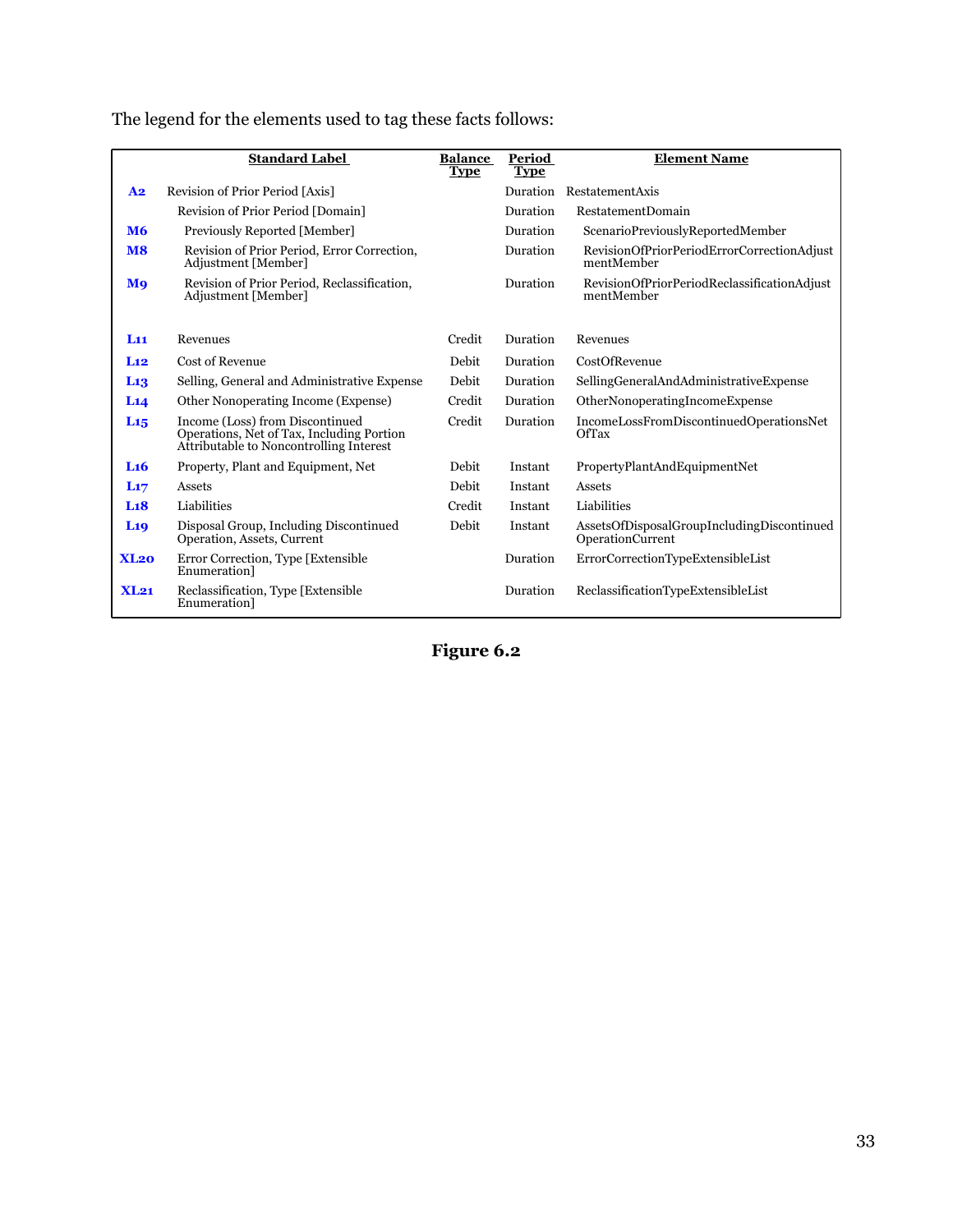The legend for the elements used to tag these facts follows:

| | Standard Label | Balance Type | Period Type | Element Name |
|---|---|---|---|---|
| **A2** | Revision of Prior Period [Axis] | | Duration | RestatementAxis |
| | Revision of Prior Period [Domain] | | Duration | RestatementDomain |
| **M6** | Previously Reported [Member] | | Duration | ScenarioPreviouslyReportedMember |
| **M8** | Revision of Prior Period, Error Correction, Adjustment [Member] | | Duration | RevisionOfPriorPeriodErrorCorrectionAdjustmentMember |
| **M9** | Revision of Prior Period, Reclassification, Adjustment [Member] | | Duration | RevisionOfPriorPeriodReclassificationAdjustmentMember |
| **L11** | Revenues | Credit | Duration | Revenues |
| **L12** | Cost of Revenue | Debit | Duration | CostOfRevenue |
| **L13** | Selling, General and Administrative Expense | Debit | Duration | SellingGeneralAndAdministrativeExpense |
| **L14** | Other Nonoperating Income (Expense) | Credit | Duration | OtherNonoperatingIncomeExpense |
| **L15** | Income (Loss) from Discontinued Operations, Net of Tax, Including Portion Attributable to Noncontrolling Interest | Credit | Duration | IncomeLossFromDiscontinuedOperationsNetOfTax |
| **L16** | Property, Plant and Equipment, Net | Debit | Instant | PropertyPlantAndEquipmentNet |
| **L17** | Assets | Debit | Instant | Assets |
| **L18** | Liabilities | Credit | Instant | Liabilities |
| **L19** | Disposal Group, Including Discontinued Operation, Assets, Current | Debit | Instant | AssetsOfDisposalGroupIncludingDiscontinuedOperationCurrent |
| **XL20** | Error Correction, Type [Extensible Enumeration] | | Duration | ErrorCorrectionTypeExtensibleList |
| **XL21** | Reclassification, Type [Extensible Enumeration] | | Duration | ReclassificationTypeExtensibleList |

**Figure 6.2**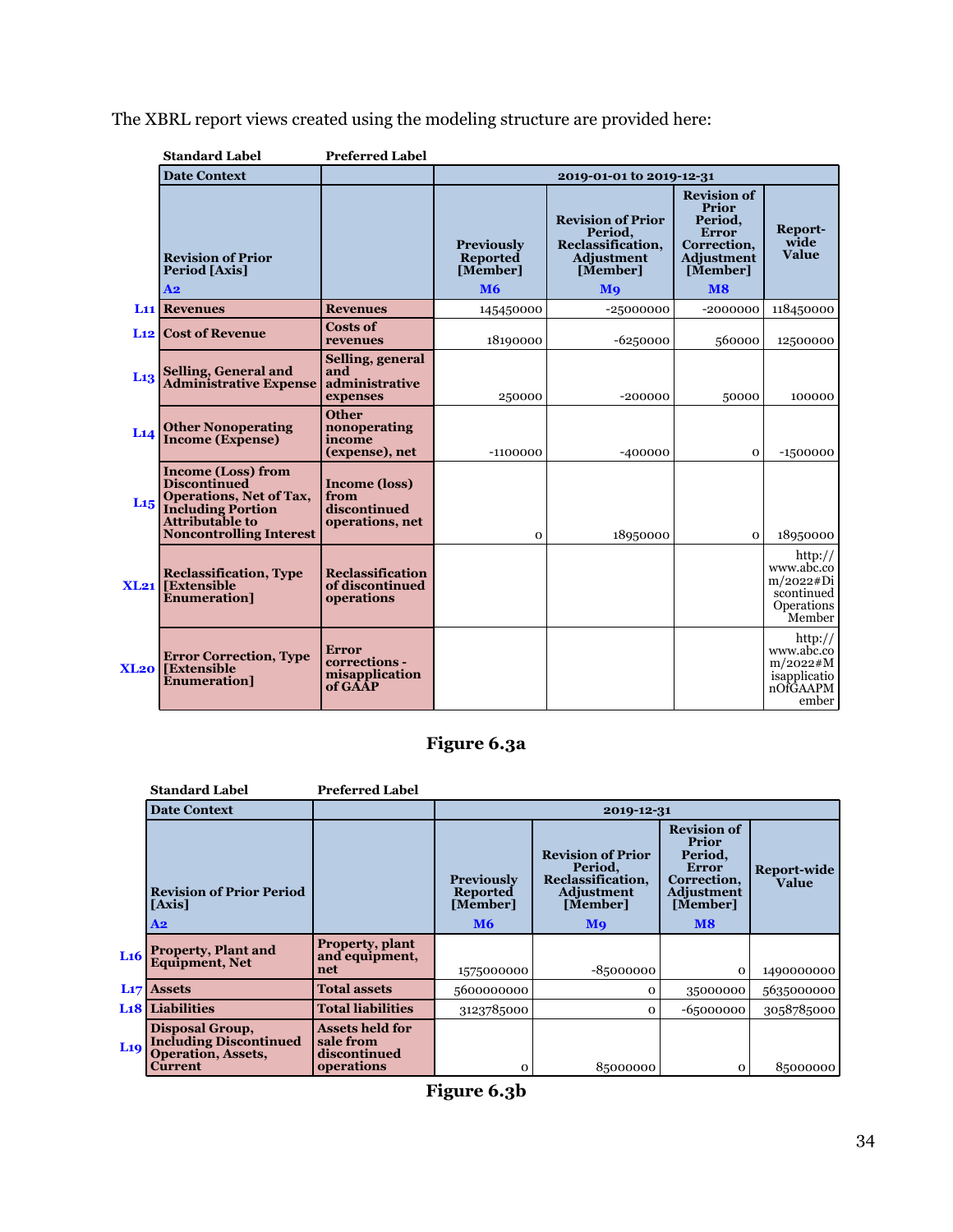The XBRL report views created using the modeling structure are provided here:

| | Standard Label | Preferred Label | | | | |
|---|---|---|---|---|---|---|
| | **Date Context** | | **2019-01-01 to 2019-12-31** | | | |
| | **Revision of Prior Period [Axis]** **A2** | | **Previously Reported [Member]** **M6** | **Revision of Prior Period, Reclassification, Adjustment [Member]** **M9** | **Revision of Prior Period, Error Correction, Adjustment [Member]** **M8** | **Report-wide Value** |
| **L11** | **Revenues** | **Revenues** | 145450000 | -25000000 | -2000000 | 118450000 |
| **L12** | **Cost of Revenue** | **Costs of revenues** | 18190000 | -6250000 | 560000 | 12500000 |
| **L13** | **Selling, General and Administrative Expense** | **Selling, general and administrative expenses** | 250000 | -200000 | 50000 | 100000 |
| **L14** | **Other Nonoperating Income (Expense)** | **Other nonoperating income (expense), net** | -1100000 | -400000 | 0 | -1500000 |
| **L15** | **Income (Loss) from Discontinued Operations, Net of Tax, Including Portion Attributable to Noncontrolling Interest** | **Income (loss) from discontinued operations, net** | 0 | 18950000 | 0 | 18950000 |
| **XL21** | **Reclassification, Type [Extensible Enumeration]** | **Reclassification of discontinued operations** | | | | http://www.abc.com/2022#DiscontinuedOperationsMember |
| **XL20** | **Error Correction, Type [Extensible Enumeration]** | **Error corrections - misapplication of GAAP** | | | | http://www.abc.com/2022#MisapplicationOfGAAPMember |

**Figure 6.3a**

| | Standard Label | Preferred Label | | | | |
|---|---|---|---|---|---|---|
| | **Date Context** | | **2019-12-31** | | | |
| | **Revision of Prior Period [Axis]** **A2** | | **Previously Reported [Member]** **M6** | **Revision of Prior Period, Reclassification, Adjustment [Member]** **M9** | **Revision of Prior Period, Error Correction, Adjustment [Member]** **M8** | **Report-wide Value** |
| **L16** | **Property, Plant and Equipment, Net** | **Property, plant and equipment, net** | 1575000000 | -85000000 | 0 | 1490000000 |
| **L17** | **Assets** | **Total assets** | 5600000000 | 0 | 35000000 | 5635000000 |
| **L18** | **Liabilities** | **Total liabilities** | 3123785000 | 0 | -65000000 | 3058785000 |
| **L19** | **Disposal Group, Including Discontinued Operation, Assets, Current** | **Assets held for sale from discontinued operations** | 0 | 85000000 | 0 | 85000000 |

**Figure 6.3b**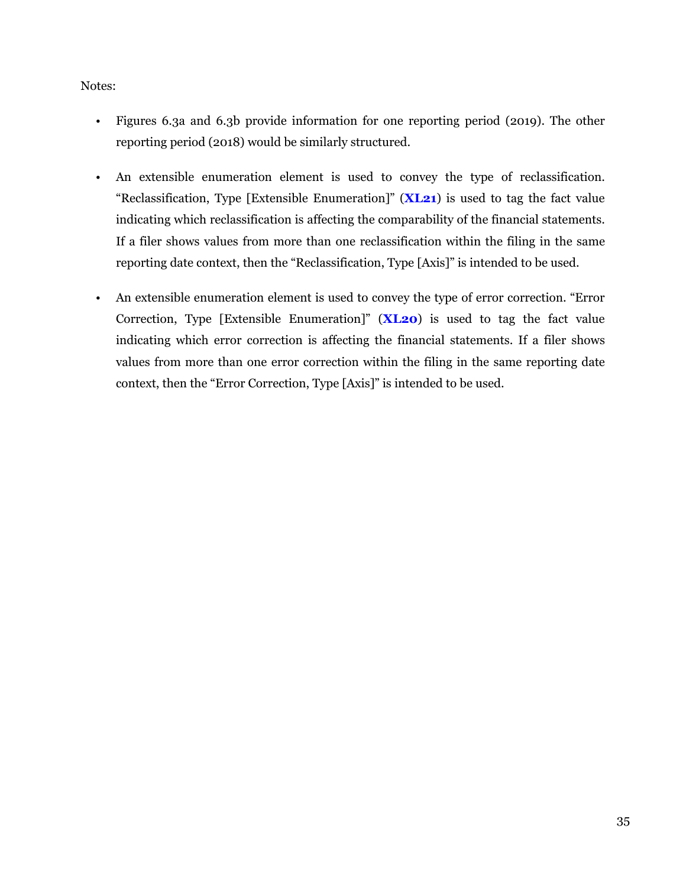Notes:

- Figures 6.3a and 6.3b provide information for one reporting period (2019). The other reporting period (2018) would be similarly structured.

- An extensible enumeration element is used to convey the type of reclassification. "Reclassification, Type [Extensible Enumeration]" (**XL21**) is used to tag the fact value indicating which reclassification is affecting the comparability of the financial statements. If a filer shows values from more than one reclassification within the filing in the same reporting date context, then the "Reclassification, Type [Axis]" is intended to be used.

- An extensible enumeration element is used to convey the type of error correction. "Error Correction, Type [Extensible Enumeration]" (**XL20**) is used to tag the fact value indicating which error correction is affecting the financial statements. If a filer shows values from more than one error correction within the filing in the same reporting date context, then the "Error Correction, Type [Axis]" is intended to be used.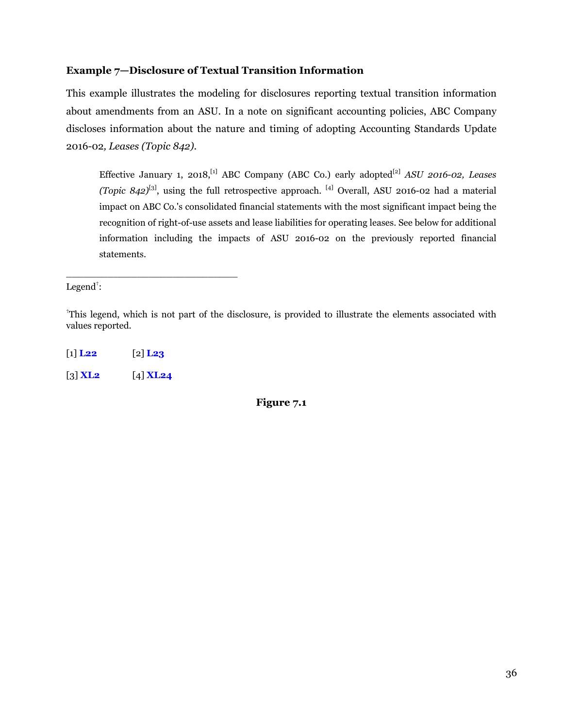**Example 7—Disclosure of Textual Transition Information**

This example illustrates the modeling for disclosures reporting textual transition information about amendments from an ASU. In a note on significant accounting policies, ABC Company discloses information about the nature and timing of adopting Accounting Standards Update 2016-02*, Leases (Topic 842)*.

> Effective January 1, 2018,[1] ABC Company (ABC Co.) early adopted[2] *ASU 2016-02, Leases (Topic 842)*[3], using the full retrospective approach. [4] Overall, ASU 2016-02 had a material impact on ABC Co.'s consolidated financial statements with the most significant impact being the recognition of right-of-use assets and lease liabilities for operating leases. See below for additional information including the impacts of ASU 2016-02 on the previously reported financial statements.

---

Legend†:

†This legend, which is not part of the disclosure, is provided to illustrate the elements associated with values reported.

[1] **L22** [2] **L23**

[3] **XL2** [4] **XL24**

**Figure 7.1**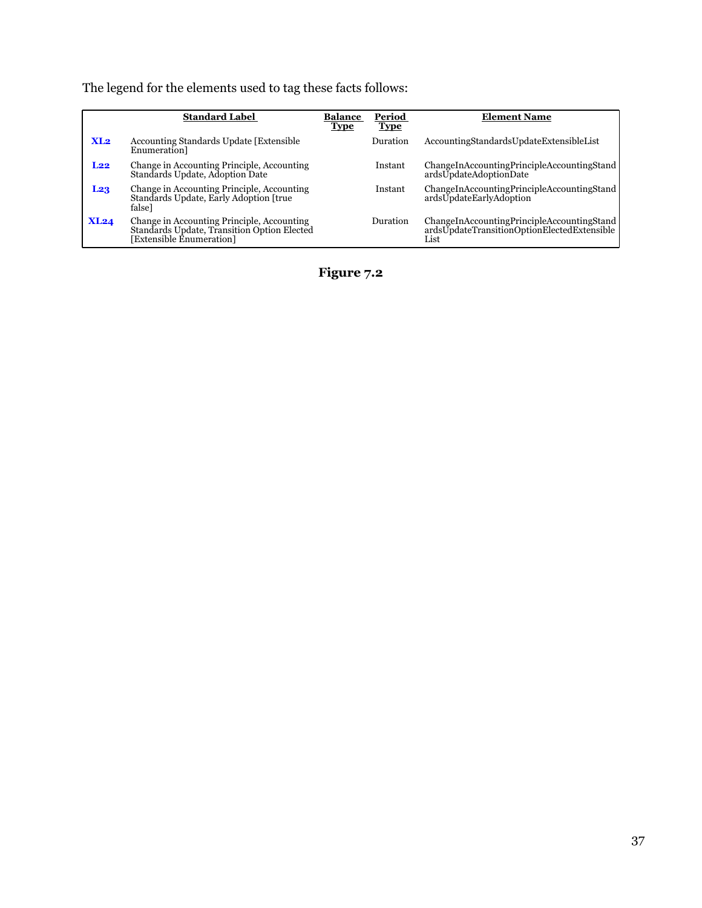The legend for the elements used to tag these facts follows:

| | Standard Label | Balance Type | Period Type | Element Name |
|---|---|---|---|---|
| **XL2** | Accounting Standards Update [Extensible Enumeration] | | Duration | AccountingStandardsUpdateExtensibleList |
| **L22** | Change in Accounting Principle, Accounting Standards Update, Adoption Date | | Instant | ChangeInAccountingPrincipleAccountingStandardsUpdateAdoptionDate |
| **L23** | Change in Accounting Principle, Accounting Standards Update, Early Adoption [true false] | | Instant | ChangeInAccountingPrincipleAccountingStandardsUpdateEarlyAdoption |
| **XL24** | Change in Accounting Principle, Accounting Standards Update, Transition Option Elected [Extensible Enumeration] | | Duration | ChangeInAccountingPrincipleAccountingStandardsUpdateTransitionOptionElectedExtensibleList |

**Figure 7.2**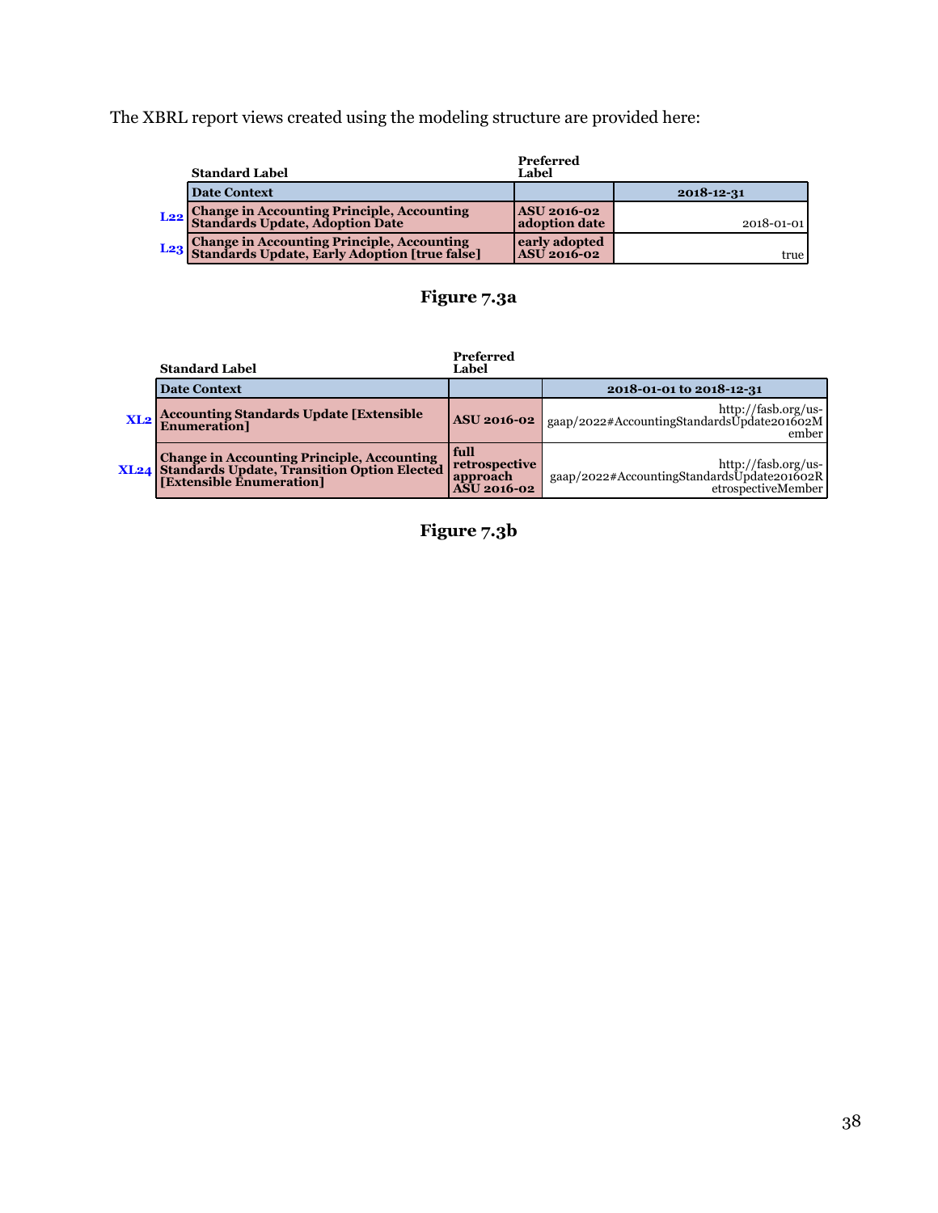The XBRL report views created using the modeling structure are provided here:

| | Standard Label | Preferred Label | |
|---|---|---|---|
| | **Date Context** | | **2018-12-31** |
| L22 | **Change in Accounting Principle, Accounting Standards Update, Adoption Date** | **ASU 2016-02 adoption date** | 2018-01-01 |
| L23 | **Change in Accounting Principle, Accounting Standards Update, Early Adoption [true false]** | **early adopted ASU 2016-02** | true |

**Figure 7.3a**

| | Standard Label | Preferred Label | |
|---|---|---|---|
| | **Date Context** | | **2018-01-01 to 2018-12-31** |
| XL2 | **Accounting Standards Update [Extensible Enumeration]** | **ASU 2016-02** | http://fasb.org/us-gaap/2022#AccountingStandardsUpdate201602Member |
| XL24 | **Change in Accounting Principle, Accounting Standards Update, Transition Option Elected [Extensible Enumeration]** | **full retrospective approach ASU 2016-02** | http://fasb.org/us-gaap/2022#AccountingStandardsUpdate201602RetrospectiveMember |

**Figure 7.3b**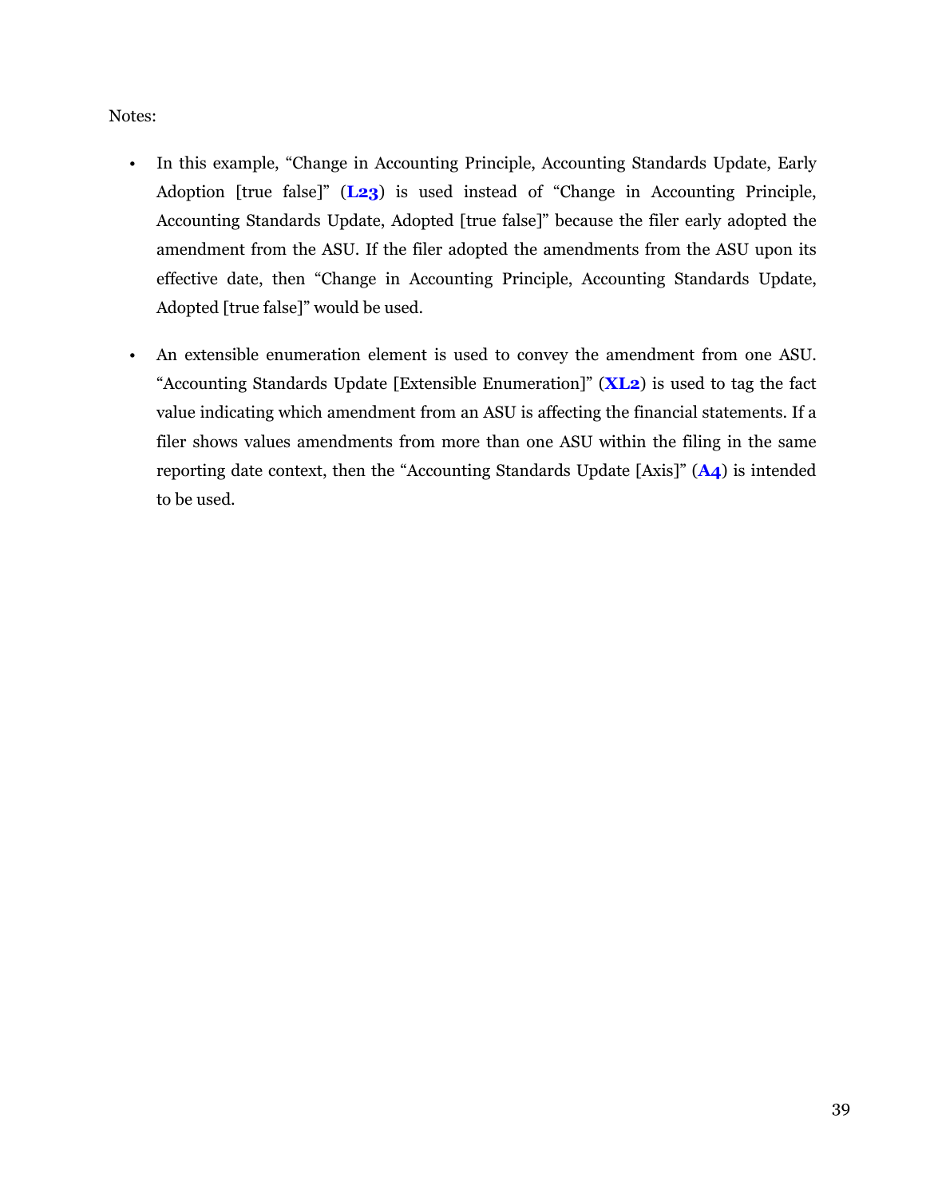Notes:

- In this example, "Change in Accounting Principle, Accounting Standards Update, Early Adoption [true false]" (**L23**) is used instead of "Change in Accounting Principle, Accounting Standards Update, Adopted [true false]" because the filer early adopted the amendment from the ASU. If the filer adopted the amendments from the ASU upon its effective date, then "Change in Accounting Principle, Accounting Standards Update, Adopted [true false]" would be used.

- An extensible enumeration element is used to convey the amendment from one ASU. "Accounting Standards Update [Extensible Enumeration]" (**XL2**) is used to tag the fact value indicating which amendment from an ASU is affecting the financial statements. If a filer shows values amendments from more than one ASU within the filing in the same reporting date context, then the "Accounting Standards Update [Axis]" (**A4**) is intended to be used.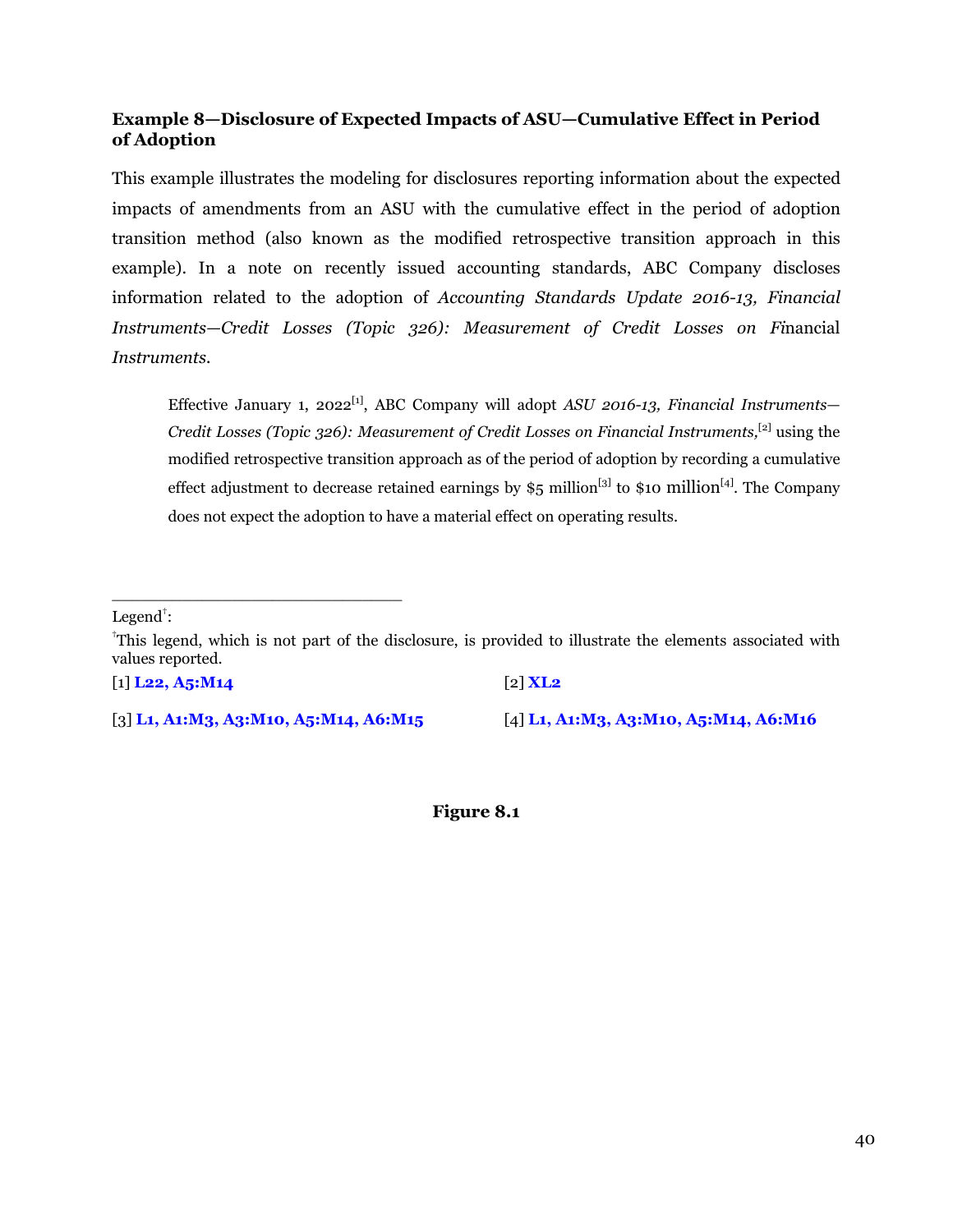### Example 8—Disclosure of Expected Impacts of ASU—Cumulative Effect in Period of Adoption

This example illustrates the modeling for disclosures reporting information about the expected impacts of amendments from an ASU with the cumulative effect in the period of adoption transition method (also known as the modified retrospective transition approach in this example). In a note on recently issued accounting standards, ABC Company discloses information related to the adoption of *Accounting Standards Update 2016-13, Financial Instruments—Credit Losses (Topic 326): Measurement of Credit Losses on Financial Instruments*.

> Effective January 1, 2022[1], ABC Company will adopt *ASU 2016-13, Financial Instruments—Credit Losses (Topic 326): Measurement of Credit Losses on Financial Instruments,*[2] using the modified retrospective transition approach as of the period of adoption by recording a cumulative effect adjustment to decrease retained earnings by $5 million[3] to $10 million[4]. The Company does not expect the adoption to have a material effect on operating results.

---

Legend†:

†This legend, which is not part of the disclosure, is provided to illustrate the elements associated with values reported.

[1] **L22, A5:M14**

[2] **XL2**

[3] **L1, A1:M3, A3:M10, A5:M14, A6:M15**

[4] **L1, A1:M3, A3:M10, A5:M14, A6:M16**

**Figure 8.1**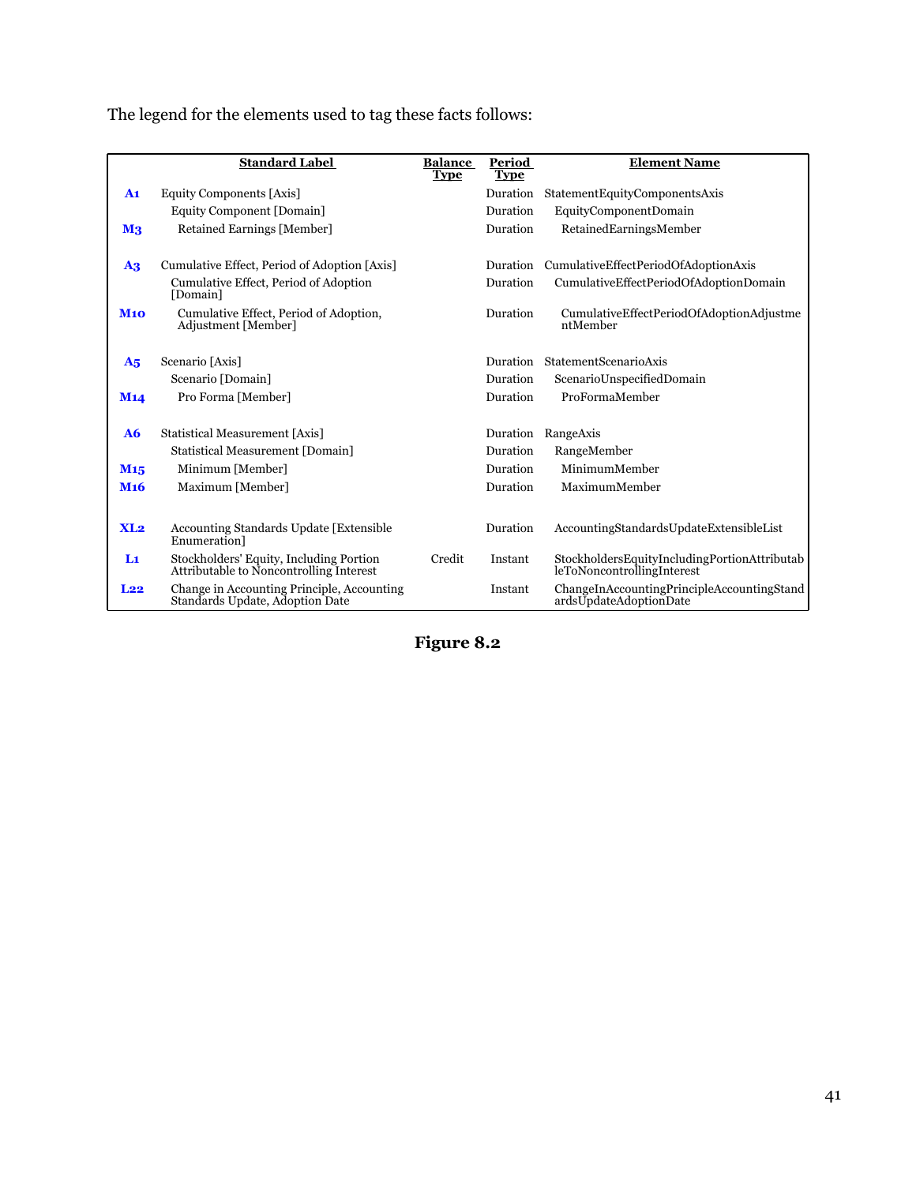The legend for the elements used to tag these facts follows:

| | Standard Label | Balance Type | Period Type | Element Name |
|---|---|---|---|---|
| **A1** | Equity Components [Axis] | | Duration | StatementEquityComponentsAxis |
| | Equity Component [Domain] | | Duration | EquityComponentDomain |
| **M3** | Retained Earnings [Member] | | Duration | RetainedEarningsMember |
| **A3** | Cumulative Effect, Period of Adoption [Axis] | | Duration | CumulativeEffectPeriodOfAdoptionAxis |
| | Cumulative Effect, Period of Adoption [Domain] | | Duration | CumulativeEffectPeriodOfAdoptionDomain |
| **M10** | Cumulative Effect, Period of Adoption, Adjustment [Member] | | Duration | CumulativeEffectPeriodOfAdoptionAdjustmentMember |
| **A5** | Scenario [Axis] | | Duration | StatementScenarioAxis |
| | Scenario [Domain] | | Duration | ScenarioUnspecifiedDomain |
| **M14** | Pro Forma [Member] | | Duration | ProFormaMember |
| **A6** | Statistical Measurement [Axis] | | Duration | RangeAxis |
| | Statistical Measurement [Domain] | | Duration | RangeMember |
| **M15** | Minimum [Member] | | Duration | MinimumMember |
| **M16** | Maximum [Member] | | Duration | MaximumMember |
| **XL2** | Accounting Standards Update [Extensible Enumeration] | | Duration | AccountingStandardsUpdateExtensibleList |
| **L1** | Stockholders' Equity, Including Portion Attributable to Noncontrolling Interest | Credit | Instant | StockholdersEquityIncludingPortionAttributableToNoncontrollingInterest |
| **L22** | Change in Accounting Principle, Accounting Standards Update, Adoption Date | | Instant | ChangeInAccountingPrincipleAccountingStandardsUpdateAdoptionDate |

**Figure 8.2**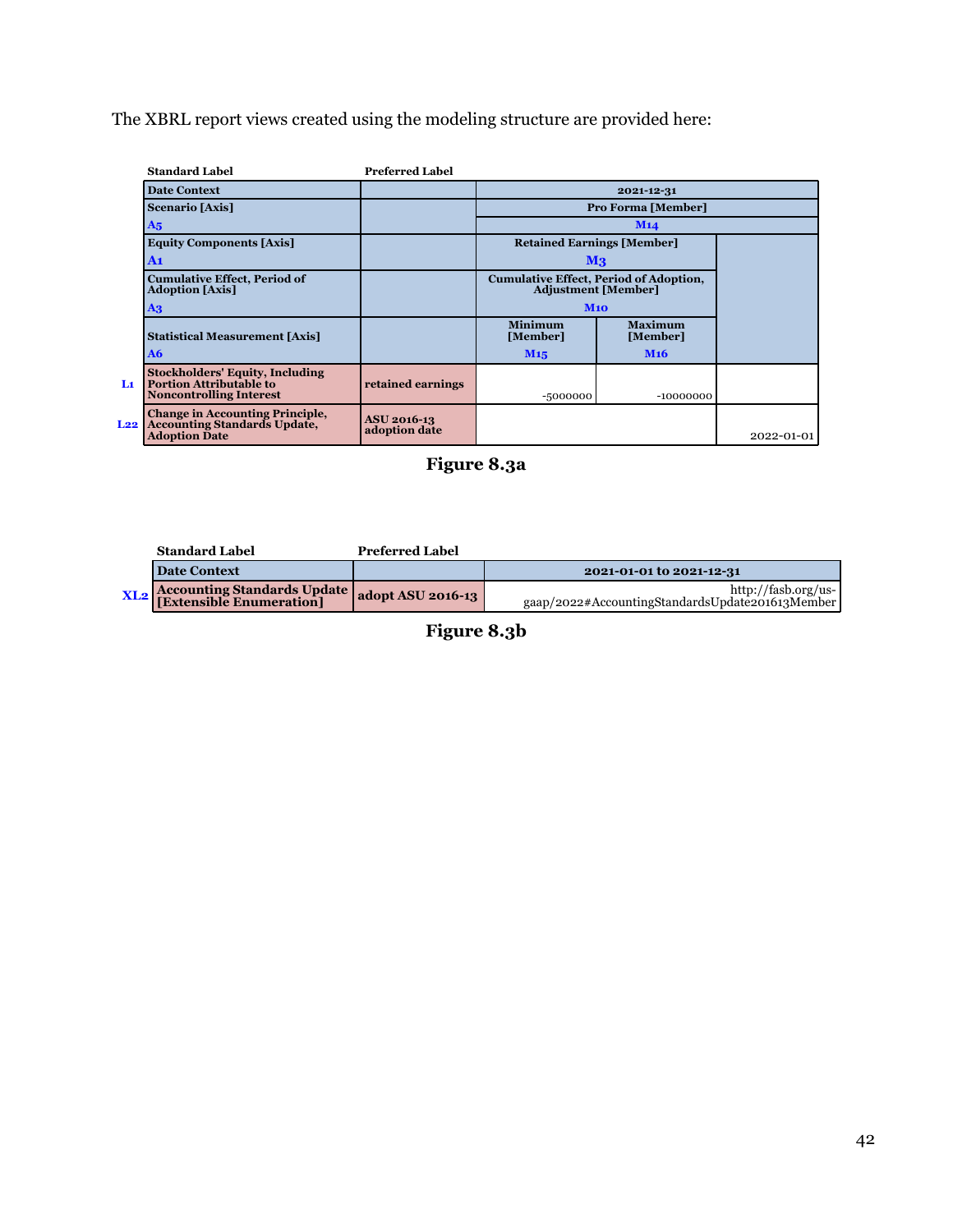The XBRL report views created using the modeling structure are provided here:

| | Standard Label | Preferred Label | | | |
|---|---|---|---|---|---|
| | Date Context | | 2021-12-31 | | |
| | Scenario [Axis] | | Pro Forma [Member] | | |
| | A5 | | M14 | | |
| | Equity Components [Axis] | | Retained Earnings [Member] | | |
| | A1 | | M3 | | |
| | Cumulative Effect, Period of Adoption [Axis] | | Cumulative Effect, Period of Adoption, Adjustment [Member] | | |
| | A3 | | M10 | | |
| | Statistical Measurement [Axis] | | Minimum [Member] | Maximum [Member] | |
| | A6 | | M15 | M16 | |
| L1 | Stockholders' Equity, Including Portion Attributable to Noncontrolling Interest | retained earnings | -5000000 | -10000000 | |
| L22 | Change in Accounting Principle, Accounting Standards Update, Adoption Date | ASU 2016-13 adoption date | | | 2022-01-01 |

**Figure 8.3a**

| | Standard Label | Preferred Label | |
|---|---|---|---|
| | Date Context | | 2021-01-01 to 2021-12-31 |
| XL2 | Accounting Standards Update [Extensible Enumeration] | adopt ASU 2016-13 | http://fasb.org/us-gaap/2022#AccountingStandardsUpdate201613Member |

**Figure 8.3b**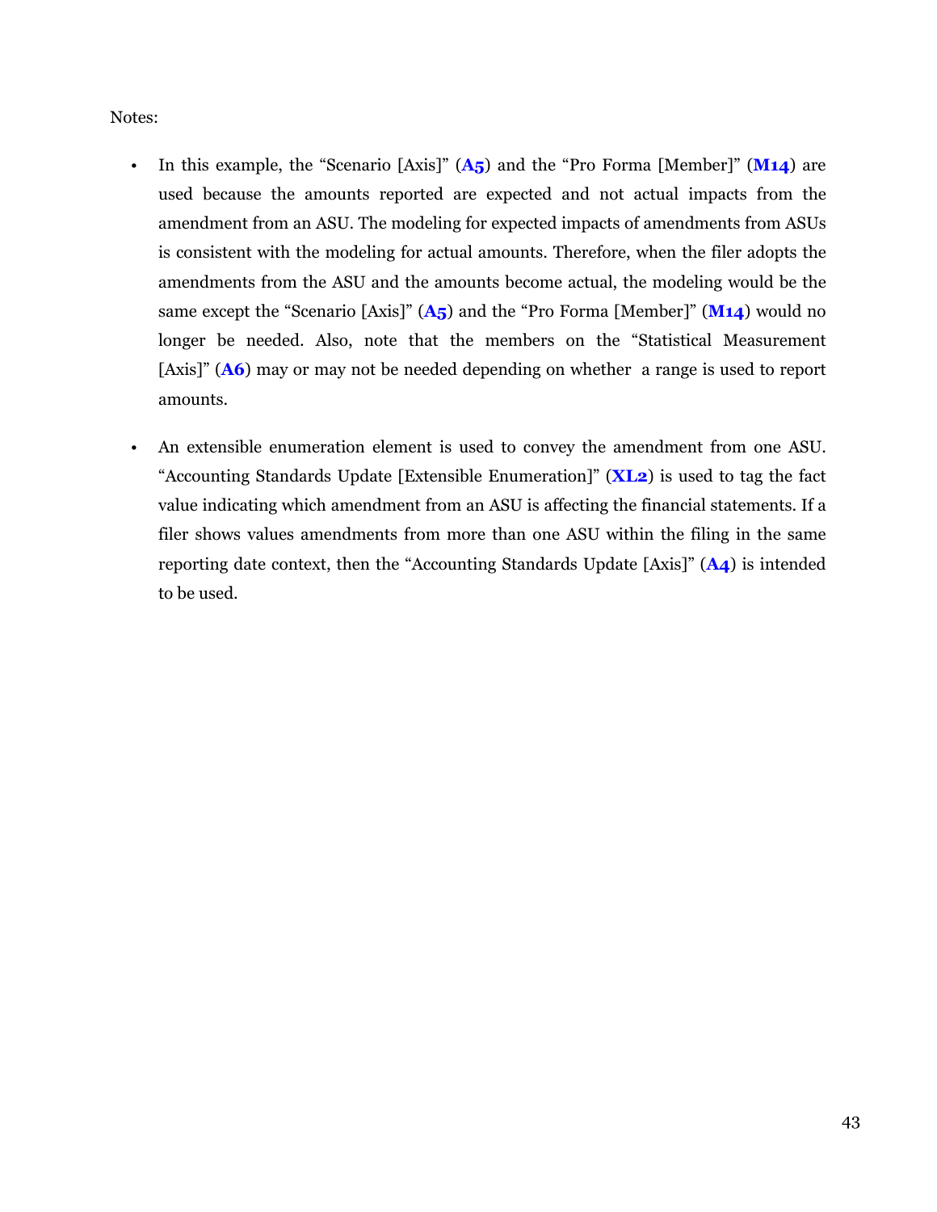Notes:

- In this example, the "Scenario [Axis]" (**A5**) and the "Pro Forma [Member]" (**M14**) are used because the amounts reported are expected and not actual impacts from the amendment from an ASU. The modeling for expected impacts of amendments from ASUs is consistent with the modeling for actual amounts. Therefore, when the filer adopts the amendments from the ASU and the amounts become actual, the modeling would be the same except the "Scenario [Axis]" (**A5**) and the "Pro Forma [Member]" (**M14**) would no longer be needed. Also, note that the members on the "Statistical Measurement [Axis]" (**A6**) may or may not be needed depending on whether a range is used to report amounts.

- An extensible enumeration element is used to convey the amendment from one ASU. "Accounting Standards Update [Extensible Enumeration]" (**XL2**) is used to tag the fact value indicating which amendment from an ASU is affecting the financial statements. If a filer shows values amendments from more than one ASU within the filing in the same reporting date context, then the "Accounting Standards Update [Axis]" (**A4**) is intended to be used.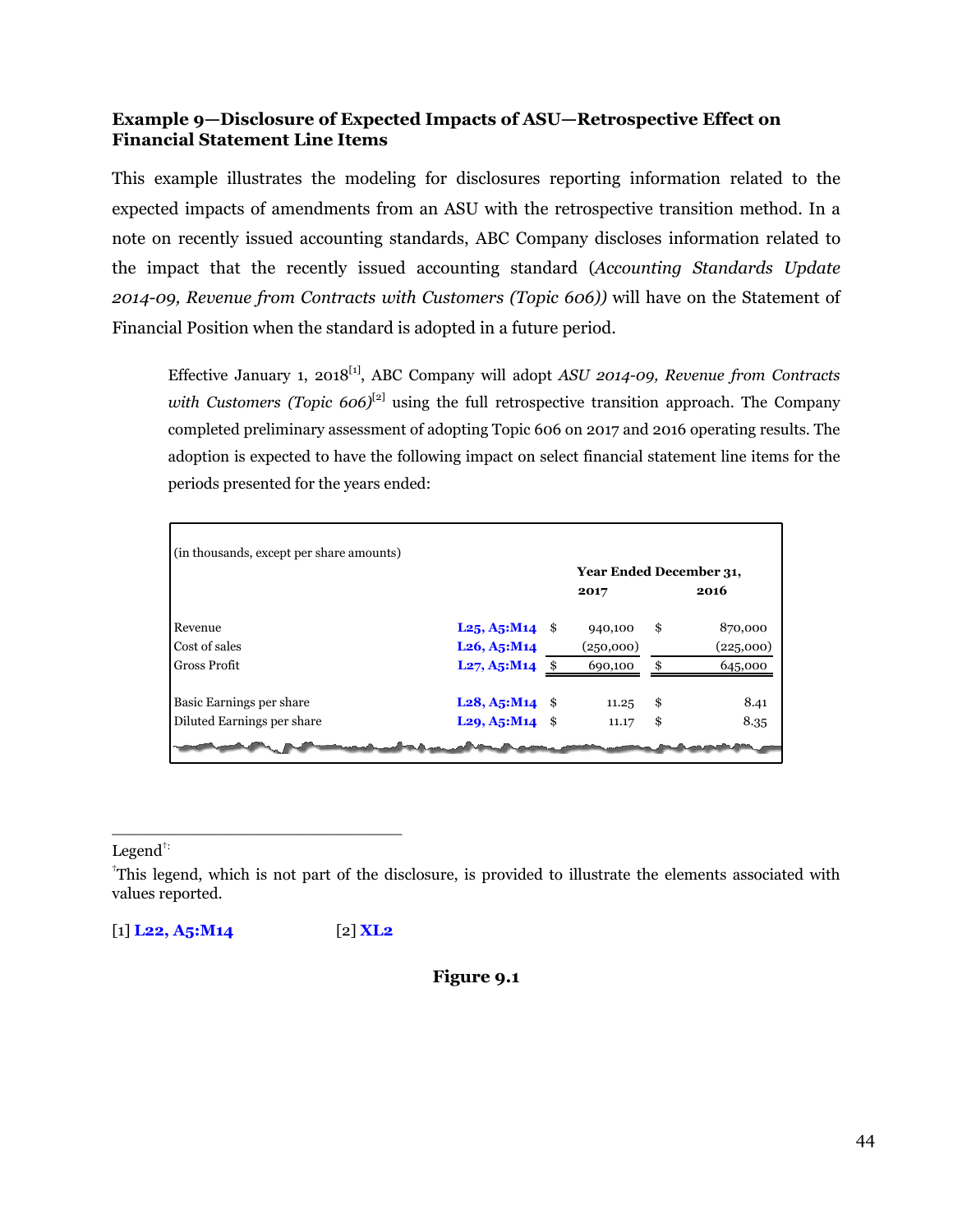### Example 9—Disclosure of Expected Impacts of ASU—Retrospective Effect on Financial Statement Line Items

This example illustrates the modeling for disclosures reporting information related to the expected impacts of amendments from an ASU with the retrospective transition method. In a note on recently issued accounting standards, ABC Company discloses information related to the impact that the recently issued accounting standard (*Accounting Standards Update 2014-09, Revenue from Contracts with Customers (Topic 606))* will have on the Statement of Financial Position when the standard is adopted in a future period.

> Effective January 1, 2018[1], ABC Company will adopt *ASU 2014-09, Revenue from Contracts with Customers (Topic 606)*[2] using the full retrospective transition approach. The Company completed preliminary assessment of adopting Topic 606 on 2017 and 2016 operating results. The adoption is expected to have the following impact on select financial statement line items for the periods presented for the years ended:

| (in thousands, except per share amounts) | | Year Ended December 31, | |
|---|---|---|---|
| | | **2017** | **2016** |
| Revenue | **L25, A5:M14** | $ 940,100 | $ 870,000 |
| Cost of sales | **L26, A5:M14** | (250,000) | (225,000) |
| Gross Profit | **L27, A5:M14** | $ 690,100 | $ 645,000 |
| | | | |
| Basic Earnings per share | **L28, A5:M14** | $ 11.25 | $ 8.41 |
| Diluted Earnings per share | **L29, A5:M14** | $ 11.17 | $ 8.35 |

---

Legend†:

†This legend, which is not part of the disclosure, is provided to illustrate the elements associated with values reported.

[1] **L22, A5:M14** [2] **XL2**

**Figure 9.1**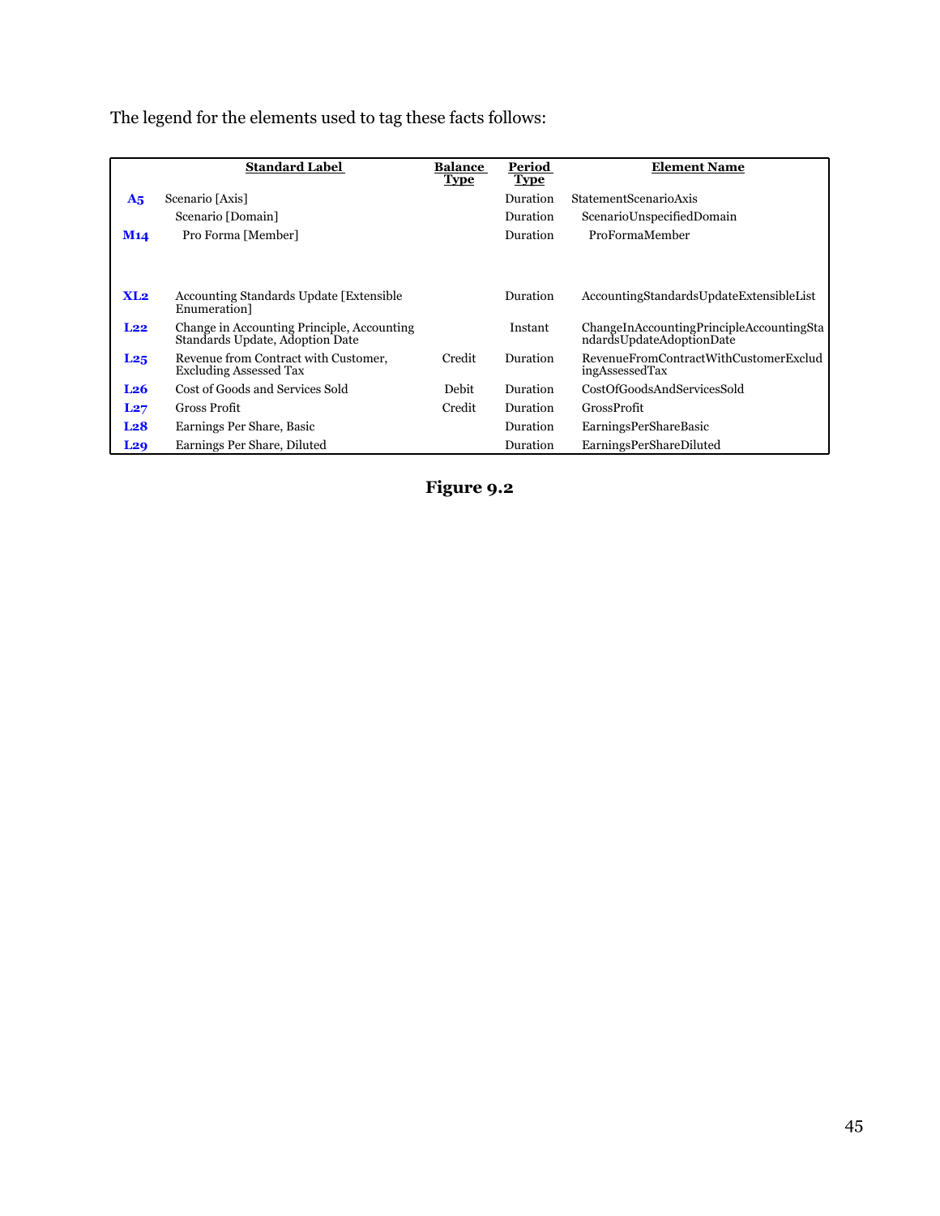The legend for the elements used to tag these facts follows:

| | Standard Label | Balance Type | Period Type | Element Name |
|---|---|---|---|---|
| A5 | Scenario [Axis] | | Duration | StatementScenarioAxis |
| | Scenario [Domain] | | Duration | ScenarioUnspecifiedDomain |
| M14 | Pro Forma [Member] | | Duration | ProFormaMember |
| XL2 | Accounting Standards Update [Extensible Enumeration] | | Duration | AccountingStandardsUpdateExtensibleList |
| L22 | Change in Accounting Principle, Accounting Standards Update, Adoption Date | | Instant | ChangeInAccountingPrincipleAccountingStandardsUpdateAdoptionDate |
| L25 | Revenue from Contract with Customer, Excluding Assessed Tax | Credit | Duration | RevenueFromContractWithCustomerExcludingAssessedTax |
| L26 | Cost of Goods and Services Sold | Debit | Duration | CostOfGoodsAndServicesSold |
| L27 | Gross Profit | Credit | Duration | GrossProfit |
| L28 | Earnings Per Share, Basic | | Duration | EarningsPerShareBasic |
| L29 | Earnings Per Share, Diluted | | Duration | EarningsPerShareDiluted |

**Figure 9.2**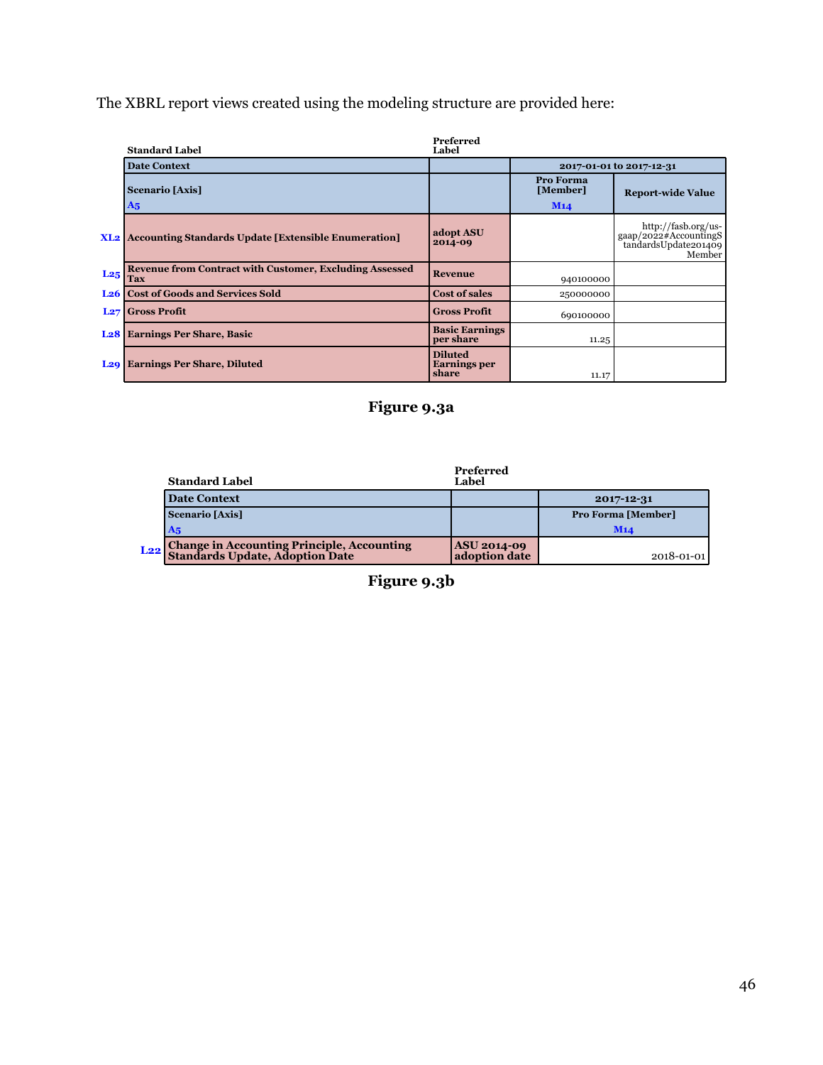The XBRL report views created using the modeling structure are provided here:

| | Standard Label | Preferred Label | | |
|---|---|---|---|---|
| | **Date Context** | | **2017-01-01 to 2017-12-31** | |
| | **Scenario [Axis]** A5 | | **Pro Forma [Member]** M14 | **Report-wide Value** |
| XL2 | **Accounting Standards Update [Extensible Enumeration]** | **adopt ASU 2014-09** | | http://fasb.org/us-gaap/2022#AccountingStandardsUpdate201409Member |
| L25 | **Revenue from Contract with Customer, Excluding Assessed Tax** | **Revenue** | 940100000 | |
| L26 | **Cost of Goods and Services Sold** | **Cost of sales** | 250000000 | |
| L27 | **Gross Profit** | **Gross Profit** | 690100000 | |
| L28 | **Earnings Per Share, Basic** | **Basic Earnings per share** | 11.25 | |
| L29 | **Earnings Per Share, Diluted** | **Diluted Earnings per share** | 11.17 | |

**Figure 9.3a**

| | Standard Label | Preferred Label | |
|---|---|---|---|
| | **Date Context** | | **2017-12-31** |
| | **Scenario [Axis]** A5 | | **Pro Forma [Member]** M14 |
| L22 | **Change in Accounting Principle, Accounting Standards Update, Adoption Date** | **ASU 2014-09 adoption date** | 2018-01-01 |

**Figure 9.3b**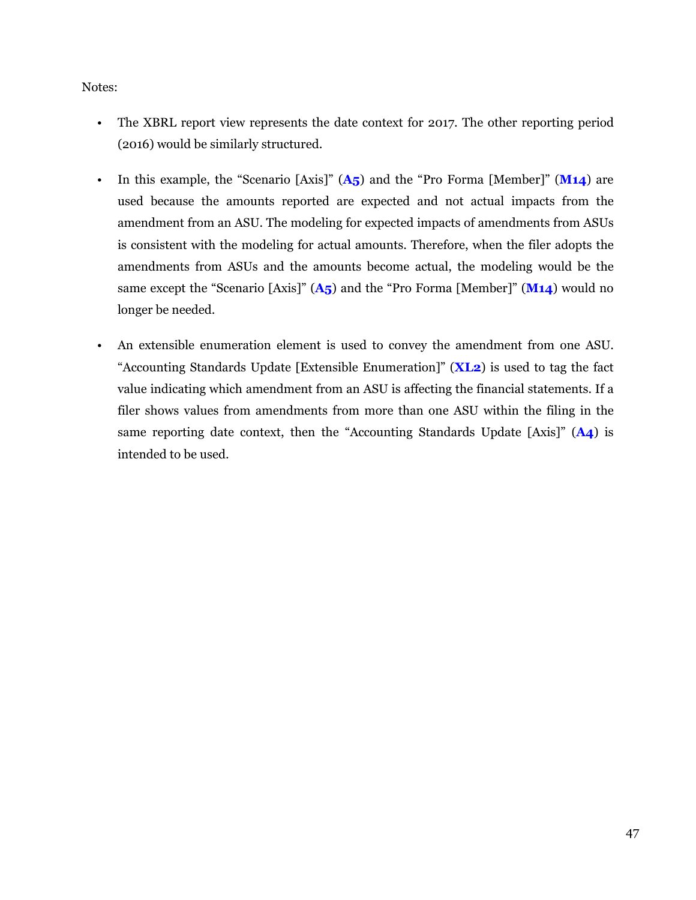Notes:

- The XBRL report view represents the date context for 2017. The other reporting period (2016) would be similarly structured.

- In this example, the "Scenario [Axis]" (**A5**) and the "Pro Forma [Member]" (**M14**) are used because the amounts reported are expected and not actual impacts from the amendment from an ASU. The modeling for expected impacts of amendments from ASUs is consistent with the modeling for actual amounts. Therefore, when the filer adopts the amendments from ASUs and the amounts become actual, the modeling would be the same except the "Scenario [Axis]" (**A5**) and the "Pro Forma [Member]" (**M14**) would no longer be needed.

- An extensible enumeration element is used to convey the amendment from one ASU. "Accounting Standards Update [Extensible Enumeration]" (**XL2**) is used to tag the fact value indicating which amendment from an ASU is affecting the financial statements. If a filer shows values from amendments from more than one ASU within the filing in the same reporting date context, then the "Accounting Standards Update [Axis]" (**A4**) is intended to be used.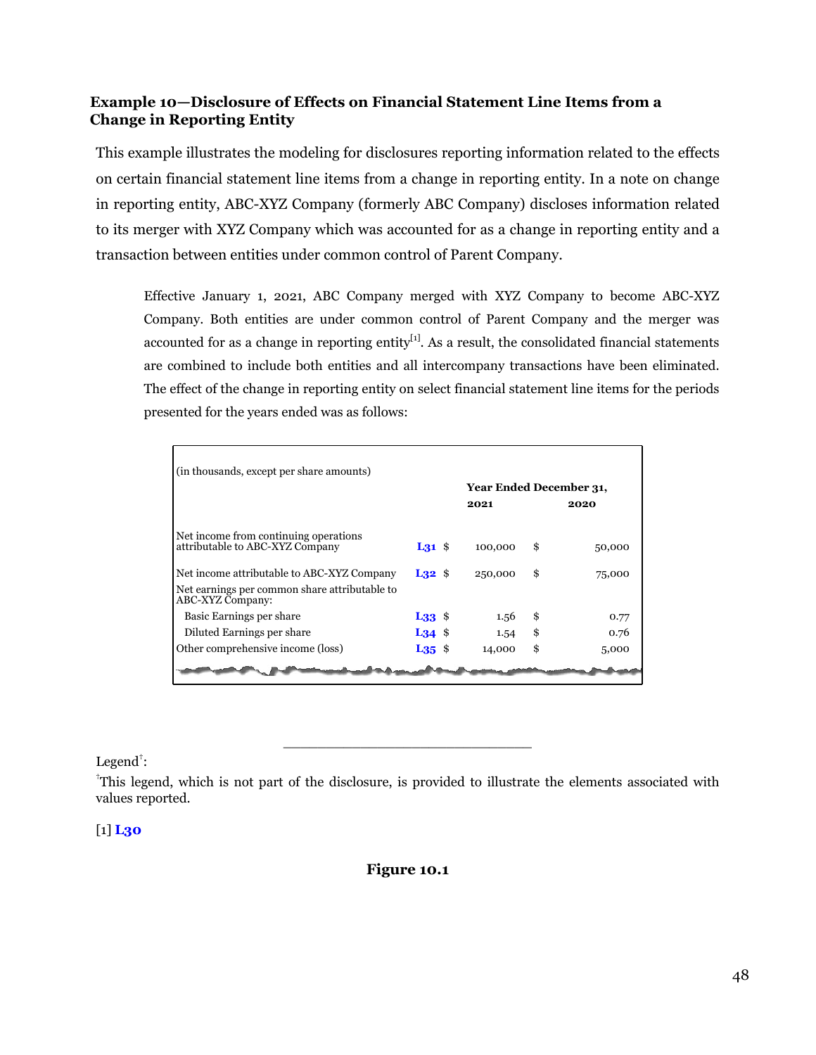### Example 10—Disclosure of Effects on Financial Statement Line Items from a Change in Reporting Entity

This example illustrates the modeling for disclosures reporting information related to the effects on certain financial statement line items from a change in reporting entity. In a note on change in reporting entity, ABC-XYZ Company (formerly ABC Company) discloses information related to its merger with XYZ Company which was accounted for as a change in reporting entity and a transaction between entities under common control of Parent Company.

> Effective January 1, 2021, ABC Company merged with XYZ Company to become ABC-XYZ Company. Both entities are under common control of Parent Company and the merger was accounted for as a change in reporting entity[1]. As a result, the consolidated financial statements are combined to include both entities and all intercompany transactions have been eliminated. The effect of the change in reporting entity on select financial statement line items for the periods presented for the years ended was as follows:

| (in thousands, except per share amounts) | | Year Ended December 31, 2021 | 2020 |
|---|---|---|---|
| Net income from continuing operations attributable to ABC-XYZ Company | **L31** | $ 100,000 | $ 50,000 |
| Net income attributable to ABC-XYZ Company | **L32** | $ 250,000 | $ 75,000 |
| Net earnings per common share attributable to ABC-XYZ Company: | | | |
| Basic Earnings per share | **L33** | $ 1.56 | $ 0.77 |
| Diluted Earnings per share | **L34** | $ 1.54 | $ 0.76 |
| Other comprehensive income (loss) | **L35** | $ 14,000 | $ 5,000 |

---

Legend†:

†This legend, which is not part of the disclosure, is provided to illustrate the elements associated with values reported.

[1] **L30**

**Figure 10.1**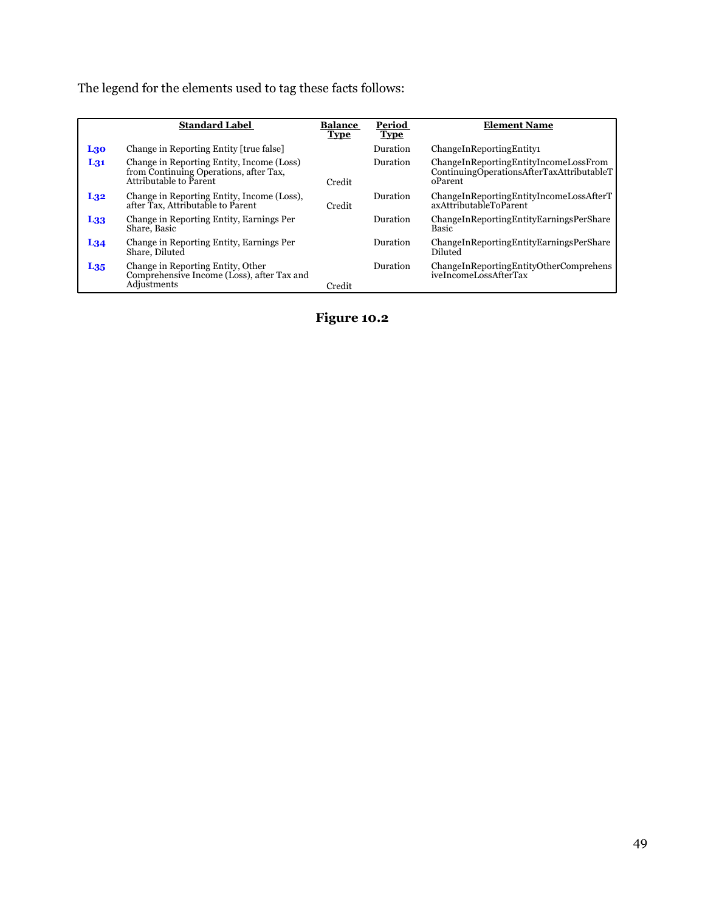The legend for the elements used to tag these facts follows:

| | Standard Label | Balance Type | Period Type | Element Name |
|---|---|---|---|---|
| **L30** | Change in Reporting Entity [true false] | | Duration | ChangeInReportingEntity1 |
| **L31** | Change in Reporting Entity, Income (Loss) from Continuing Operations, after Tax, Attributable to Parent | Credit | Duration | ChangeInReportingEntityIncomeLossFromContinuingOperationsAfterTaxAttributableToParent |
| **L32** | Change in Reporting Entity, Income (Loss), after Tax, Attributable to Parent | Credit | Duration | ChangeInReportingEntityIncomeLossAfterTaxAttributableToParent |
| **L33** | Change in Reporting Entity, Earnings Per Share, Basic | | Duration | ChangeInReportingEntityEarningsPerShareBasic |
| **L34** | Change in Reporting Entity, Earnings Per Share, Diluted | | Duration | ChangeInReportingEntityEarningsPerShareDiluted |
| **L35** | Change in Reporting Entity, Other Comprehensive Income (Loss), after Tax and Adjustments | Credit | Duration | ChangeInReportingEntityOtherComprehensiveIncomeLossAfterTax |

**Figure 10.2**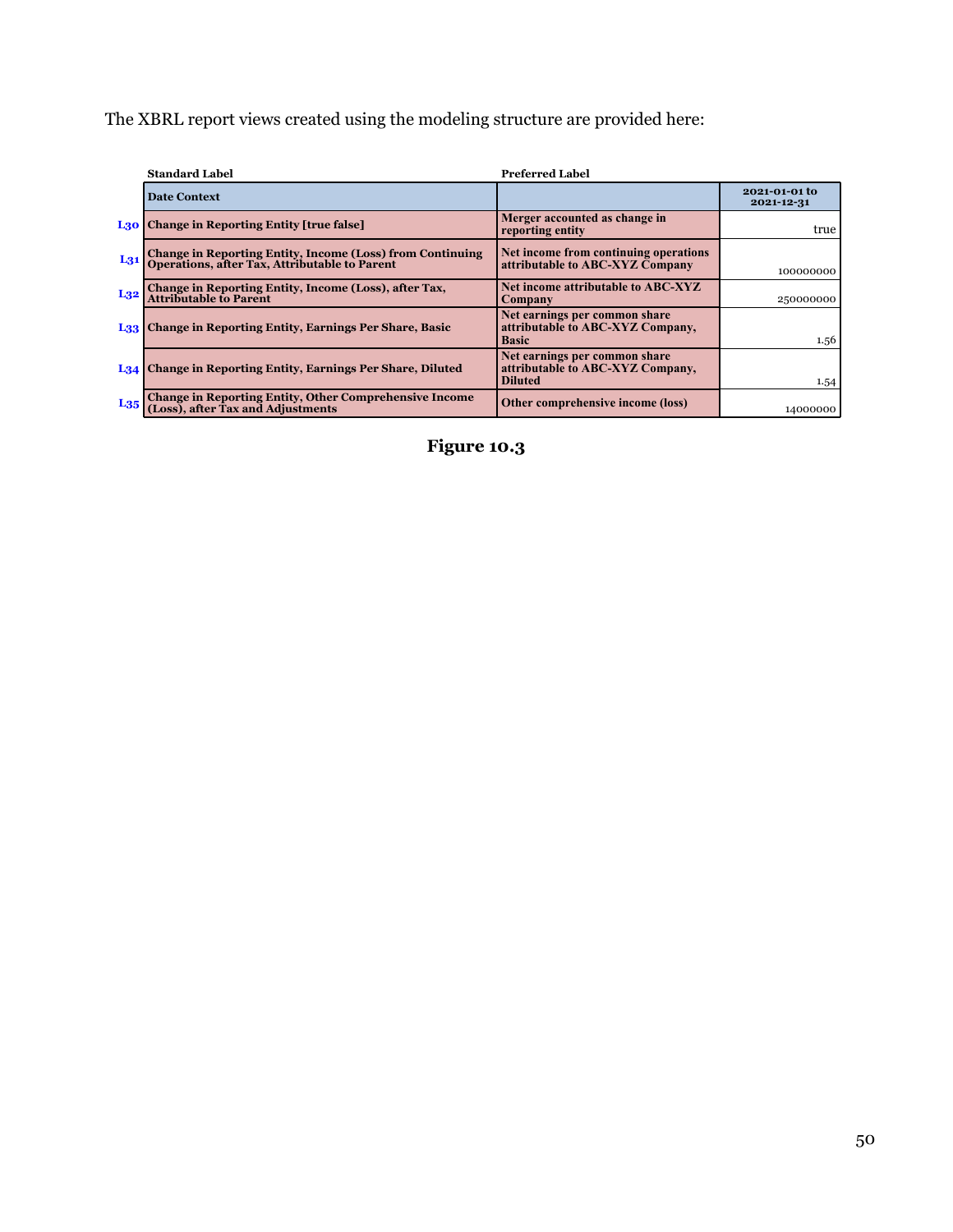The XBRL report views created using the modeling structure are provided here:

| | Standard Label | Preferred Label | |
|---|---|---|---|
| | **Date Context** | | **2021-01-01 to 2021-12-31** |
| L30 | **Change in Reporting Entity [true false]** | **Merger accounted as change in reporting entity** | true |
| L31 | **Change in Reporting Entity, Income (Loss) from Continuing Operations, after Tax, Attributable to Parent** | **Net income from continuing operations attributable to ABC-XYZ Company** | 100000000 |
| L32 | **Change in Reporting Entity, Income (Loss), after Tax, Attributable to Parent** | **Net income attributable to ABC-XYZ Company** | 250000000 |
| L33 | **Change in Reporting Entity, Earnings Per Share, Basic** | **Net earnings per common share attributable to ABC-XYZ Company, Basic** | 1.56 |
| L34 | **Change in Reporting Entity, Earnings Per Share, Diluted** | **Net earnings per common share attributable to ABC-XYZ Company, Diluted** | 1.54 |
| L35 | **Change in Reporting Entity, Other Comprehensive Income (Loss), after Tax and Adjustments** | **Other comprehensive income (loss)** | 14000000 |

**Figure 10.3**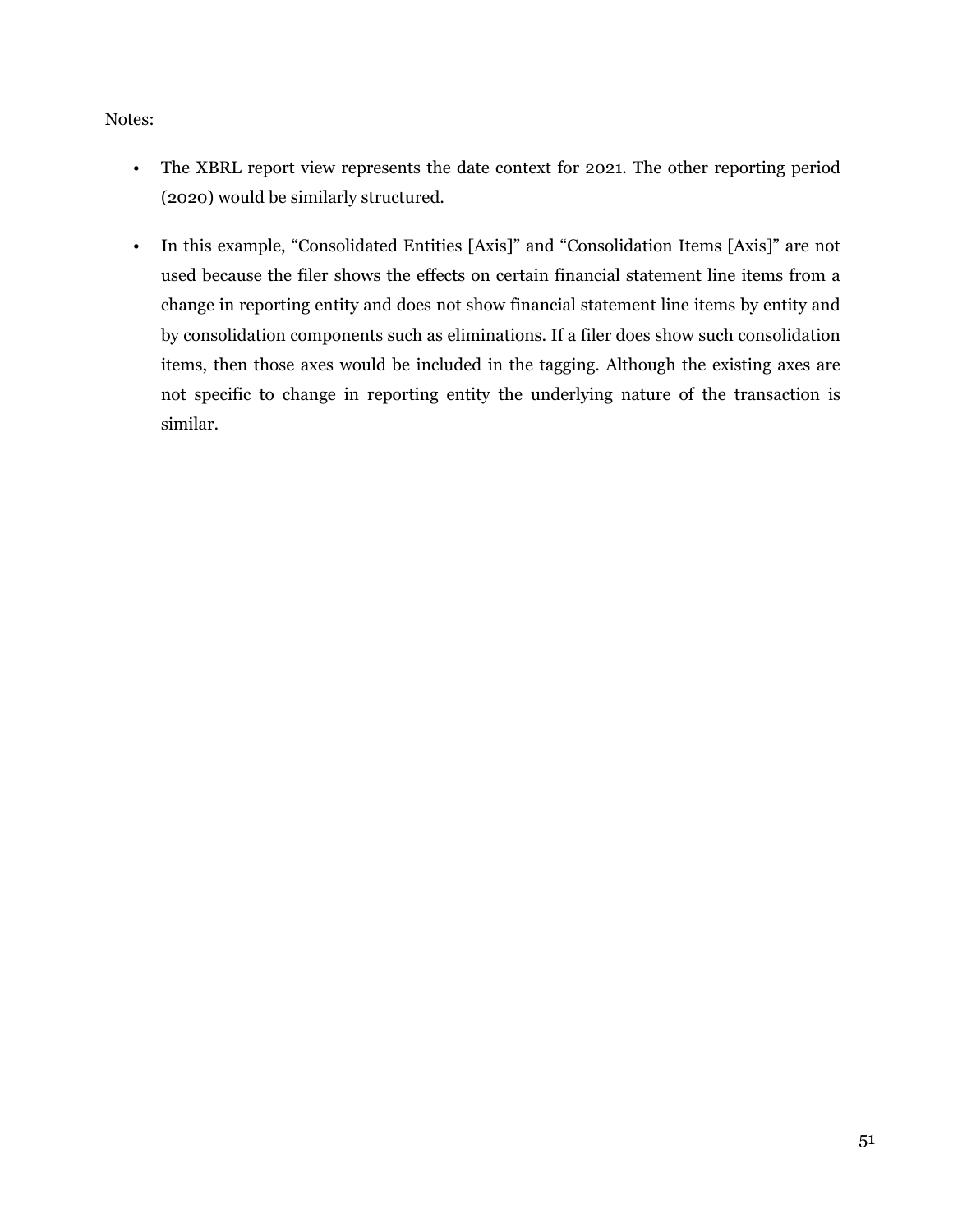Notes:

- The XBRL report view represents the date context for 2021. The other reporting period (2020) would be similarly structured.
- In this example, “Consolidated Entities [Axis]” and “Consolidation Items [Axis]” are not used because the filer shows the effects on certain financial statement line items from a change in reporting entity and does not show financial statement line items by entity and by consolidation components such as eliminations. If a filer does show such consolidation items, then those axes would be included in the tagging. Although the existing axes are not specific to change in reporting entity the underlying nature of the transaction is similar.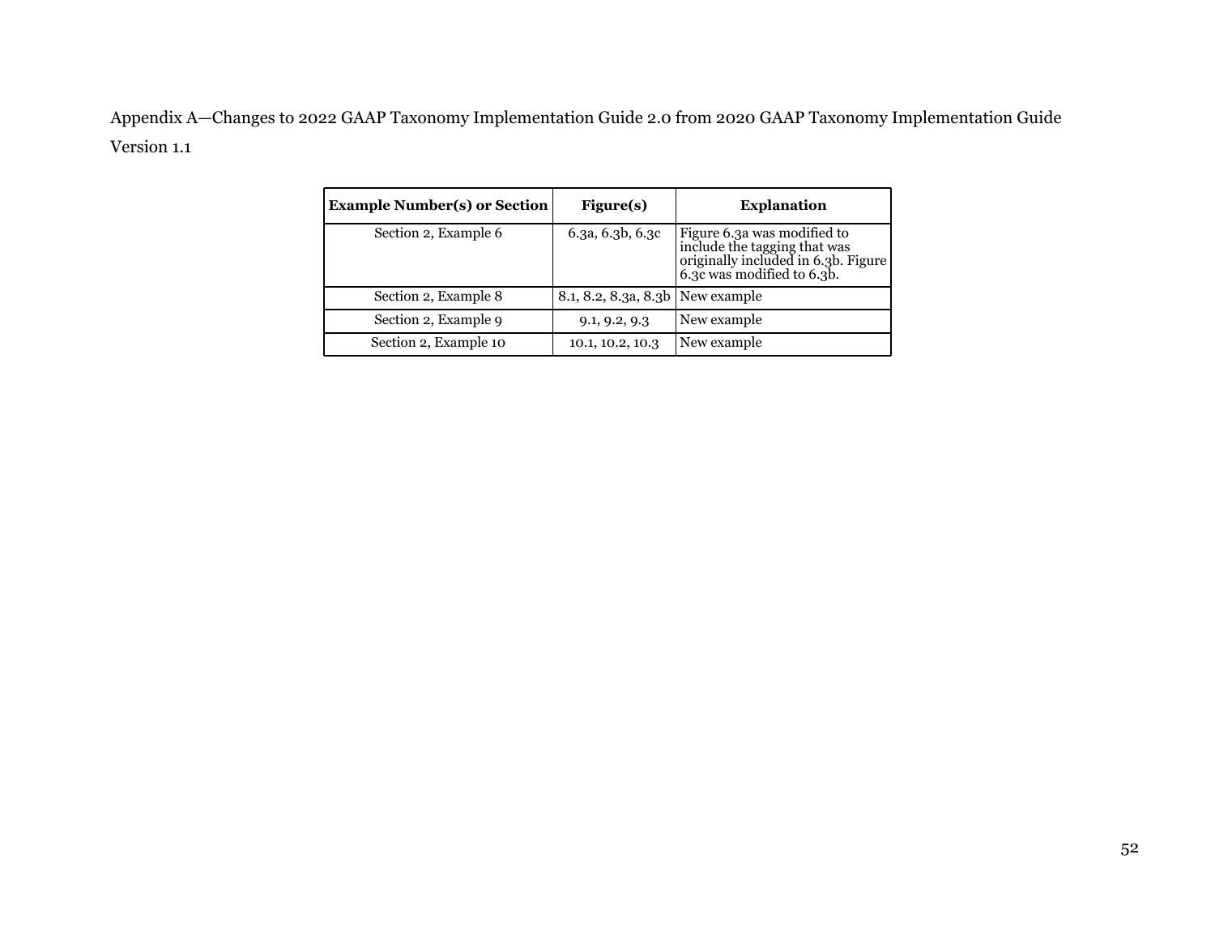Appendix A—Changes to 2022 GAAP Taxonomy Implementation Guide 2.0 from 2020 GAAP Taxonomy Implementation Guide Version 1.1

| Example Number(s) or Section | Figure(s) | Explanation |
|---|---|---|
| Section 2, Example 6 | 6.3a, 6.3b, 6.3c | Figure 6.3a was modified to include the tagging that was originally included in 6.3b. Figure 6.3c was modified to 6.3b. |
| Section 2, Example 8 | 8.1, 8.2, 8.3a, 8.3b | New example |
| Section 2, Example 9 | 9.1, 9.2, 9.3 | New example |
| Section 2, Example 10 | 10.1, 10.2, 10.3 | New example |